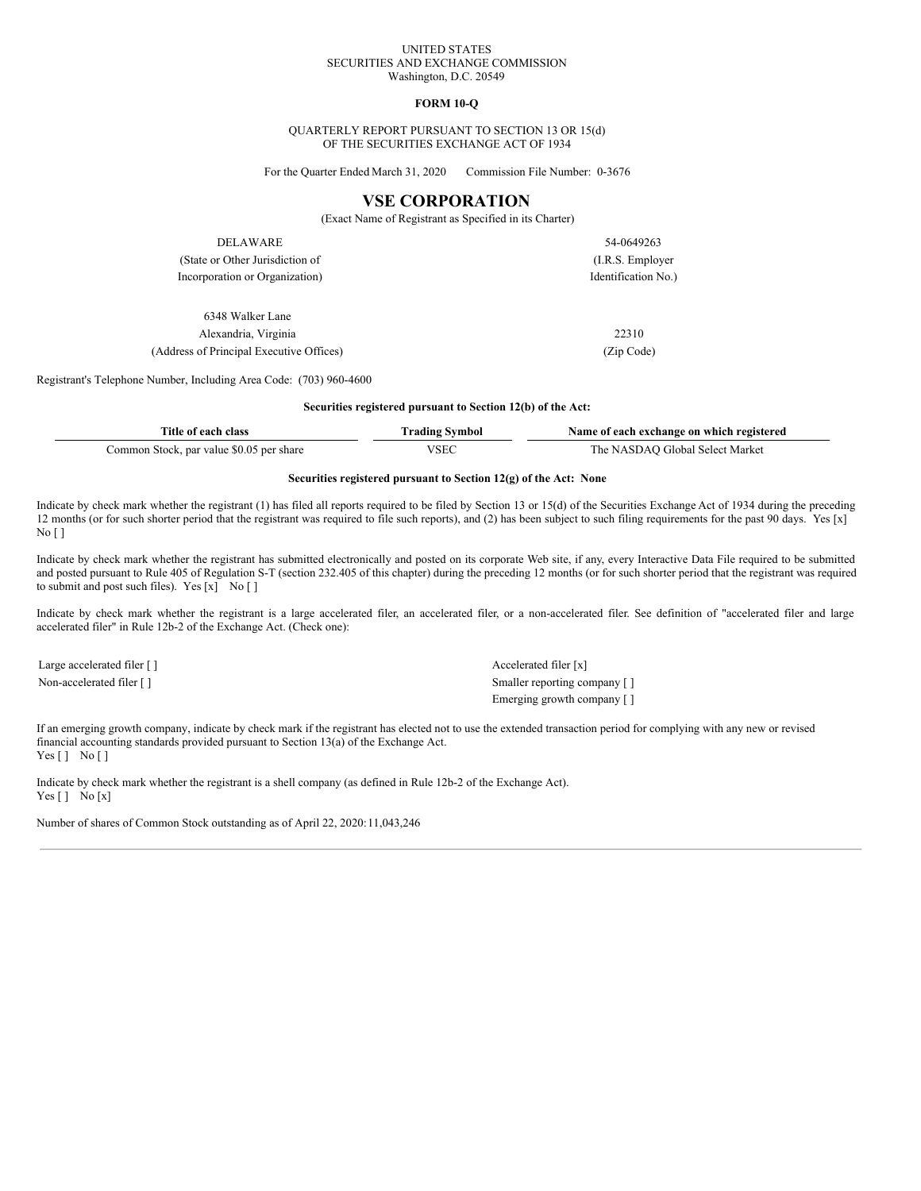UNITED STATES
SECURITIES AND EXCHANGE COMMISSION
Washington, D.C. 20549

**FORM 10-Q**

QUARTERLY REPORT PURSUANT TO SECTION 13 OR 15(d)
OF THE SECURITIES EXCHANGE ACT OF 1934

For the Quarter Ended March 31, 2020 Commission File Number: 0-3676

# VSE CORPORATION

(Exact Name of Registrant as Specified in its Charter)

| DELAWARE | 54-0649263 |
|---|---|
| (State or Other Jurisdiction of Incorporation or Organization) | (I.R.S. Employer Identification No.) |

| 6348 Walker Lane Alexandria, Virginia | 22310 |
|---|---|
| (Address of Principal Executive Offices) | (Zip Code) |

Registrant's Telephone Number, Including Area Code: (703) 960-4600

**Securities registered pursuant to Section 12(b) of the Act:**

| Title of each class | Trading Symbol | Name of each exchange on which registered |
|---|---|---|
| Common Stock, par value $0.05 per share | VSEC | The NASDAQ Global Select Market |

**Securities registered pursuant to Section 12(g) of the Act: None**

Indicate by check mark whether the registrant (1) has filed all reports required to be filed by Section 13 or 15(d) of the Securities Exchange Act of 1934 during the preceding 12 months (or for such shorter period that the registrant was required to file such reports), and (2) has been subject to such filing requirements for the past 90 days. Yes [x] No [ ]

Indicate by check mark whether the registrant has submitted electronically and posted on its corporate Web site, if any, every Interactive Data File required to be submitted and posted pursuant to Rule 405 of Regulation S-T (section 232.405 of this chapter) during the preceding 12 months (or for such shorter period that the registrant was required to submit and post such files). Yes [x] No [ ]

Indicate by check mark whether the registrant is a large accelerated filer, an accelerated filer, or a non-accelerated filer. See definition of "accelerated filer and large accelerated filer" in Rule 12b-2 of the Exchange Act. (Check one):

| | |
|---|---|
| Large accelerated filer [ ] | Accelerated filer [x] |
| Non-accelerated filer [ ] | Smaller reporting company [ ] |
| | Emerging growth company [ ] |

If an emerging growth company, indicate by check mark if the registrant has elected not to use the extended transaction period for complying with any new or revised financial accounting standards provided pursuant to Section 13(a) of the Exchange Act.
Yes [ ] No [ ]

Indicate by check mark whether the registrant is a shell company (as defined in Rule 12b-2 of the Exchange Act).
Yes [ ] No [x]

Number of shares of Common Stock outstanding as of April 22, 2020: 11,043,246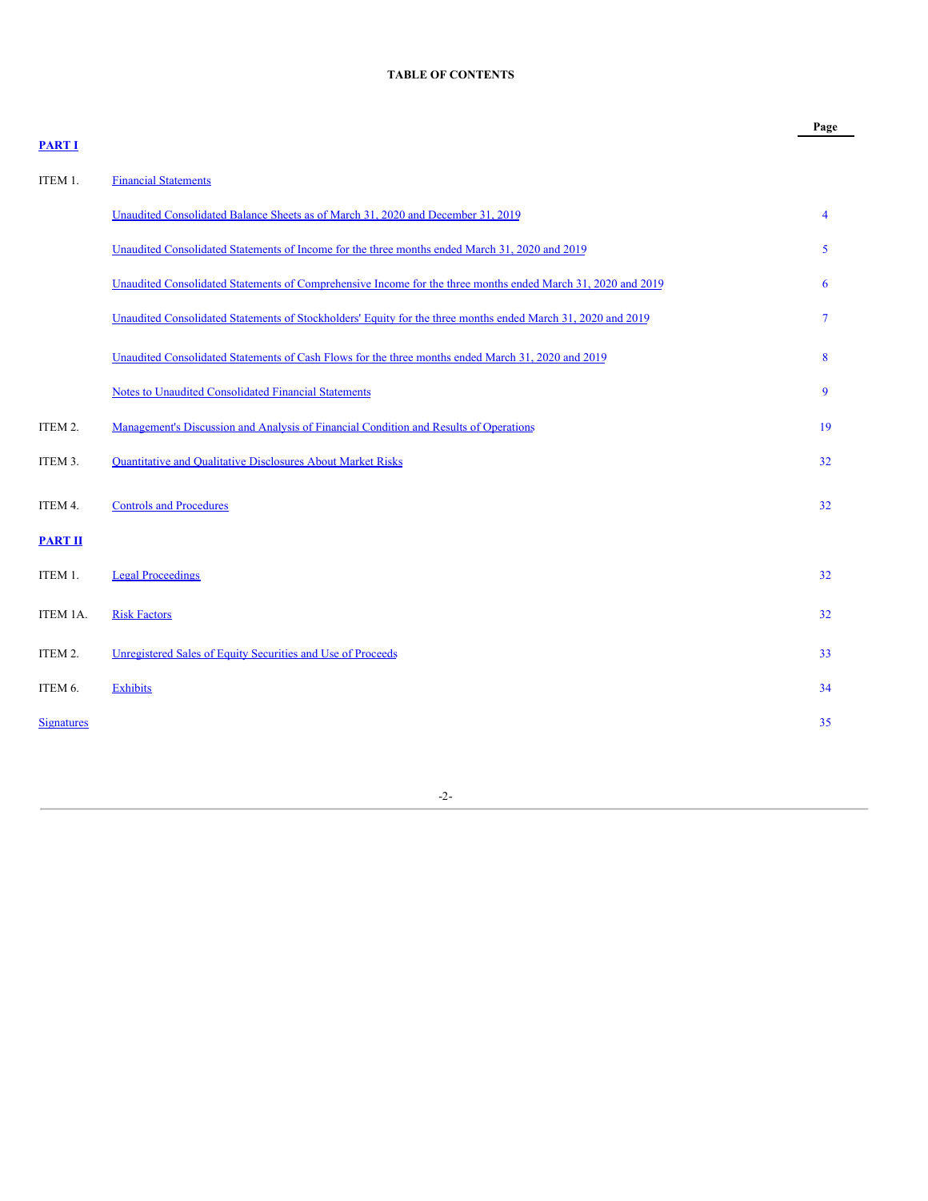# TABLE OF CONTENTS

| | | Page |
|---|---|---|
| **PART I** | | |
| ITEM 1. | Financial Statements | |
| | Unaudited Consolidated Balance Sheets as of March 31, 2020 and December 31, 2019 | 4 |
| | Unaudited Consolidated Statements of Income for the three months ended March 31, 2020 and 2019 | 5 |
| | Unaudited Consolidated Statements of Comprehensive Income for the three months ended March 31, 2020 and 2019 | 6 |
| | Unaudited Consolidated Statements of Stockholders' Equity for the three months ended March 31, 2020 and 2019 | 7 |
| | Unaudited Consolidated Statements of Cash Flows for the three months ended March 31, 2020 and 2019 | 8 |
| | Notes to Unaudited Consolidated Financial Statements | 9 |
| ITEM 2. | Management's Discussion and Analysis of Financial Condition and Results of Operations | 19 |
| ITEM 3. | Quantitative and Qualitative Disclosures About Market Risks | 32 |
| ITEM 4. | Controls and Procedures | 32 |
| **PART II** | | |
| ITEM 1. | Legal Proceedings | 32 |
| ITEM 1A. | Risk Factors | 32 |
| ITEM 2. | Unregistered Sales of Equity Securities and Use of Proceeds | 33 |
| ITEM 6. | Exhibits | 34 |
| Signatures | | 35 |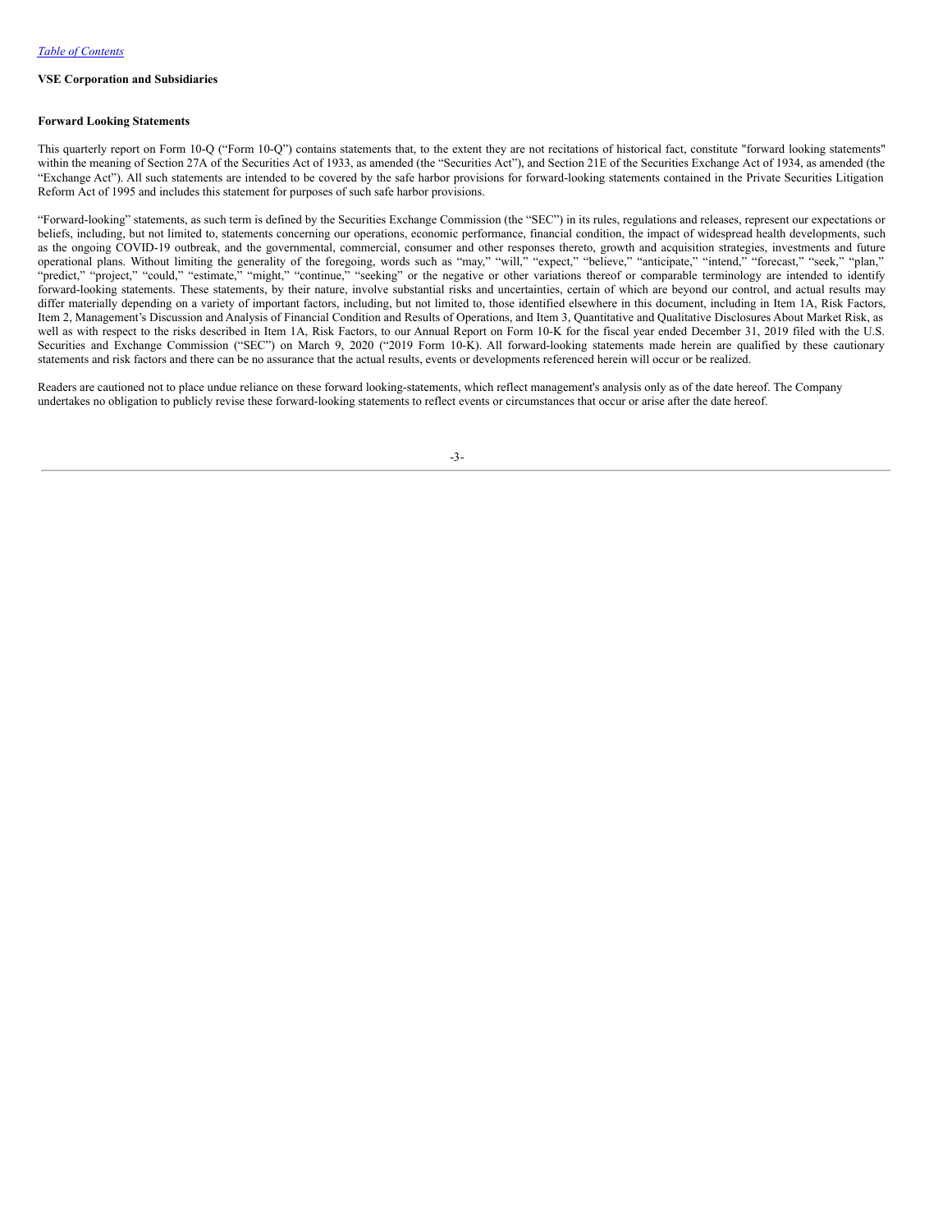*Table of Contents*

**VSE Corporation and Subsidiaries**

**Forward Looking Statements**

This quarterly report on Form 10-Q ("Form 10-Q") contains statements that, to the extent they are not recitations of historical fact, constitute "forward looking statements" within the meaning of Section 27A of the Securities Act of 1933, as amended (the "Securities Act"), and Section 21E of the Securities Exchange Act of 1934, as amended (the "Exchange Act"). All such statements are intended to be covered by the safe harbor provisions for forward-looking statements contained in the Private Securities Litigation Reform Act of 1995 and includes this statement for purposes of such safe harbor provisions.

"Forward-looking" statements, as such term is defined by the Securities Exchange Commission (the "SEC") in its rules, regulations and releases, represent our expectations or beliefs, including, but not limited to, statements concerning our operations, economic performance, financial condition, the impact of widespread health developments, such as the ongoing COVID-19 outbreak, and the governmental, commercial, consumer and other responses thereto, growth and acquisition strategies, investments and future operational plans. Without limiting the generality of the foregoing, words such as "may," "will," "expect," "believe," "anticipate," "intend," "forecast," "seek," "plan," "predict," "project," "could," "estimate," "might," "continue," "seeking" or the negative or other variations thereof or comparable terminology are intended to identify forward-looking statements. These statements, by their nature, involve substantial risks and uncertainties, certain of which are beyond our control, and actual results may differ materially depending on a variety of important factors, including, but not limited to, those identified elsewhere in this document, including in Item 1A, Risk Factors, Item 2, Management's Discussion and Analysis of Financial Condition and Results of Operations, and Item 3, Quantitative and Qualitative Disclosures About Market Risk, as well as with respect to the risks described in Item 1A, Risk Factors, to our Annual Report on Form 10-K for the fiscal year ended December 31, 2019 filed with the U.S. Securities and Exchange Commission ("SEC") on March 9, 2020 ("2019 Form 10-K). All forward-looking statements made herein are qualified by these cautionary statements and risk factors and there can be no assurance that the actual results, events or developments referenced herein will occur or be realized.

Readers are cautioned not to place undue reliance on these forward looking-statements, which reflect management's analysis only as of the date hereof. The Company undertakes no obligation to publicly revise these forward-looking statements to reflect events or circumstances that occur or arise after the date hereof.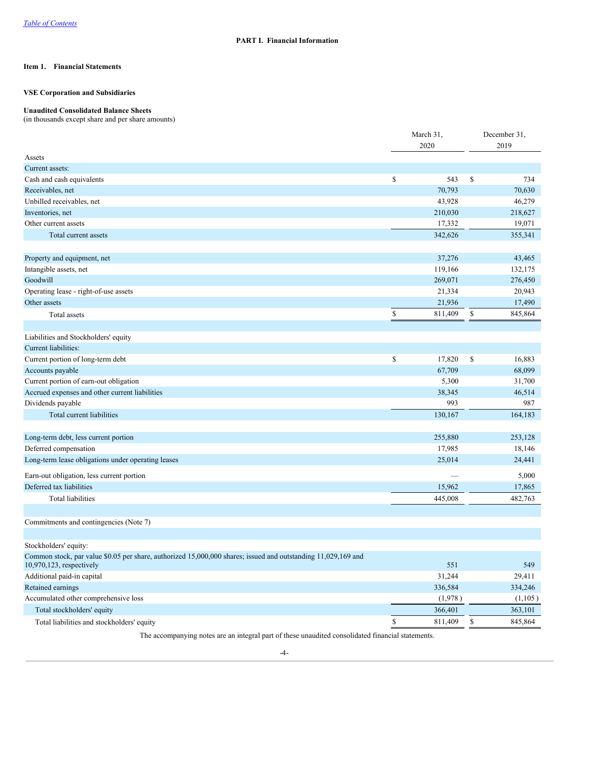[Table of Contents](#)

# PART I. Financial Information

## Item 1. Financial Statements

### VSE Corporation and Subsidiaries

**Unaudited Consolidated Balance Sheets**
(in thousands except share and per share amounts)

| | March 31, 2020 | December 31, 2019 |
|---|---|---|
| Assets | | |
| Current assets: | | |
| Cash and cash equivalents | $ 543 | $ 734 |
| Receivables, net | 70,793 | 70,630 |
| Unbilled receivables, net | 43,928 | 46,279 |
| Inventories, net | 210,030 | 218,627 |
| Other current assets | 17,332 | 19,071 |
| Total current assets | 342,626 | 355,341 |
| | | |
| Property and equipment, net | 37,276 | 43,465 |
| Intangible assets, net | 119,166 | 132,175 |
| Goodwill | 269,071 | 276,450 |
| Operating lease - right-of-use assets | 21,334 | 20,943 |
| Other assets | 21,936 | 17,490 |
| Total assets | $ 811,409 | $ 845,864 |
| | | |
| Liabilities and Stockholders' equity | | |
| Current liabilities: | | |
| Current portion of long-term debt | $ 17,820 | $ 16,883 |
| Accounts payable | 67,709 | 68,099 |
| Current portion of earn-out obligation | 5,300 | 31,700 |
| Accrued expenses and other current liabilities | 38,345 | 46,514 |
| Dividends payable | 993 | 987 |
| Total current liabilities | 130,167 | 164,183 |
| | | |
| Long-term debt, less current portion | 255,880 | 253,128 |
| Deferred compensation | 17,985 | 18,146 |
| Long-term lease obligations under operating leases | 25,014 | 24,441 |
| Earn-out obligation, less current portion | — | 5,000 |
| Deferred tax liabilities | 15,962 | 17,865 |
| Total liabilities | 445,008 | 482,763 |
| | | |
| Commitments and contingencies (Note 7) | | |
| | | |
| Stockholders' equity: | | |
| Common stock, par value $0.05 per share, authorized 15,000,000 shares; issued and outstanding 11,029,169 and 10,970,123, respectively | 551 | 549 |
| Additional paid-in capital | 31,244 | 29,411 |
| Retained earnings | 336,584 | 334,246 |
| Accumulated other comprehensive loss | (1,978 ) | (1,105 ) |
| Total stockholders' equity | 366,401 | 363,101 |
| Total liabilities and stockholders' equity | $ 811,409 | $ 845,864 |

The accompanying notes are an integral part of these unaudited consolidated financial statements.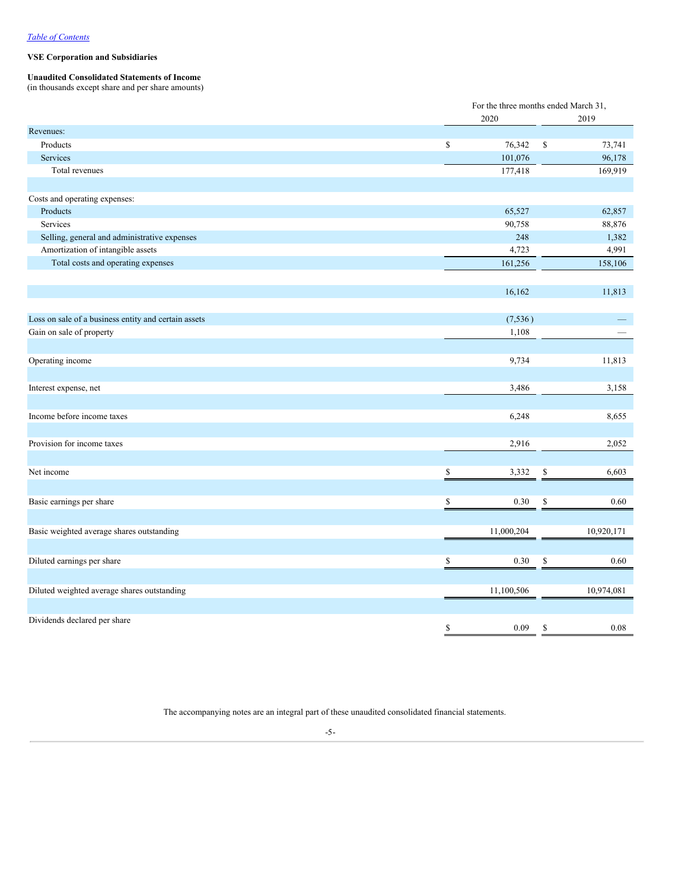[Table of Contents](#)

**VSE Corporation and Subsidiaries**

**Unaudited Consolidated Statements of Income**
(in thousands except share and per share amounts)

| | For the three months ended March 31, | |
|---|---|---|
| | 2020 | 2019 |
| Revenues: | | |
| Products | $ 76,342 | $ 73,741 |
| Services | 101,076 | 96,178 |
| Total revenues | 177,418 | 169,919 |
| | | |
| Costs and operating expenses: | | |
| Products | 65,527 | 62,857 |
| Services | 90,758 | 88,876 |
| Selling, general and administrative expenses | 248 | 1,382 |
| Amortization of intangible assets | 4,723 | 4,991 |
| Total costs and operating expenses | 161,256 | 158,106 |
| | | |
| | 16,162 | 11,813 |
| | | |
| Loss on sale of a business entity and certain assets | (7,536 ) | — |
| Gain on sale of property | 1,108 | — |
| | | |
| Operating income | 9,734 | 11,813 |
| | | |
| Interest expense, net | 3,486 | 3,158 |
| | | |
| Income before income taxes | 6,248 | 8,655 |
| | | |
| Provision for income taxes | 2,916 | 2,052 |
| | | |
| Net income | $ 3,332 | $ 6,603 |
| | | |
| Basic earnings per share | $ 0.30 | $ 0.60 |
| | | |
| Basic weighted average shares outstanding | 11,000,204 | 10,920,171 |
| | | |
| Diluted earnings per share | $ 0.30 | $ 0.60 |
| | | |
| Diluted weighted average shares outstanding | 11,100,506 | 10,974,081 |
| | | |
| Dividends declared per share | $ 0.09 | $ 0.08 |

The accompanying notes are an integral part of these unaudited consolidated financial statements.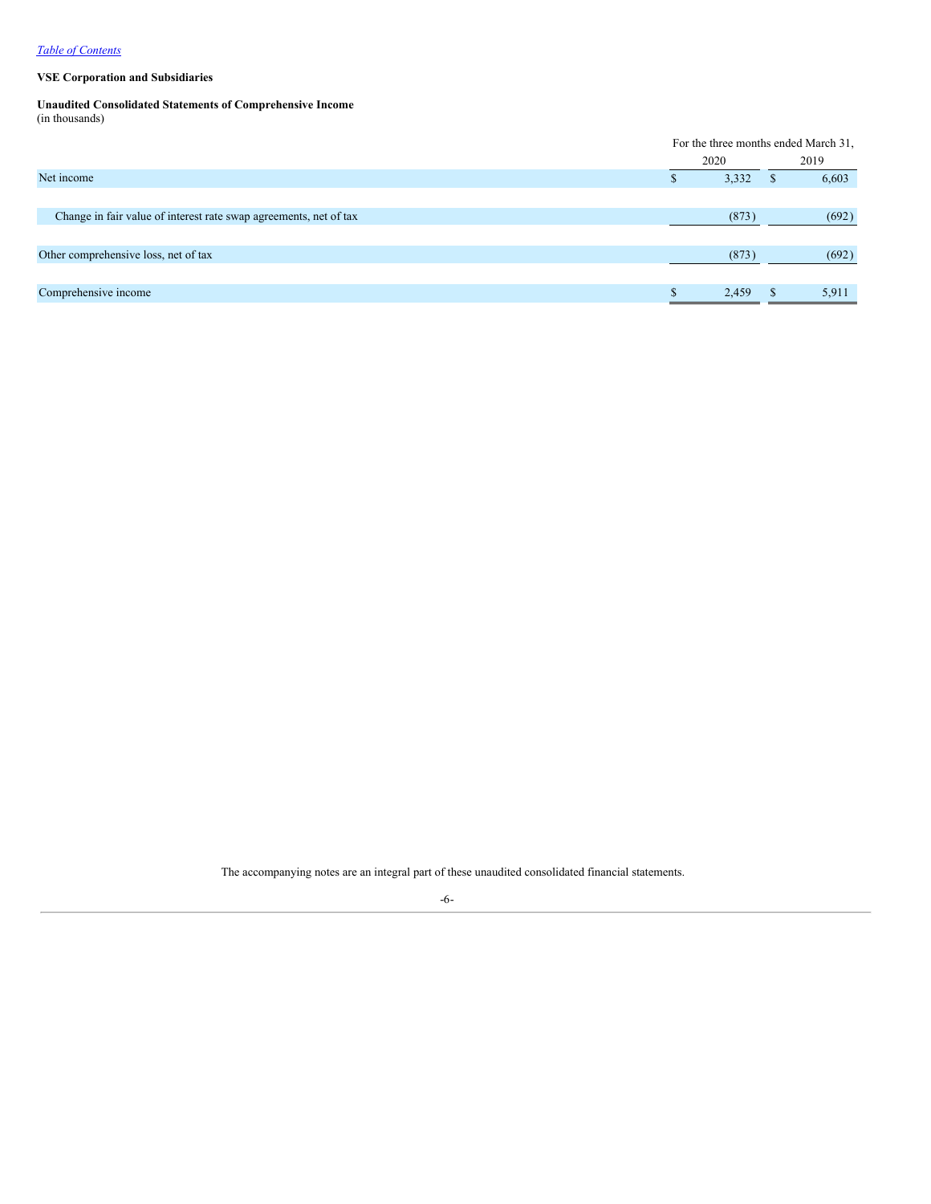Table of Contents

**VSE Corporation and Subsidiaries**

**Unaudited Consolidated Statements of Comprehensive Income**
(in thousands)

| | For the three months ended March 31, | |
|---|---|---|
| | 2020 | 2019 |
| Net income | $ 3,332 | $ 6,603 |
| | | |
| Change in fair value of interest rate swap agreements, net of tax | (873) | (692) |
| | | |
| Other comprehensive loss, net of tax | (873) | (692) |
| | | |
| Comprehensive income | $ 2,459 | $ 5,911 |

The accompanying notes are an integral part of these unaudited consolidated financial statements.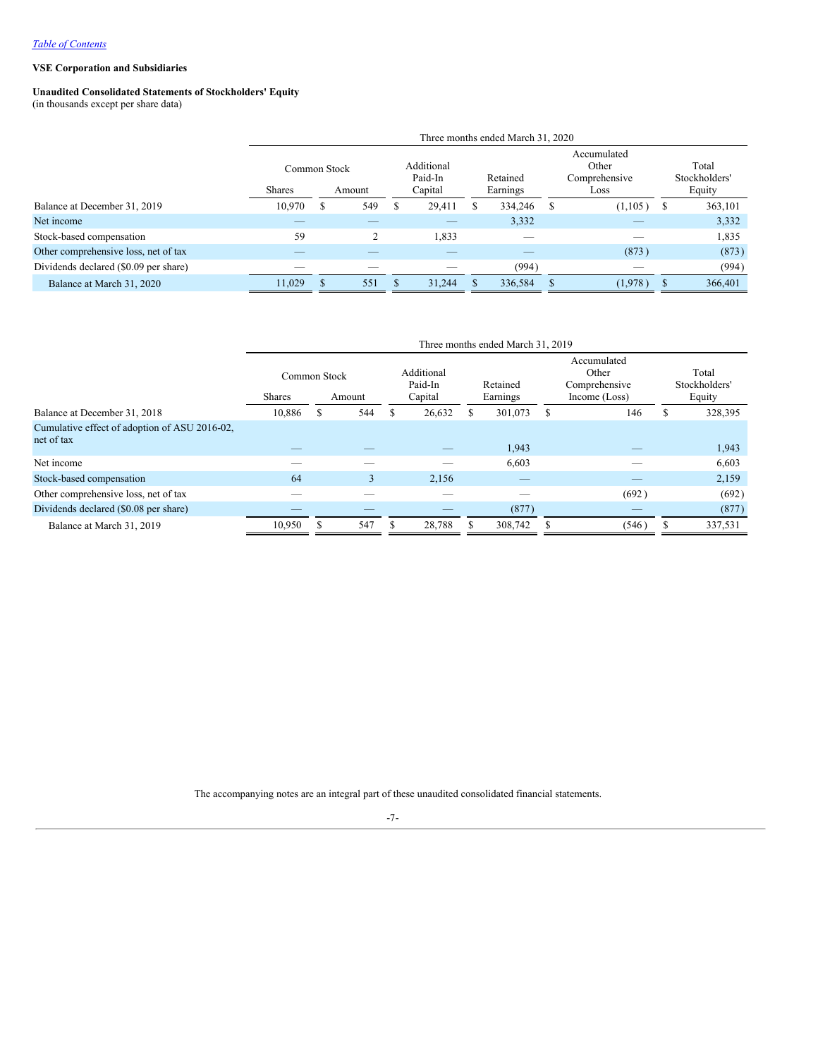[Table of Contents](#)

**VSE Corporation and Subsidiaries**

**Unaudited Consolidated Statements of Stockholders' Equity**
(in thousands except per share data)

| | Three months ended March 31, 2020 | | | | | |
|---|---|---|---|---|---|---|
| | Common Stock | | Additional Paid-In Capital | Retained Earnings | Accumulated Other Comprehensive Loss | Total Stockholders' Equity |
| | Shares | Amount | | | | |
| Balance at December 31, 2019 | 10,970 | $ 549 | $ 29,411 | $ 334,246 | $ (1,105) | $ 363,101 |
| Net income | — | — | — | 3,332 | — | 3,332 |
| Stock-based compensation | 59 | 2 | 1,833 | — | — | 1,835 |
| Other comprehensive loss, net of tax | — | — | — | — | (873) | (873) |
| Dividends declared ($0.09 per share) | — | — | — | (994) | — | (994) |
| Balance at March 31, 2020 | 11,029 | $ 551 | $ 31,244 | $ 336,584 | $ (1,978) | $ 366,401 |

| | Three months ended March 31, 2019 | | | | | |
|---|---|---|---|---|---|---|
| | Common Stock | | Additional Paid-In Capital | Retained Earnings | Accumulated Other Comprehensive Income (Loss) | Total Stockholders' Equity |
| | Shares | Amount | | | | |
| Balance at December 31, 2018 | 10,886 | $ 544 | $ 26,632 | $ 301,073 | $ 146 | $ 328,395 |
| Cumulative effect of adoption of ASU 2016-02, net of tax | — | — | — | 1,943 | — | 1,943 |
| Net income | — | — | — | 6,603 | — | 6,603 |
| Stock-based compensation | 64 | 3 | 2,156 | — | — | 2,159 |
| Other comprehensive loss, net of tax | — | — | — | — | (692) | (692) |
| Dividends declared ($0.08 per share) | — | — | — | (877) | — | (877) |
| Balance at March 31, 2019 | 10,950 | $ 547 | $ 28,788 | $ 308,742 | $ (546) | $ 337,531 |

The accompanying notes are an integral part of these unaudited consolidated financial statements.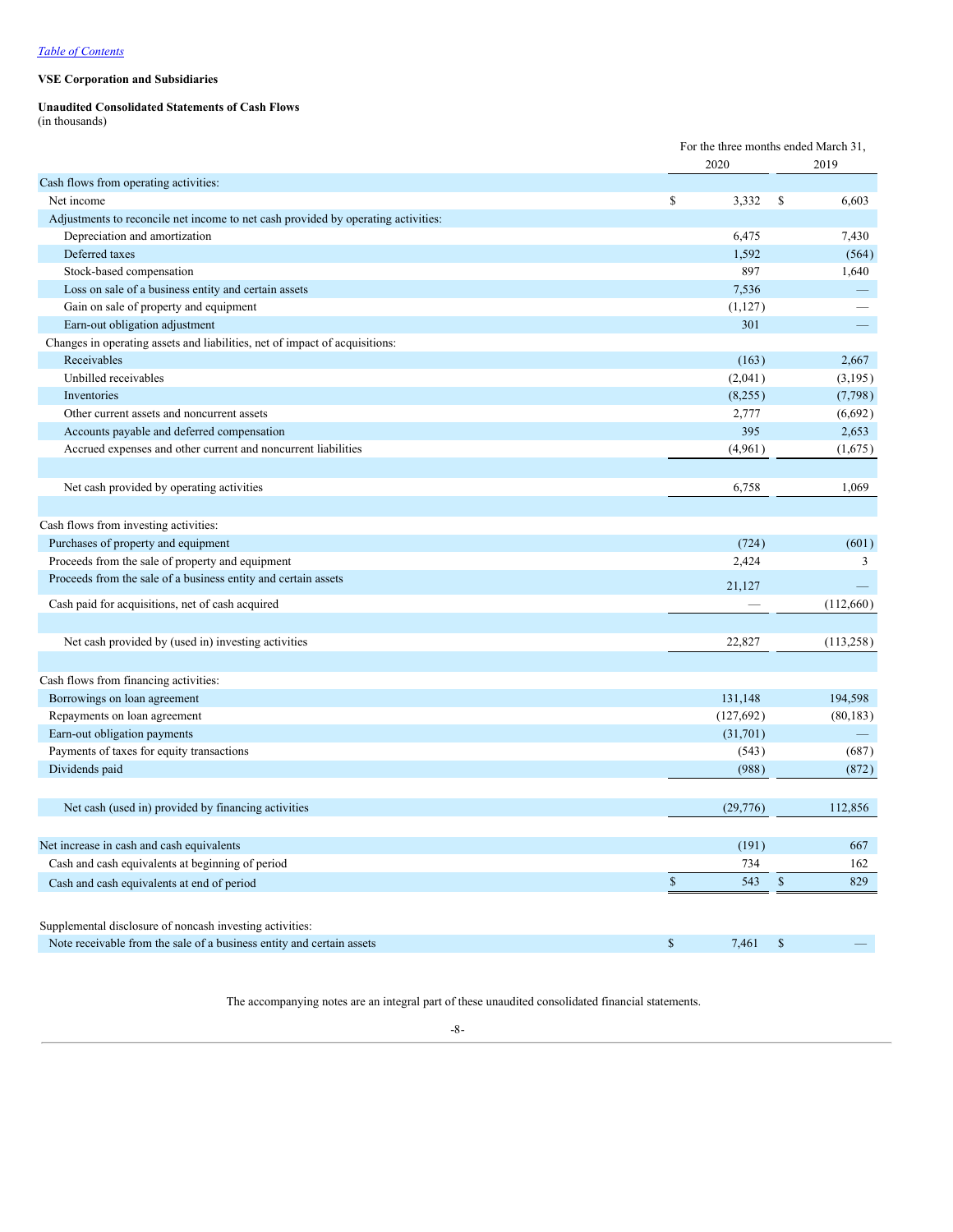[Table of Contents](#)

**VSE Corporation and Subsidiaries**

**Unaudited Consolidated Statements of Cash Flows**
(in thousands)

| | For the three months ended March 31, | |
|---|---|---|
| | 2020 | 2019 |
| Cash flows from operating activities: | | |
| Net income | $ 3,332 | $ 6,603 |
| Adjustments to reconcile net income to net cash provided by operating activities: | | |
| Depreciation and amortization | 6,475 | 7,430 |
| Deferred taxes | 1,592 | (564) |
| Stock-based compensation | 897 | 1,640 |
| Loss on sale of a business entity and certain assets | 7,536 | — |
| Gain on sale of property and equipment | (1,127) | — |
| Earn-out obligation adjustment | 301 | — |
| Changes in operating assets and liabilities, net of impact of acquisitions: | | |
| Receivables | (163) | 2,667 |
| Unbilled receivables | (2,041) | (3,195) |
| Inventories | (8,255) | (7,798) |
| Other current assets and noncurrent assets | 2,777 | (6,692) |
| Accounts payable and deferred compensation | 395 | 2,653 |
| Accrued expenses and other current and noncurrent liabilities | (4,961) | (1,675) |
| Net cash provided by operating activities | 6,758 | 1,069 |
| Cash flows from investing activities: | | |
| Purchases of property and equipment | (724) | (601) |
| Proceeds from the sale of property and equipment | 2,424 | 3 |
| Proceeds from the sale of a business entity and certain assets | 21,127 | — |
| Cash paid for acquisitions, net of cash acquired | — | (112,660) |
| Net cash provided by (used in) investing activities | 22,827 | (113,258) |
| Cash flows from financing activities: | | |
| Borrowings on loan agreement | 131,148 | 194,598 |
| Repayments on loan agreement | (127,692) | (80,183) |
| Earn-out obligation payments | (31,701) | — |
| Payments of taxes for equity transactions | (543) | (687) |
| Dividends paid | (988) | (872) |
| Net cash (used in) provided by financing activities | (29,776) | 112,856 |
| Net increase in cash and cash equivalents | (191) | 667 |
| Cash and cash equivalents at beginning of period | 734 | 162 |
| Cash and cash equivalents at end of period | $ 543 | $ 829 |
| Supplemental disclosure of noncash investing activities: | | |
| Note receivable from the sale of a business entity and certain assets | $ 7,461 | $ — |

The accompanying notes are an integral part of these unaudited consolidated financial statements.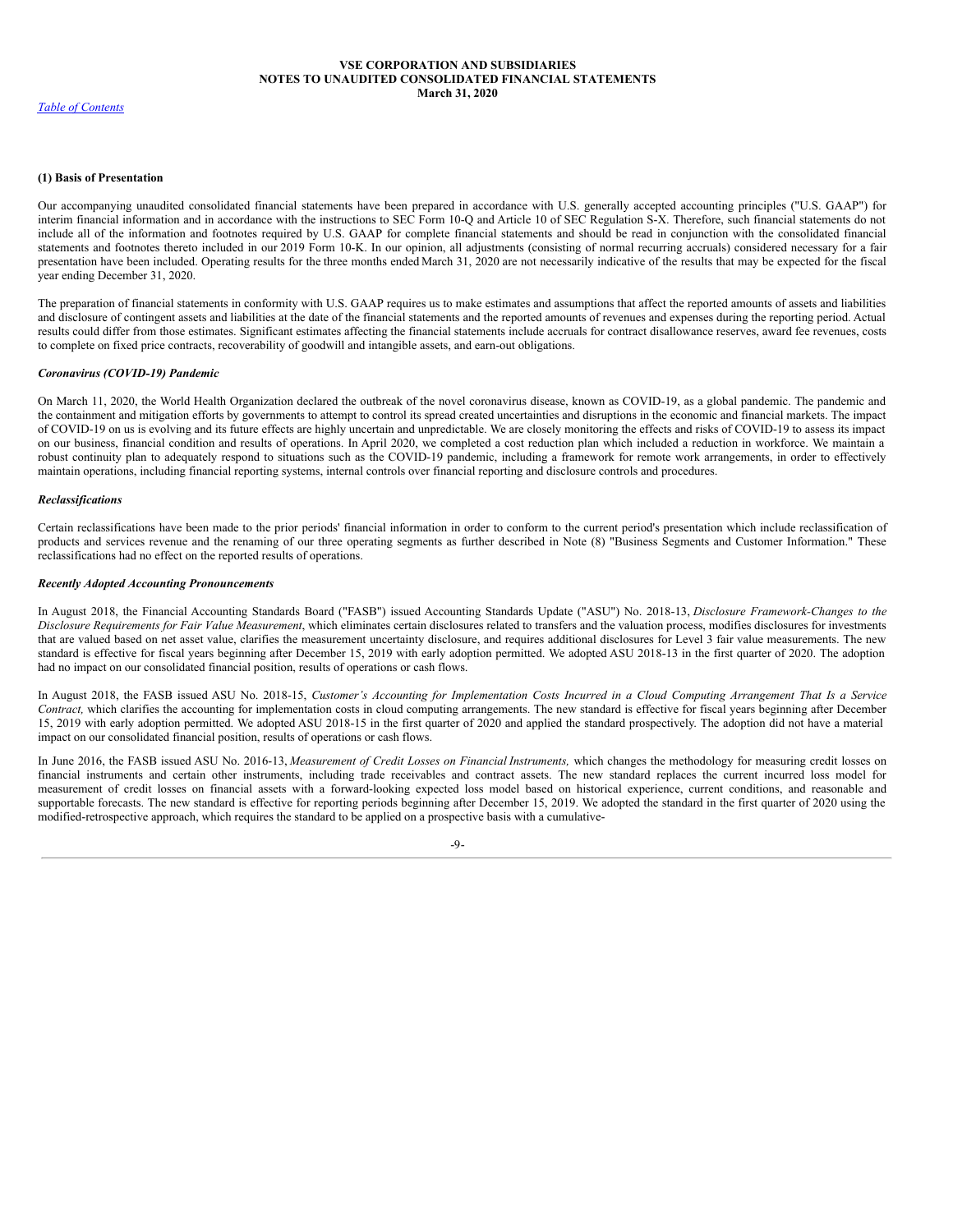# VSE CORPORATION AND SUBSIDIARIES
## NOTES TO UNAUDITED CONSOLIDATED FINANCIAL STATEMENTS
### March 31, 2020

*Table of Contents*

**(1) Basis of Presentation**

Our accompanying unaudited consolidated financial statements have been prepared in accordance with U.S. generally accepted accounting principles ("U.S. GAAP") for interim financial information and in accordance with the instructions to SEC Form 10-Q and Article 10 of SEC Regulation S-X. Therefore, such financial statements do not include all of the information and footnotes required by U.S. GAAP for complete financial statements and should be read in conjunction with the consolidated financial statements and footnotes thereto included in our 2019 Form 10-K. In our opinion, all adjustments (consisting of normal recurring accruals) considered necessary for a fair presentation have been included. Operating results for the three months ended March 31, 2020 are not necessarily indicative of the results that may be expected for the fiscal year ending December 31, 2020.

The preparation of financial statements in conformity with U.S. GAAP requires us to make estimates and assumptions that affect the reported amounts of assets and liabilities and disclosure of contingent assets and liabilities at the date of the financial statements and the reported amounts of revenues and expenses during the reporting period. Actual results could differ from those estimates. Significant estimates affecting the financial statements include accruals for contract disallowance reserves, award fee revenues, costs to complete on fixed price contracts, recoverability of goodwill and intangible assets, and earn-out obligations.

***Coronavirus (COVID-19) Pandemic***

On March 11, 2020, the World Health Organization declared the outbreak of the novel coronavirus disease, known as COVID-19, as a global pandemic. The pandemic and the containment and mitigation efforts by governments to attempt to control its spread created uncertainties and disruptions in the economic and financial markets. The impact of COVID-19 on us is evolving and its future effects are highly uncertain and unpredictable. We are closely monitoring the effects and risks of COVID-19 to assess its impact on our business, financial condition and results of operations. In April 2020, we completed a cost reduction plan which included a reduction in workforce. We maintain a robust continuity plan to adequately respond to situations such as the COVID-19 pandemic, including a framework for remote work arrangements, in order to effectively maintain operations, including financial reporting systems, internal controls over financial reporting and disclosure controls and procedures.

***Reclassifications***

Certain reclassifications have been made to the prior periods' financial information in order to conform to the current period's presentation which include reclassification of products and services revenue and the renaming of our three operating segments as further described in Note (8) "Business Segments and Customer Information." These reclassifications had no effect on the reported results of operations.

***Recently Adopted Accounting Pronouncements***

In August 2018, the Financial Accounting Standards Board ("FASB") issued Accounting Standards Update ("ASU") No. 2018-13, *Disclosure Framework-Changes to the Disclosure Requirements for Fair Value Measurement*, which eliminates certain disclosures related to transfers and the valuation process, modifies disclosures for investments that are valued based on net asset value, clarifies the measurement uncertainty disclosure, and requires additional disclosures for Level 3 fair value measurements. The new standard is effective for fiscal years beginning after December 15, 2019 with early adoption permitted. We adopted ASU 2018-13 in the first quarter of 2020. The adoption had no impact on our consolidated financial position, results of operations or cash flows.

In August 2018, the FASB issued ASU No. 2018-15, *Customer's Accounting for Implementation Costs Incurred in a Cloud Computing Arrangement That Is a Service Contract,* which clarifies the accounting for implementation costs in cloud computing arrangements. The new standard is effective for fiscal years beginning after December 15, 2019 with early adoption permitted. We adopted ASU 2018-15 in the first quarter of 2020 and applied the standard prospectively. The adoption did not have a material impact on our consolidated financial position, results of operations or cash flows.

In June 2016, the FASB issued ASU No. 2016-13, *Measurement of Credit Losses on Financial Instruments,* which changes the methodology for measuring credit losses on financial instruments and certain other instruments, including trade receivables and contract assets. The new standard replaces the current incurred loss model for measurement of credit losses on financial assets with a forward-looking expected loss model based on historical experience, current conditions, and reasonable and supportable forecasts. The new standard is effective for reporting periods beginning after December 15, 2019. We adopted the standard in the first quarter of 2020 using the modified-retrospective approach, which requires the standard to be applied on a prospective basis with a cumulative-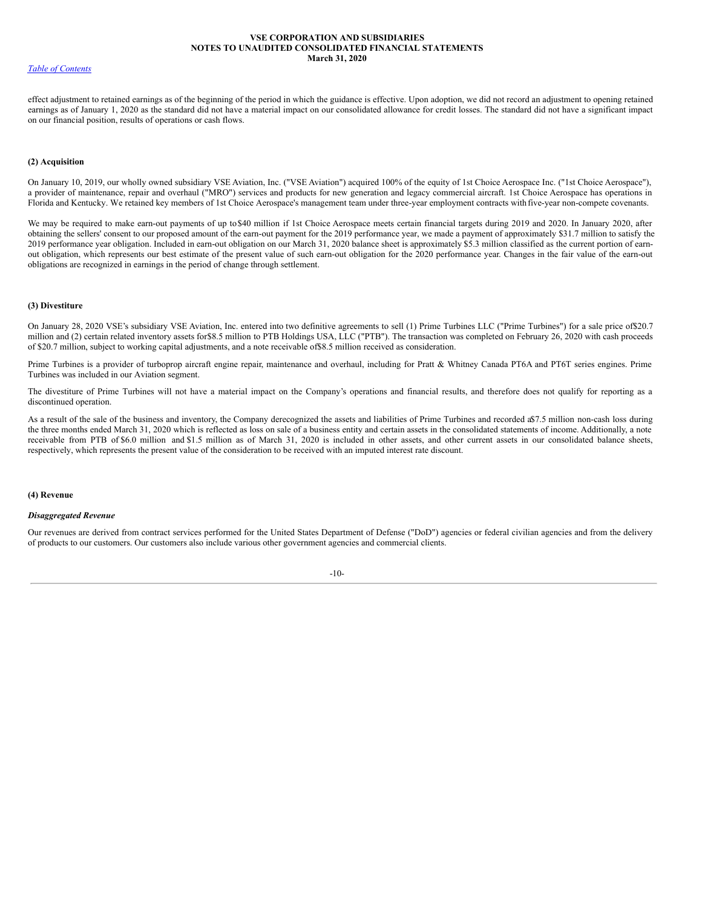effect adjustment to retained earnings as of the beginning of the period in which the guidance is effective. Upon adoption, we did not record an adjustment to opening retained earnings as of January 1, 2020 as the standard did not have a material impact on our consolidated allowance for credit losses. The standard did not have a significant impact on our financial position, results of operations or cash flows.

**(2) Acquisition**

On January 10, 2019, our wholly owned subsidiary VSE Aviation, Inc. ("VSE Aviation") acquired 100% of the equity of 1st Choice Aerospace Inc. ("1st Choice Aerospace"), a provider of maintenance, repair and overhaul ("MRO") services and products for new generation and legacy commercial aircraft. 1st Choice Aerospace has operations in Florida and Kentucky. We retained key members of 1st Choice Aerospace's management team under three-year employment contracts with five-year non-compete covenants.

We may be required to make earn-out payments of up to $40 million if 1st Choice Aerospace meets certain financial targets during 2019 and 2020. In January 2020, after obtaining the sellers' consent to our proposed amount of the earn-out payment for the 2019 performance year, we made a payment of approximately $31.7 million to satisfy the 2019 performance year obligation. Included in earn-out obligation on our March 31, 2020 balance sheet is approximately $5.3 million classified as the current portion of earn-out obligation, which represents our best estimate of the present value of such earn-out obligation for the 2020 performance year. Changes in the fair value of the earn-out obligations are recognized in earnings in the period of change through settlement.

**(3) Divestiture**

On January 28, 2020 VSE's subsidiary VSE Aviation, Inc. entered into two definitive agreements to sell (1) Prime Turbines LLC ("Prime Turbines") for a sale price of $20.7 million and (2) certain related inventory assets for $8.5 million to PTB Holdings USA, LLC ("PTB"). The transaction was completed on February 26, 2020 with cash proceeds of $20.7 million, subject to working capital adjustments, and a note receivable of $8.5 million received as consideration.

Prime Turbines is a provider of turboprop aircraft engine repair, maintenance and overhaul, including for Pratt & Whitney Canada PT6A and PT6T series engines. Prime Turbines was included in our Aviation segment.

The divestiture of Prime Turbines will not have a material impact on the Company's operations and financial results, and therefore does not qualify for reporting as a discontinued operation.

As a result of the sale of the business and inventory, the Company derecognized the assets and liabilities of Prime Turbines and recorded a $7.5 million non-cash loss during the three months ended March 31, 2020 which is reflected as loss on sale of a business entity and certain assets in the consolidated statements of income. Additionally, a note receivable from PTB of $6.0 million and $1.5 million as of March 31, 2020 is included in other assets, and other current assets in our consolidated balance sheets, respectively, which represents the present value of the consideration to be received with an imputed interest rate discount.

**(4) Revenue**

***Disaggregated Revenue***

Our revenues are derived from contract services performed for the United States Department of Defense ("DoD") agencies or federal civilian agencies and from the delivery of products to our customers. Our customers also include various other government agencies and commercial clients.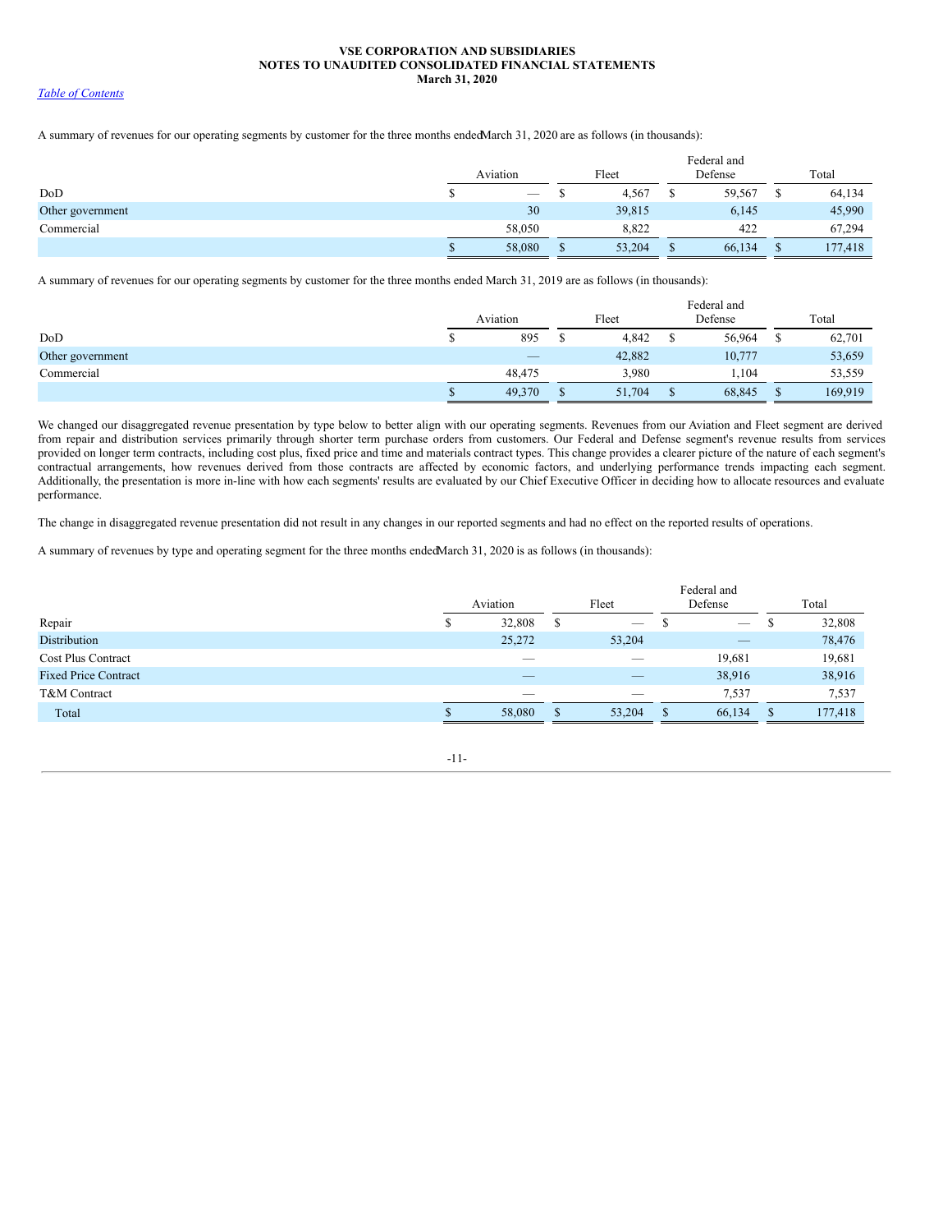A summary of revenues for our operating segments by customer for the three months ended March 31, 2020 are as follows (in thousands):

| | Aviation | Fleet | Federal and Defense | Total |
|---|---|---|---|---|
| DoD | $ — | $ 4,567 | $ 59,567 | $ 64,134 |
| Other government | 30 | 39,815 | 6,145 | 45,990 |
| Commercial | 58,050 | 8,822 | 422 | 67,294 |
| | $ 58,080 | $ 53,204 | $ 66,134 | $ 177,418 |

A summary of revenues for our operating segments by customer for the three months ended March 31, 2019 are as follows (in thousands):

| | Aviation | Fleet | Federal and Defense | Total |
|---|---|---|---|---|
| DoD | $ 895 | $ 4,842 | $ 56,964 | $ 62,701 |
| Other government | — | 42,882 | 10,777 | 53,659 |
| Commercial | 48,475 | 3,980 | 1,104 | 53,559 |
| | $ 49,370 | $ 51,704 | $ 68,845 | $ 169,919 |

We changed our disaggregated revenue presentation by type below to better align with our operating segments. Revenues from our Aviation and Fleet segment are derived from repair and distribution services primarily through shorter term purchase orders from customers. Our Federal and Defense segment's revenue results from services provided on longer term contracts, including cost plus, fixed price and time and materials contract types. This change provides a clearer picture of the nature of each segment's contractual arrangements, how revenues derived from those contracts are affected by economic factors, and underlying performance trends impacting each segment. Additionally, the presentation is more in-line with how each segments' results are evaluated by our Chief Executive Officer in deciding how to allocate resources and evaluate performance.

The change in disaggregated revenue presentation did not result in any changes in our reported segments and had no effect on the reported results of operations.

A summary of revenues by type and operating segment for the three months ended March 31, 2020 is as follows (in thousands):

| | Aviation | Fleet | Federal and Defense | Total |
|---|---|---|---|---|
| Repair | $ 32,808 | $ — | $ — | $ 32,808 |
| Distribution | 25,272 | 53,204 | — | 78,476 |
| Cost Plus Contract | — | — | 19,681 | 19,681 |
| Fixed Price Contract | — | — | 38,916 | 38,916 |
| T&M Contract | — | — | 7,537 | 7,537 |
| Total | $ 58,080 | $ 53,204 | $ 66,134 | $ 177,418 |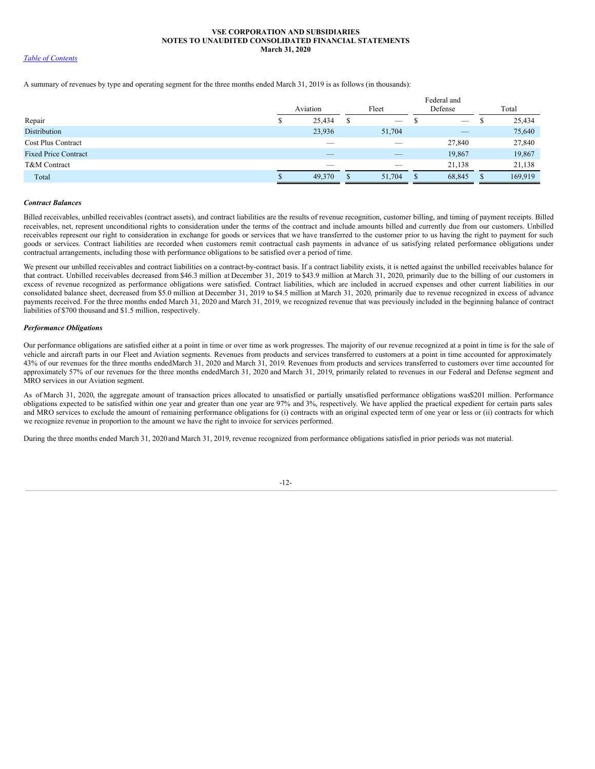A summary of revenues by type and operating segment for the three months ended March 31, 2019 is as follows (in thousands):

| | Aviation | Fleet | Federal and Defense | Total |
|---|---|---|---|---|
| Repair | $ 25,434 | $ — | $ — | $ 25,434 |
| Distribution | 23,936 | 51,704 | — | 75,640 |
| Cost Plus Contract | — | — | 27,840 | 27,840 |
| Fixed Price Contract | — | — | 19,867 | 19,867 |
| T&M Contract | — | — | 21,138 | 21,138 |
| Total | $ 49,370 | $ 51,704 | $ 68,845 | $ 169,919 |

***Contract Balances***

Billed receivables, unbilled receivables (contract assets), and contract liabilities are the results of revenue recognition, customer billing, and timing of payment receipts. Billed receivables, net, represent unconditional rights to consideration under the terms of the contract and include amounts billed and currently due from our customers. Unbilled receivables represent our right to consideration in exchange for goods or services that we have transferred to the customer prior to us having the right to payment for such goods or services. Contract liabilities are recorded when customers remit contractual cash payments in advance of us satisfying related performance obligations under contractual arrangements, including those with performance obligations to be satisfied over a period of time.

We present our unbilled receivables and contract liabilities on a contract-by-contract basis. If a contract liability exists, it is netted against the unbilled receivables balance for that contract. Unbilled receivables decreased from $46.3 million at December 31, 2019 to $43.9 million at March 31, 2020, primarily due to the billing of our customers in excess of revenue recognized as performance obligations were satisfied. Contract liabilities, which are included in accrued expenses and other current liabilities in our consolidated balance sheet, decreased from $5.0 million at December 31, 2019 to $4.5 million at March 31, 2020, primarily due to revenue recognized in excess of advance payments received. For the three months ended March 31, 2020 and March 31, 2019, we recognized revenue that was previously included in the beginning balance of contract liabilities of $700 thousand and $1.5 million, respectively.

***Performance Obligations***

Our performance obligations are satisfied either at a point in time or over time as work progresses. The majority of our revenue recognized at a point in time is for the sale of vehicle and aircraft parts in our Fleet and Aviation segments. Revenues from products and services transferred to customers at a point in time accounted for approximately 43% of our revenues for the three months ended March 31, 2020 and March 31, 2019. Revenues from products and services transferred to customers over time accounted for approximately 57% of our revenues for the three months ended March 31, 2020 and March 31, 2019, primarily related to revenues in our Federal and Defense segment and MRO services in our Aviation segment.

As of March 31, 2020, the aggregate amount of transaction prices allocated to unsatisfied or partially unsatisfied performance obligations was $201 million. Performance obligations expected to be satisfied within one year and greater than one year are 97% and 3%, respectively. We have applied the practical expedient for certain parts sales and MRO services to exclude the amount of remaining performance obligations for (i) contracts with an original expected term of one year or less or (ii) contracts for which we recognize revenue in proportion to the amount we have the right to invoice for services performed.

During the three months ended March 31, 2020 and March 31, 2019, revenue recognized from performance obligations satisfied in prior periods was not material.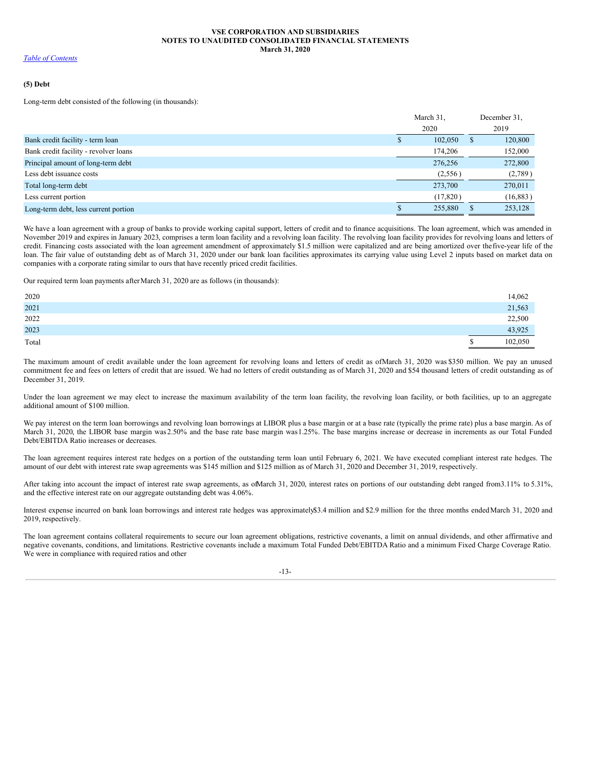**(5) Debt**

Long-term debt consisted of the following (in thousands):

| | March 31, 2020 | December 31, 2019 |
|---|---|---|
| Bank credit facility - term loan | $ 102,050 | $ 120,800 |
| Bank credit facility - revolver loans | 174,206 | 152,000 |
| Principal amount of long-term debt | 276,256 | 272,800 |
| Less debt issuance costs | (2,556) | (2,789) |
| Total long-term debt | 273,700 | 270,011 |
| Less current portion | (17,820) | (16,883) |
| Long-term debt, less current portion | $ 255,880 | $ 253,128 |

We have a loan agreement with a group of banks to provide working capital support, letters of credit and to finance acquisitions. The loan agreement, which was amended in November 2019 and expires in January 2023, comprises a term loan facility and a revolving loan facility. The revolving loan facility provides for revolving loans and letters of credit. Financing costs associated with the loan agreement amendment of approximately $1.5 million were capitalized and are being amortized over the five-year life of the loan. The fair value of outstanding debt as of March 31, 2020 under our bank loan facilities approximates its carrying value using Level 2 inputs based on market data on companies with a corporate rating similar to ours that have recently priced credit facilities.

Our required term loan payments after March 31, 2020 are as follows (in thousands):

| | |
|---|---|
| 2020 | 14,062 |
| 2021 | 21,563 |
| 2022 | 22,500 |
| 2023 | 43,925 |
| Total | $ 102,050 |

The maximum amount of credit available under the loan agreement for revolving loans and letters of credit as of March 31, 2020 was $350 million. We pay an unused commitment fee and fees on letters of credit that are issued. We had no letters of credit outstanding as of March 31, 2020 and $54 thousand letters of credit outstanding as of December 31, 2019.

Under the loan agreement we may elect to increase the maximum availability of the term loan facility, the revolving loan facility, or both facilities, up to an aggregate additional amount of $100 million.

We pay interest on the term loan borrowings and revolving loan borrowings at LIBOR plus a base margin or at a base rate (typically the prime rate) plus a base margin. As of March 31, 2020, the LIBOR base margin was 2.50% and the base rate base margin was 1.25%. The base margins increase or decrease in increments as our Total Funded Debt/EBITDA Ratio increases or decreases.

The loan agreement requires interest rate hedges on a portion of the outstanding term loan until February 6, 2021. We have executed compliant interest rate hedges. The amount of our debt with interest rate swap agreements was $145 million and $125 million as of March 31, 2020 and December 31, 2019, respectively.

After taking into account the impact of interest rate swap agreements, as of March 31, 2020, interest rates on portions of our outstanding debt ranged from 3.11% to 5.31%, and the effective interest rate on our aggregate outstanding debt was 4.06%.

Interest expense incurred on bank loan borrowings and interest rate hedges was approximately $3.4 million and $2.9 million for the three months ended March 31, 2020 and 2019, respectively.

The loan agreement contains collateral requirements to secure our loan agreement obligations, restrictive covenants, a limit on annual dividends, and other affirmative and negative covenants, conditions, and limitations. Restrictive covenants include a maximum Total Funded Debt/EBITDA Ratio and a minimum Fixed Charge Coverage Ratio. We were in compliance with required ratios and other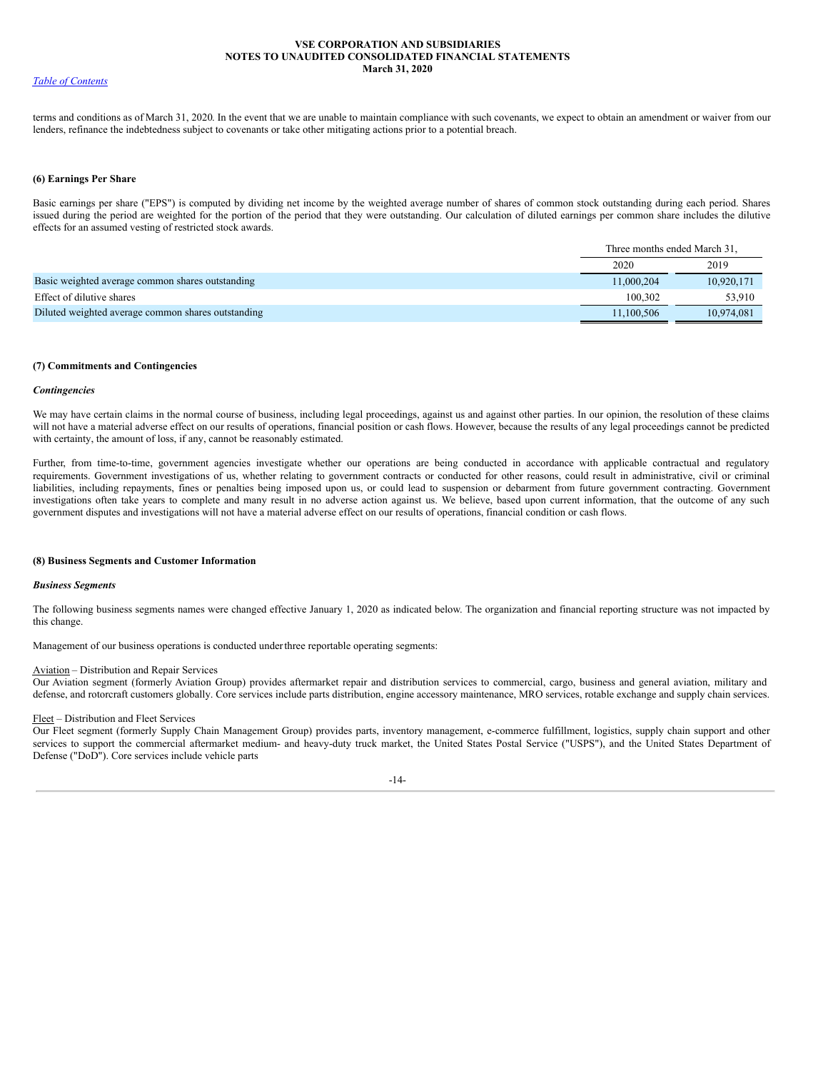terms and conditions as of March 31, 2020. In the event that we are unable to maintain compliance with such covenants, we expect to obtain an amendment or waiver from our lenders, refinance the indebtedness subject to covenants or take other mitigating actions prior to a potential breach.

**(6) Earnings Per Share**

Basic earnings per share ("EPS") is computed by dividing net income by the weighted average number of shares of common stock outstanding during each period. Shares issued during the period are weighted for the portion of the period that they were outstanding. Our calculation of diluted earnings per common share includes the dilutive effects for an assumed vesting of restricted stock awards.

| | Three months ended March 31, | |
|---|---|---|
| | 2020 | 2019 |
| Basic weighted average common shares outstanding | 11,000,204 | 10,920,171 |
| Effect of dilutive shares | 100,302 | 53,910 |
| Diluted weighted average common shares outstanding | 11,100,506 | 10,974,081 |

**(7) Commitments and Contingencies**

***Contingencies***

We may have certain claims in the normal course of business, including legal proceedings, against us and against other parties. In our opinion, the resolution of these claims will not have a material adverse effect on our results of operations, financial position or cash flows. However, because the results of any legal proceedings cannot be predicted with certainty, the amount of loss, if any, cannot be reasonably estimated.

Further, from time-to-time, government agencies investigate whether our operations are being conducted in accordance with applicable contractual and regulatory requirements. Government investigations of us, whether relating to government contracts or conducted for other reasons, could result in administrative, civil or criminal liabilities, including repayments, fines or penalties being imposed upon us, or could lead to suspension or debarment from future government contracting. Government investigations often take years to complete and many result in no adverse action against us. We believe, based upon current information, that the outcome of any such government disputes and investigations will not have a material adverse effect on our results of operations, financial condition or cash flows.

**(8) Business Segments and Customer Information**

***Business Segments***

The following business segments names were changed effective January 1, 2020 as indicated below. The organization and financial reporting structure was not impacted by this change.

Management of our business operations is conducted under three reportable operating segments:

Aviation – Distribution and Repair Services
Our Aviation segment (formerly Aviation Group) provides aftermarket repair and distribution services to commercial, cargo, business and general aviation, military and defense, and rotorcraft customers globally. Core services include parts distribution, engine accessory maintenance, MRO services, rotable exchange and supply chain services.

Fleet – Distribution and Fleet Services
Our Fleet segment (formerly Supply Chain Management Group) provides parts, inventory management, e-commerce fulfillment, logistics, supply chain support and other services to support the commercial aftermarket medium- and heavy-duty truck market, the United States Postal Service ("USPS"), and the United States Department of Defense ("DoD"). Core services include vehicle parts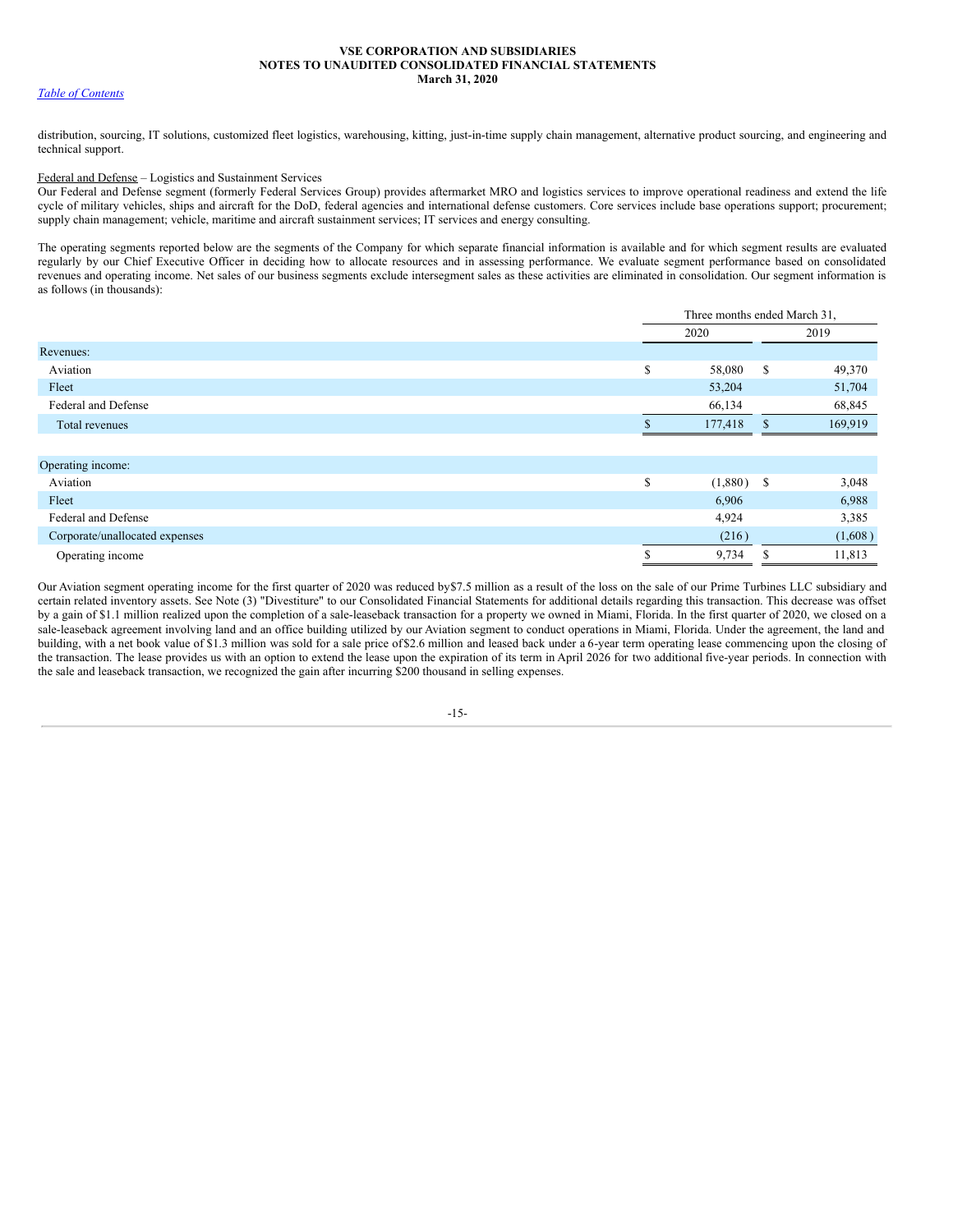distribution, sourcing, IT solutions, customized fleet logistics, warehousing, kitting, just-in-time supply chain management, alternative product sourcing, and engineering and technical support.

Federal and Defense – Logistics and Sustainment Services
Our Federal and Defense segment (formerly Federal Services Group) provides aftermarket MRO and logistics services to improve operational readiness and extend the life cycle of military vehicles, ships and aircraft for the DoD, federal agencies and international defense customers. Core services include base operations support; procurement; supply chain management; vehicle, maritime and aircraft sustainment services; IT services and energy consulting.

The operating segments reported below are the segments of the Company for which separate financial information is available and for which segment results are evaluated regularly by our Chief Executive Officer in deciding how to allocate resources and in assessing performance. We evaluate segment performance based on consolidated revenues and operating income. Net sales of our business segments exclude intersegment sales as these activities are eliminated in consolidation. Our segment information is as follows (in thousands):

| | Three months ended March 31, | |
|---|---|---|
| | 2020 | 2019 |
| **Revenues:** | | |
| Aviation | $ 58,080 | $ 49,370 |
| Fleet | 53,204 | 51,704 |
| Federal and Defense | 66,134 | 68,845 |
| Total revenues | $ 177,418 | $ 169,919 |
| | | |
| **Operating income:** | | |
| Aviation | $ (1,880) | $ 3,048 |
| Fleet | 6,906 | 6,988 |
| Federal and Defense | 4,924 | 3,385 |
| Corporate/unallocated expenses | (216) | (1,608) |
| Operating income | $ 9,734 | $ 11,813 |

Our Aviation segment operating income for the first quarter of 2020 was reduced by $7.5 million as a result of the loss on the sale of our Prime Turbines LLC subsidiary and certain related inventory assets. See Note (3) "Divestiture" to our Consolidated Financial Statements for additional details regarding this transaction. This decrease was offset by a gain of $1.1 million realized upon the completion of a sale-leaseback transaction for a property we owned in Miami, Florida. In the first quarter of 2020, we closed on a sale-leaseback agreement involving land and an office building utilized by our Aviation segment to conduct operations in Miami, Florida. Under the agreement, the land and building, with a net book value of $1.3 million was sold for a sale price of $2.6 million and leased back under a 6-year term operating lease commencing upon the closing of the transaction. The lease provides us with an option to extend the lease upon the expiration of its term in April 2026 for two additional five-year periods. In connection with the sale and leaseback transaction, we recognized the gain after incurring $200 thousand in selling expenses.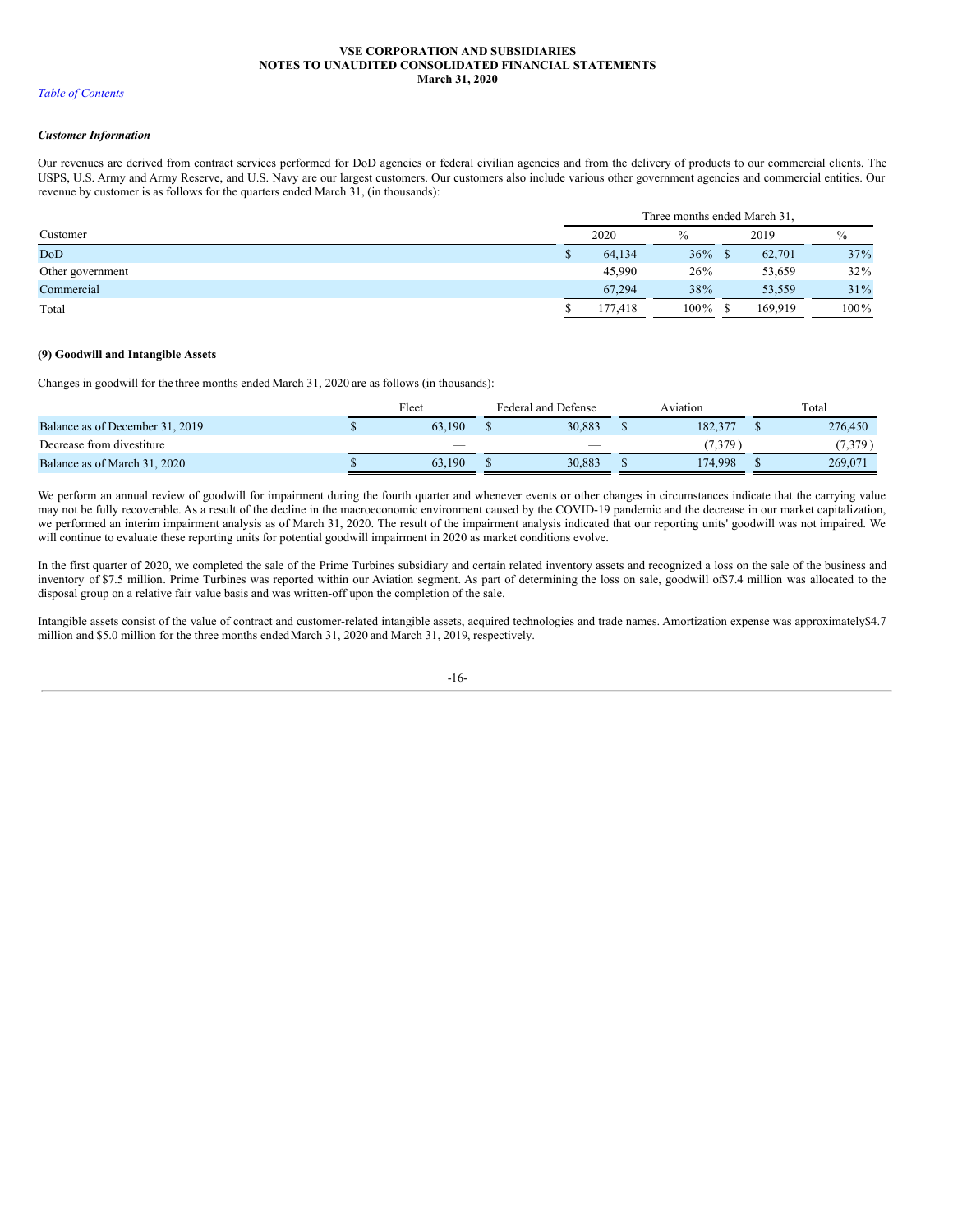### *Customer Information*

Our revenues are derived from contract services performed for DoD agencies or federal civilian agencies and from the delivery of products to our commercial clients. The USPS, U.S. Army and Army Reserve, and U.S. Navy are our largest customers. Our customers also include various other government agencies and commercial entities. Our revenue by customer is as follows for the quarters ended March 31, (in thousands):

| | Three months ended March 31, | | | |
|---|---|---|---|---|
| Customer | 2020 | % | 2019 | % |
| DoD | $ 64,134 | 36% | $ 62,701 | 37% |
| Other government | 45,990 | 26% | 53,659 | 32% |
| Commercial | 67,294 | 38% | 53,559 | 31% |
| Total | $ 177,418 | 100% | $ 169,919 | 100% |

### (9) Goodwill and Intangible Assets

Changes in goodwill for the three months ended March 31, 2020 are as follows (in thousands):

| | Fleet | Federal and Defense | Aviation | Total |
|---|---|---|---|---|
| Balance as of December 31, 2019 | $ 63,190 | $ 30,883 | $ 182,377 | $ 276,450 |
| Decrease from divestiture | — | — | (7,379) | (7,379) |
| Balance as of March 31, 2020 | $ 63,190 | $ 30,883 | $ 174,998 | $ 269,071 |

We perform an annual review of goodwill for impairment during the fourth quarter and whenever events or other changes in circumstances indicate that the carrying value may not be fully recoverable. As a result of the decline in the macroeconomic environment caused by the COVID-19 pandemic and the decrease in our market capitalization, we performed an interim impairment analysis as of March 31, 2020. The result of the impairment analysis indicated that our reporting units' goodwill was not impaired. We will continue to evaluate these reporting units for potential goodwill impairment in 2020 as market conditions evolve.

In the first quarter of 2020, we completed the sale of the Prime Turbines subsidiary and certain related inventory assets and recognized a loss on the sale of the business and inventory of $7.5 million. Prime Turbines was reported within our Aviation segment. As part of determining the loss on sale, goodwill of $7.4 million was allocated to the disposal group on a relative fair value basis and was written-off upon the completion of the sale.

Intangible assets consist of the value of contract and customer-related intangible assets, acquired technologies and trade names. Amortization expense was approximately $4.7 million and $5.0 million for the three months ended March 31, 2020 and March 31, 2019, respectively.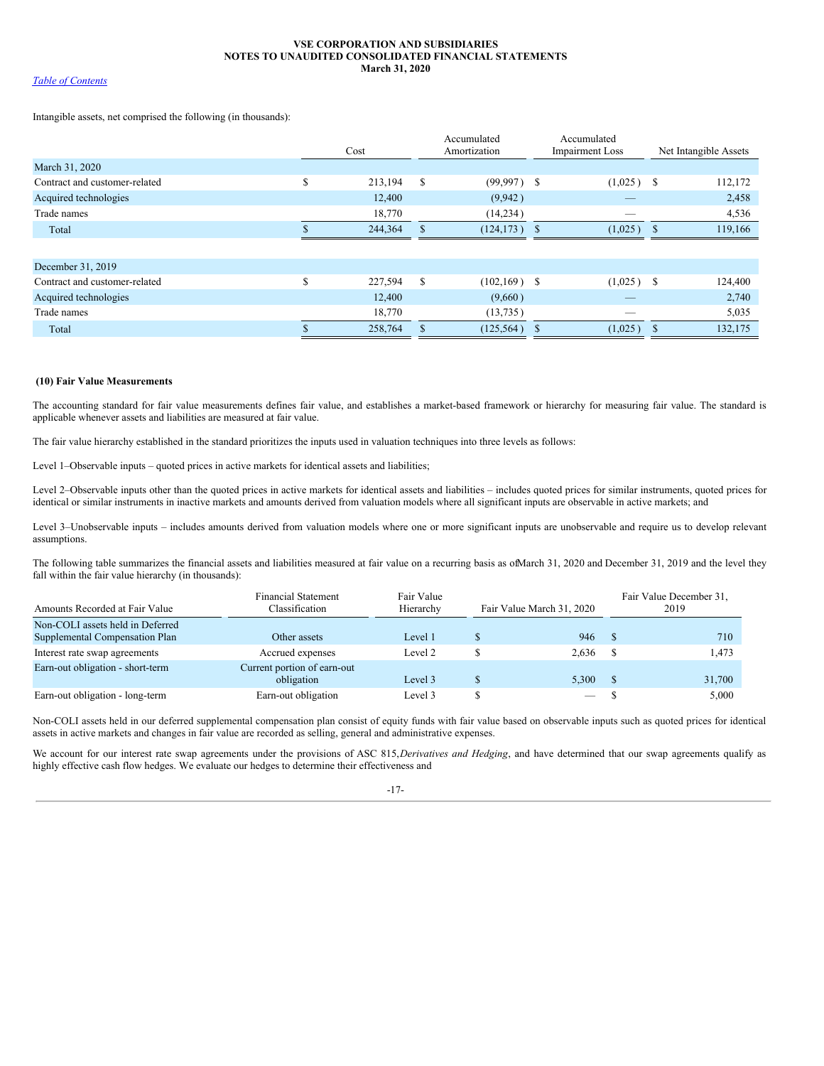Intangible assets, net comprised the following (in thousands):

| | Cost | Accumulated Amortization | Accumulated Impairment Loss | Net Intangible Assets |
|---|---|---|---|---|
| March 31, 2020 | | | | |
| Contract and customer-related | $ 213,194 | $ (99,997) | $ (1,025) | $ 112,172 |
| Acquired technologies | 12,400 | (9,942) | — | 2,458 |
| Trade names | 18,770 | (14,234) | — | 4,536 |
| Total | $ 244,364 | $ (124,173) | $ (1,025) | $ 119,166 |
| | | | | |
| December 31, 2019 | | | | |
| Contract and customer-related | $ 227,594 | $ (102,169) | $ (1,025) | $ 124,400 |
| Acquired technologies | 12,400 | (9,660) | — | 2,740 |
| Trade names | 18,770 | (13,735) | — | 5,035 |
| Total | $ 258,764 | $ (125,564) | $ (1,025) | $ 132,175 |

**(10) Fair Value Measurements**

The accounting standard for fair value measurements defines fair value, and establishes a market-based framework or hierarchy for measuring fair value. The standard is applicable whenever assets and liabilities are measured at fair value.

The fair value hierarchy established in the standard prioritizes the inputs used in valuation techniques into three levels as follows:

Level 1–Observable inputs – quoted prices in active markets for identical assets and liabilities;

Level 2–Observable inputs other than the quoted prices in active markets for identical assets and liabilities – includes quoted prices for similar instruments, quoted prices for identical or similar instruments in inactive markets and amounts derived from valuation models where all significant inputs are observable in active markets; and

Level 3–Unobservable inputs – includes amounts derived from valuation models where one or more significant inputs are unobservable and require us to develop relevant assumptions.

The following table summarizes the financial assets and liabilities measured at fair value on a recurring basis as ofMarch 31, 2020 and December 31, 2019 and the level they fall within the fair value hierarchy (in thousands):

| Amounts Recorded at Fair Value | Financial Statement Classification | Fair Value Hierarchy | Fair Value March 31, 2020 | Fair Value December 31, 2019 |
|---|---|---|---|---|
| Non-COLI assets held in Deferred Supplemental Compensation Plan | Other assets | Level 1 | $ 946 | $ 710 |
| Interest rate swap agreements | Accrued expenses | Level 2 | $ 2,636 | $ 1,473 |
| Earn-out obligation - short-term | Current portion of earn-out obligation | Level 3 | $ 5,300 | $ 31,700 |
| Earn-out obligation - long-term | Earn-out obligation | Level 3 | $ — | $ 5,000 |

Non-COLI assets held in our deferred supplemental compensation plan consist of equity funds with fair value based on observable inputs such as quoted prices for identical assets in active markets and changes in fair value are recorded as selling, general and administrative expenses.

We account for our interest rate swap agreements under the provisions of ASC 815,*Derivatives and Hedging*, and have determined that our swap agreements qualify as highly effective cash flow hedges. We evaluate our hedges to determine their effectiveness and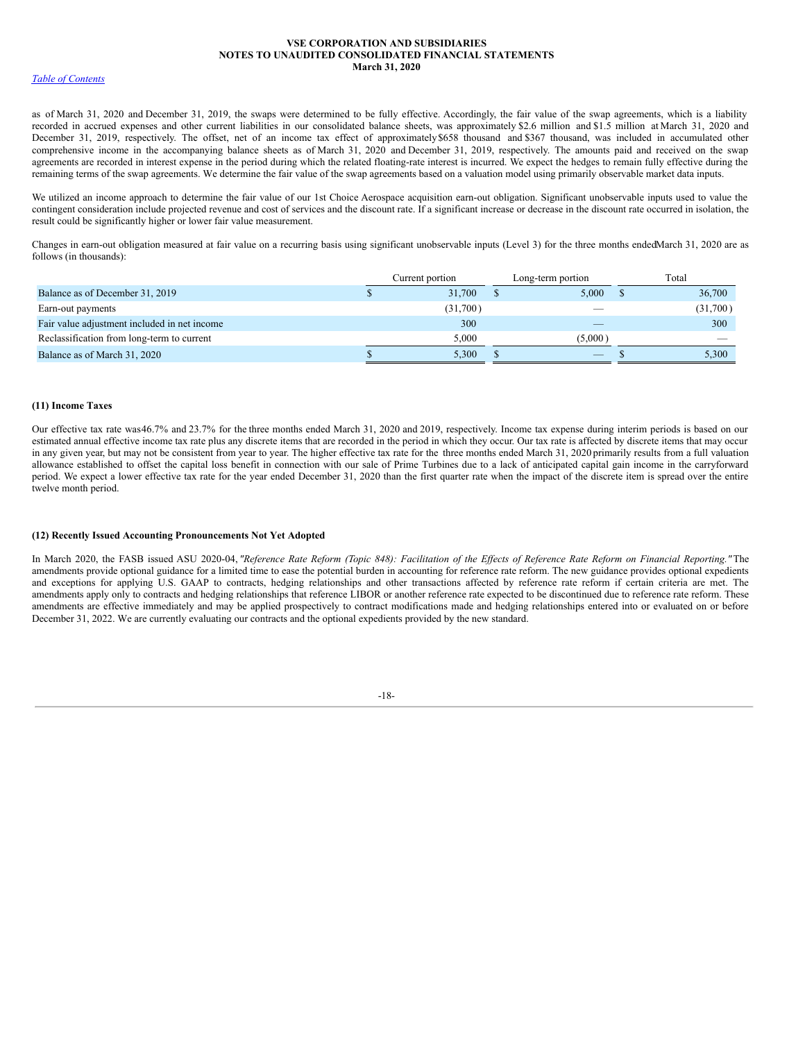as of March 31, 2020 and December 31, 2019, the swaps were determined to be fully effective. Accordingly, the fair value of the swap agreements, which is a liability recorded in accrued expenses and other current liabilities in our consolidated balance sheets, was approximately $2.6 million and $1.5 million at March 31, 2020 and December 31, 2019, respectively. The offset, net of an income tax effect of approximately $658 thousand and $367 thousand, was included in accumulated other comprehensive income in the accompanying balance sheets as of March 31, 2020 and December 31, 2019, respectively. The amounts paid and received on the swap agreements are recorded in interest expense in the period during which the related floating-rate interest is incurred. We expect the hedges to remain fully effective during the remaining terms of the swap agreements. We determine the fair value of the swap agreements based on a valuation model using primarily observable market data inputs.

We utilized an income approach to determine the fair value of our 1st Choice Aerospace acquisition earn-out obligation. Significant unobservable inputs used to value the contingent consideration include projected revenue and cost of services and the discount rate. If a significant increase or decrease in the discount rate occurred in isolation, the result could be significantly higher or lower fair value measurement.

Changes in earn-out obligation measured at fair value on a recurring basis using significant unobservable inputs (Level 3) for the three months ended March 31, 2020 are as follows (in thousands):

| | Current portion | Long-term portion | Total |
|---|---|---|---|
| Balance as of December 31, 2019 | $ 31,700 | $ 5,000 | $ 36,700 |
| Earn-out payments | (31,700) | — | (31,700) |
| Fair value adjustment included in net income | 300 | — | 300 |
| Reclassification from long-term to current | 5,000 | (5,000) | — |
| Balance as of March 31, 2020 | $ 5,300 | $ — | $ 5,300 |

**(11) Income Taxes**

Our effective tax rate was 46.7% and 23.7% for the three months ended March 31, 2020 and 2019, respectively. Income tax expense during interim periods is based on our estimated annual effective income tax rate plus any discrete items that are recorded in the period in which they occur. Our tax rate is affected by discrete items that may occur in any given year, but may not be consistent from year to year. The higher effective tax rate for the three months ended March 31, 2020 primarily results from a full valuation allowance established to offset the capital loss benefit in connection with our sale of Prime Turbines due to a lack of anticipated capital gain income in the carryforward period. We expect a lower effective tax rate for the year ended December 31, 2020 than the first quarter rate when the impact of the discrete item is spread over the entire twelve month period.

**(12) Recently Issued Accounting Pronouncements Not Yet Adopted**

In March 2020, the FASB issued ASU 2020-04, *"Reference Rate Reform (Topic 848): Facilitation of the Effects of Reference Rate Reform on Financial Reporting."* The amendments provide optional guidance for a limited time to ease the potential burden in accounting for reference rate reform. The new guidance provides optional expedients and exceptions for applying U.S. GAAP to contracts, hedging relationships and other transactions affected by reference rate reform if certain criteria are met. The amendments apply only to contracts and hedging relationships that reference LIBOR or another reference rate expected to be discontinued due to reference rate reform. These amendments are effective immediately and may be applied prospectively to contract modifications made and hedging relationships entered into or evaluated on or before December 31, 2022. We are currently evaluating our contracts and the optional expedients provided by the new standard.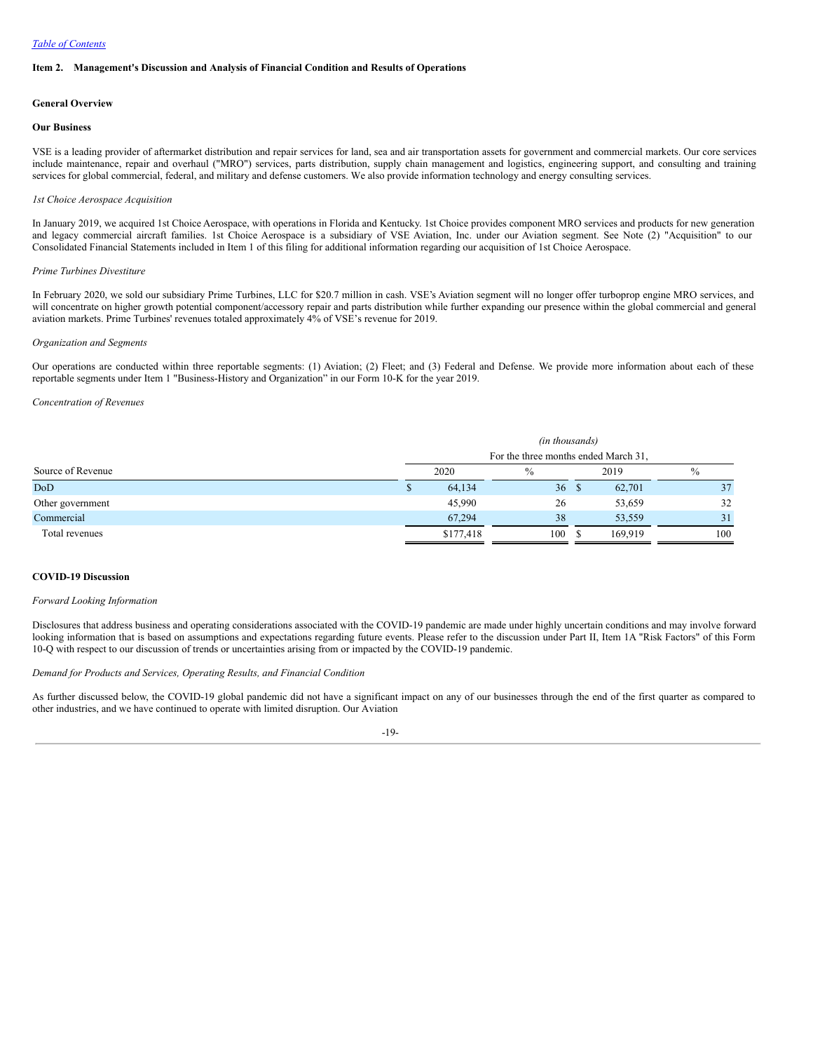Table of Contents

## Item 2. Management's Discussion and Analysis of Financial Condition and Results of Operations

### General Overview

### Our Business

VSE is a leading provider of aftermarket distribution and repair services for land, sea and air transportation assets for government and commercial markets. Our core services include maintenance, repair and overhaul ("MRO") services, parts distribution, supply chain management and logistics, engineering support, and consulting and training services for global commercial, federal, and military and defense customers. We also provide information technology and energy consulting services.

*1st Choice Aerospace Acquisition*

In January 2019, we acquired 1st Choice Aerospace, with operations in Florida and Kentucky. 1st Choice provides component MRO services and products for new generation and legacy commercial aircraft families. 1st Choice Aerospace is a subsidiary of VSE Aviation, Inc. under our Aviation segment. See Note (2) "Acquisition" to our Consolidated Financial Statements included in Item 1 of this filing for additional information regarding our acquisition of 1st Choice Aerospace.

*Prime Turbines Divestiture*

In February 2020, we sold our subsidiary Prime Turbines, LLC for $20.7 million in cash. VSE's Aviation segment will no longer offer turboprop engine MRO services, and will concentrate on higher growth potential component/accessory repair and parts distribution while further expanding our presence within the global commercial and general aviation markets. Prime Turbines' revenues totaled approximately 4% of VSE's revenue for 2019.

*Organization and Segments*

Our operations are conducted within three reportable segments: (1) Aviation; (2) Fleet; and (3) Federal and Defense. We provide more information about each of these reportable segments under Item 1 "Business-History and Organization" in our Form 10-K for the year 2019.

*Concentration of Revenues*

| | *(in thousands)* | | | |
|---|---|---|---|---|
| | For the three months ended March 31, | | | |
| Source of Revenue | 2020 | % | 2019 | % |
| DoD | $ 64,134 | 36 | $ 62,701 | 37 |
| Other government | 45,990 | 26 | 53,659 | 32 |
| Commercial | 67,294 | 38 | 53,559 | 31 |
| Total revenues | $177,418 | 100 | $ 169,919 | 100 |

### COVID-19 Discussion

*Forward Looking Information*

Disclosures that address business and operating considerations associated with the COVID-19 pandemic are made under highly uncertain conditions and may involve forward looking information that is based on assumptions and expectations regarding future events. Please refer to the discussion under Part II, Item 1A "Risk Factors" of this Form 10-Q with respect to our discussion of trends or uncertainties arising from or impacted by the COVID-19 pandemic.

*Demand for Products and Services, Operating Results, and Financial Condition*

As further discussed below, the COVID-19 global pandemic did not have a significant impact on any of our businesses through the end of the first quarter as compared to other industries, and we have continued to operate with limited disruption. Our Aviation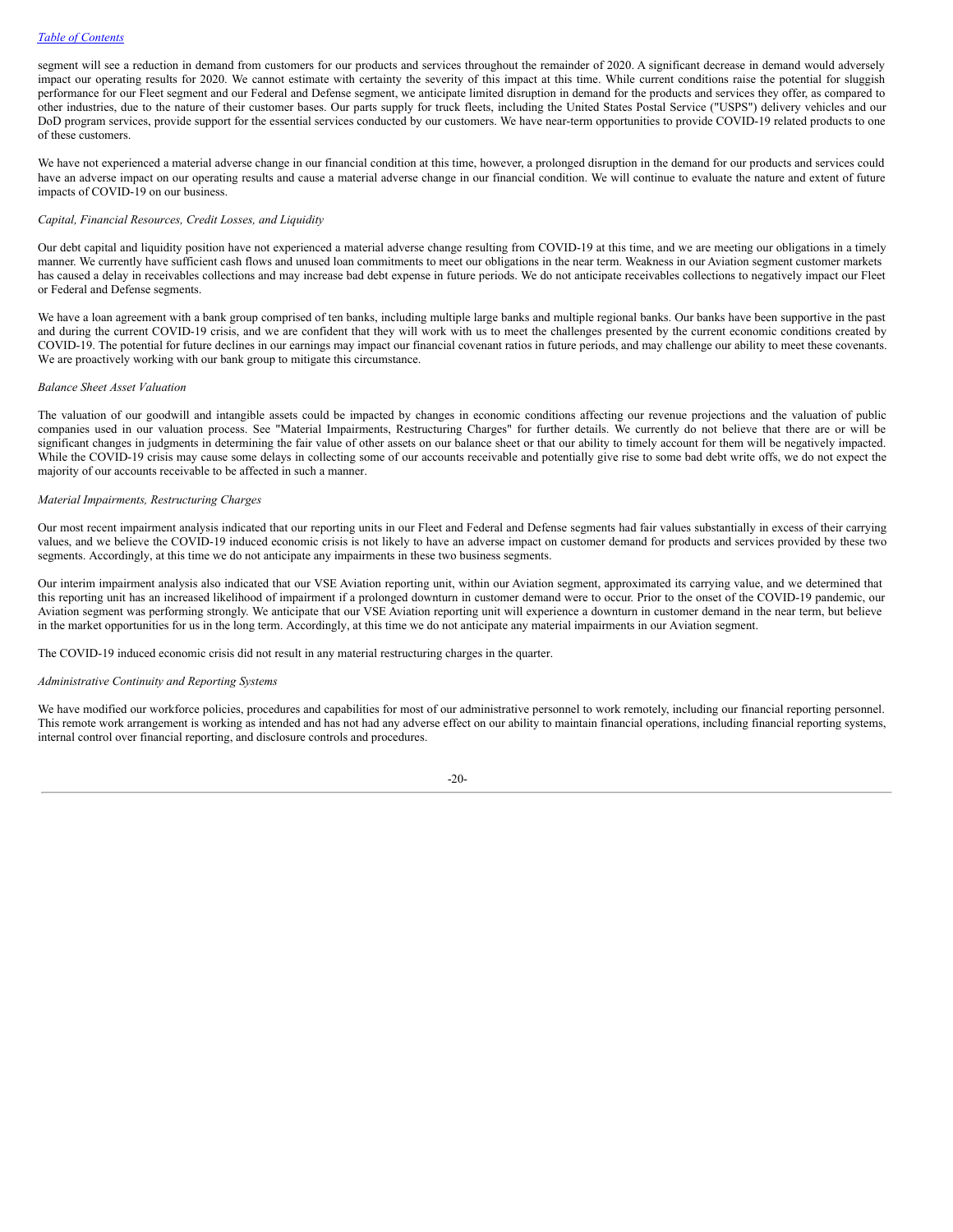segment will see a reduction in demand from customers for our products and services throughout the remainder of 2020. A significant decrease in demand would adversely impact our operating results for 2020. We cannot estimate with certainty the severity of this impact at this time. While current conditions raise the potential for sluggish performance for our Fleet segment and our Federal and Defense segment, we anticipate limited disruption in demand for the products and services they offer, as compared to other industries, due to the nature of their customer bases. Our parts supply for truck fleets, including the United States Postal Service ("USPS") delivery vehicles and our DoD program services, provide support for the essential services conducted by our customers. We have near-term opportunities to provide COVID-19 related products to one of these customers.

We have not experienced a material adverse change in our financial condition at this time, however, a prolonged disruption in the demand for our products and services could have an adverse impact on our operating results and cause a material adverse change in our financial condition. We will continue to evaluate the nature and extent of future impacts of COVID-19 on our business.

*Capital, Financial Resources, Credit Losses, and Liquidity*

Our debt capital and liquidity position have not experienced a material adverse change resulting from COVID-19 at this time, and we are meeting our obligations in a timely manner. We currently have sufficient cash flows and unused loan commitments to meet our obligations in the near term. Weakness in our Aviation segment customer markets has caused a delay in receivables collections and may increase bad debt expense in future periods. We do not anticipate receivables collections to negatively impact our Fleet or Federal and Defense segments.

We have a loan agreement with a bank group comprised of ten banks, including multiple large banks and multiple regional banks. Our banks have been supportive in the past and during the current COVID-19 crisis, and we are confident that they will work with us to meet the challenges presented by the current economic conditions created by COVID-19. The potential for future declines in our earnings may impact our financial covenant ratios in future periods, and may challenge our ability to meet these covenants. We are proactively working with our bank group to mitigate this circumstance.

*Balance Sheet Asset Valuation*

The valuation of our goodwill and intangible assets could be impacted by changes in economic conditions affecting our revenue projections and the valuation of public companies used in our valuation process. See "Material Impairments, Restructuring Charges" for further details. We currently do not believe that there are or will be significant changes in judgments in determining the fair value of other assets on our balance sheet or that our ability to timely account for them will be negatively impacted. While the COVID-19 crisis may cause some delays in collecting some of our accounts receivable and potentially give rise to some bad debt write offs, we do not expect the majority of our accounts receivable to be affected in such a manner.

*Material Impairments, Restructuring Charges*

Our most recent impairment analysis indicated that our reporting units in our Fleet and Federal and Defense segments had fair values substantially in excess of their carrying values, and we believe the COVID-19 induced economic crisis is not likely to have an adverse impact on customer demand for products and services provided by these two segments. Accordingly, at this time we do not anticipate any impairments in these two business segments.

Our interim impairment analysis also indicated that our VSE Aviation reporting unit, within our Aviation segment, approximated its carrying value, and we determined that this reporting unit has an increased likelihood of impairment if a prolonged downturn in customer demand were to occur. Prior to the onset of the COVID-19 pandemic, our Aviation segment was performing strongly. We anticipate that our VSE Aviation reporting unit will experience a downturn in customer demand in the near term, but believe in the market opportunities for us in the long term. Accordingly, at this time we do not anticipate any material impairments in our Aviation segment.

The COVID-19 induced economic crisis did not result in any material restructuring charges in the quarter.

*Administrative Continuity and Reporting Systems*

We have modified our workforce policies, procedures and capabilities for most of our administrative personnel to work remotely, including our financial reporting personnel. This remote work arrangement is working as intended and has not had any adverse effect on our ability to maintain financial operations, including financial reporting systems, internal control over financial reporting, and disclosure controls and procedures.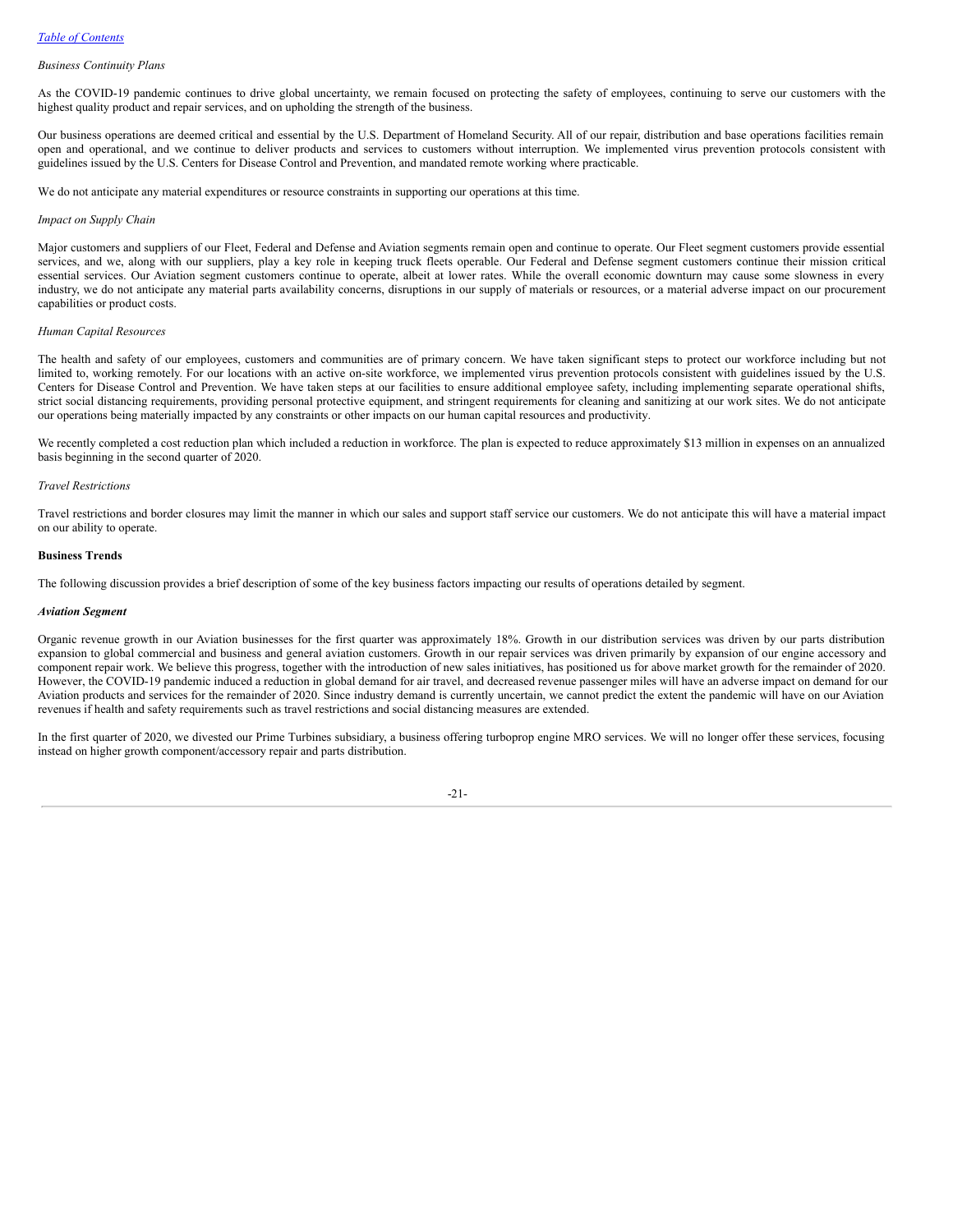*Business Continuity Plans*

As the COVID-19 pandemic continues to drive global uncertainty, we remain focused on protecting the safety of employees, continuing to serve our customers with the highest quality product and repair services, and on upholding the strength of the business.

Our business operations are deemed critical and essential by the U.S. Department of Homeland Security. All of our repair, distribution and base operations facilities remain open and operational, and we continue to deliver products and services to customers without interruption. We implemented virus prevention protocols consistent with guidelines issued by the U.S. Centers for Disease Control and Prevention, and mandated remote working where practicable.

We do not anticipate any material expenditures or resource constraints in supporting our operations at this time.

*Impact on Supply Chain*

Major customers and suppliers of our Fleet, Federal and Defense and Aviation segments remain open and continue to operate. Our Fleet segment customers provide essential services, and we, along with our suppliers, play a key role in keeping truck fleets operable. Our Federal and Defense segment customers continue their mission critical essential services. Our Aviation segment customers continue to operate, albeit at lower rates. While the overall economic downturn may cause some slowness in every industry, we do not anticipate any material parts availability concerns, disruptions in our supply of materials or resources, or a material adverse impact on our procurement capabilities or product costs.

*Human Capital Resources*

The health and safety of our employees, customers and communities are of primary concern. We have taken significant steps to protect our workforce including but not limited to, working remotely. For our locations with an active on-site workforce, we implemented virus prevention protocols consistent with guidelines issued by the U.S. Centers for Disease Control and Prevention. We have taken steps at our facilities to ensure additional employee safety, including implementing separate operational shifts, strict social distancing requirements, providing personal protective equipment, and stringent requirements for cleaning and sanitizing at our work sites. We do not anticipate our operations being materially impacted by any constraints or other impacts on our human capital resources and productivity.

We recently completed a cost reduction plan which included a reduction in workforce. The plan is expected to reduce approximately $13 million in expenses on an annualized basis beginning in the second quarter of 2020.

*Travel Restrictions*

Travel restrictions and border closures may limit the manner in which our sales and support staff service our customers. We do not anticipate this will have a material impact on our ability to operate.

**Business Trends**

The following discussion provides a brief description of some of the key business factors impacting our results of operations detailed by segment.

***Aviation Segment***

Organic revenue growth in our Aviation businesses for the first quarter was approximately 18%. Growth in our distribution services was driven by our parts distribution expansion to global commercial and business and general aviation customers. Growth in our repair services was driven primarily by expansion of our engine accessory and component repair work. We believe this progress, together with the introduction of new sales initiatives, has positioned us for above market growth for the remainder of 2020. However, the COVID-19 pandemic induced a reduction in global demand for air travel, and decreased revenue passenger miles will have an adverse impact on demand for our Aviation products and services for the remainder of 2020. Since industry demand is currently uncertain, we cannot predict the extent the pandemic will have on our Aviation revenues if health and safety requirements such as travel restrictions and social distancing measures are extended.

In the first quarter of 2020, we divested our Prime Turbines subsidiary, a business offering turboprop engine MRO services. We will no longer offer these services, focusing instead on higher growth component/accessory repair and parts distribution.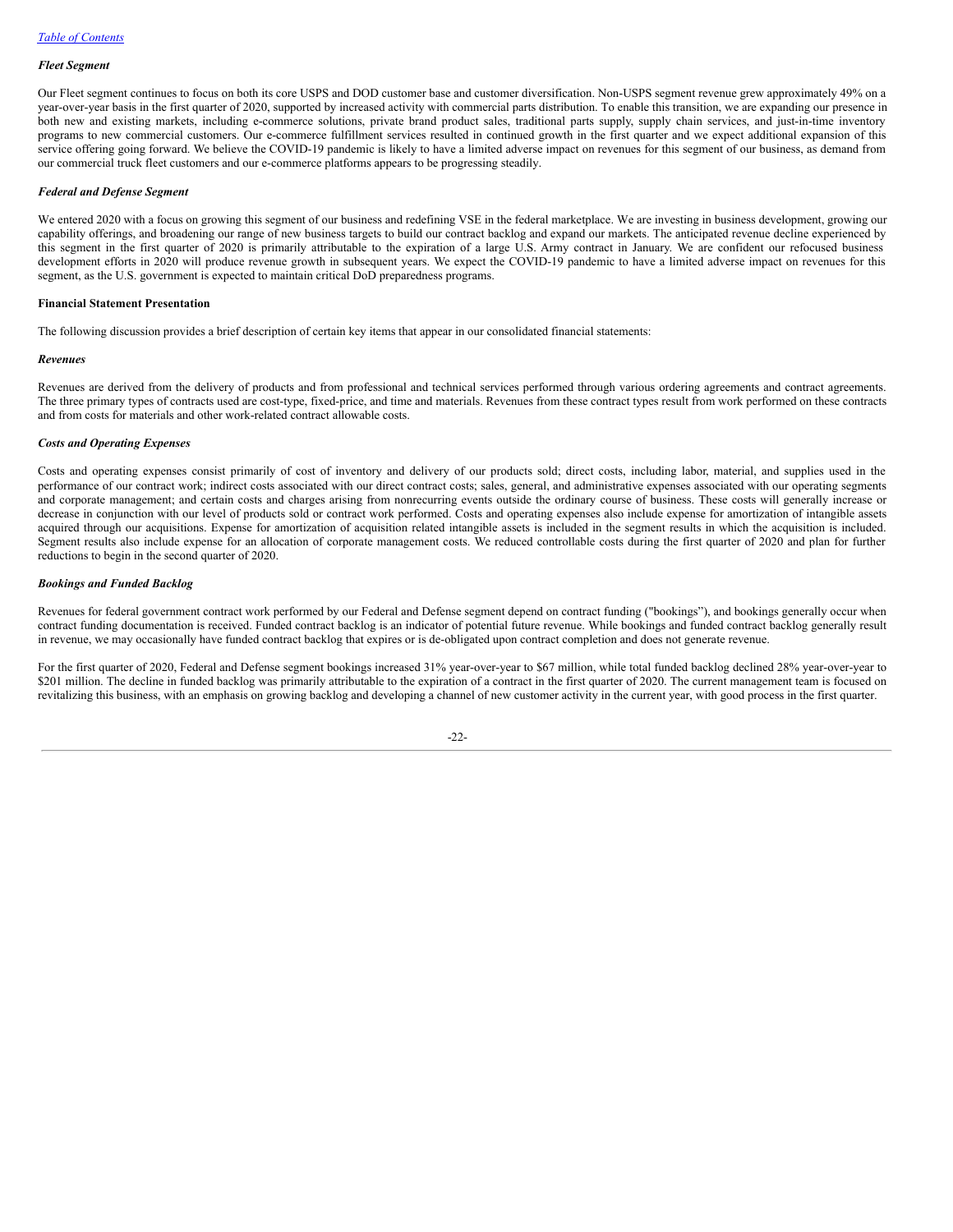### *Fleet Segment*

Our Fleet segment continues to focus on both its core USPS and DOD customer base and customer diversification. Non-USPS segment revenue grew approximately 49% on a year-over-year basis in the first quarter of 2020, supported by increased activity with commercial parts distribution. To enable this transition, we are expanding our presence in both new and existing markets, including e-commerce solutions, private brand product sales, traditional parts supply, supply chain services, and just-in-time inventory programs to new commercial customers. Our e-commerce fulfillment services resulted in continued growth in the first quarter and we expect additional expansion of this service offering going forward. We believe the COVID-19 pandemic is likely to have a limited adverse impact on revenues for this segment of our business, as demand from our commercial truck fleet customers and our e-commerce platforms appears to be progressing steadily.

### *Federal and Defense Segment*

We entered 2020 with a focus on growing this segment of our business and redefining VSE in the federal marketplace. We are investing in business development, growing our capability offerings, and broadening our range of new business targets to build our contract backlog and expand our markets. The anticipated revenue decline experienced by this segment in the first quarter of 2020 is primarily attributable to the expiration of a large U.S. Army contract in January. We are confident our refocused business development efforts in 2020 will produce revenue growth in subsequent years. We expect the COVID-19 pandemic to have a limited adverse impact on revenues for this segment, as the U.S. government is expected to maintain critical DoD preparedness programs.

### **Financial Statement Presentation**

The following discussion provides a brief description of certain key items that appear in our consolidated financial statements:

### *Revenues*

Revenues are derived from the delivery of products and from professional and technical services performed through various ordering agreements and contract agreements. The three primary types of contracts used are cost-type, fixed-price, and time and materials. Revenues from these contract types result from work performed on these contracts and from costs for materials and other work-related contract allowable costs.

### *Costs and Operating Expenses*

Costs and operating expenses consist primarily of cost of inventory and delivery of our products sold; direct costs, including labor, material, and supplies used in the performance of our contract work; indirect costs associated with our direct contract costs; sales, general, and administrative expenses associated with our operating segments and corporate management; and certain costs and charges arising from nonrecurring events outside the ordinary course of business. These costs will generally increase or decrease in conjunction with our level of products sold or contract work performed. Costs and operating expenses also include expense for amortization of intangible assets acquired through our acquisitions. Expense for amortization of acquisition related intangible assets is included in the segment results in which the acquisition is included. Segment results also include expense for an allocation of corporate management costs. We reduced controllable costs during the first quarter of 2020 and plan for further reductions to begin in the second quarter of 2020.

### *Bookings and Funded Backlog*

Revenues for federal government contract work performed by our Federal and Defense segment depend on contract funding ("bookings"), and bookings generally occur when contract funding documentation is received. Funded contract backlog is an indicator of potential future revenue. While bookings and funded contract backlog generally result in revenue, we may occasionally have funded contract backlog that expires or is de-obligated upon contract completion and does not generate revenue.

For the first quarter of 2020, Federal and Defense segment bookings increased 31% year-over-year to $67 million, while total funded backlog declined 28% year-over-year to $201 million. The decline in funded backlog was primarily attributable to the expiration of a contract in the first quarter of 2020. The current management team is focused on revitalizing this business, with an emphasis on growing backlog and developing a channel of new customer activity in the current year, with good process in the first quarter.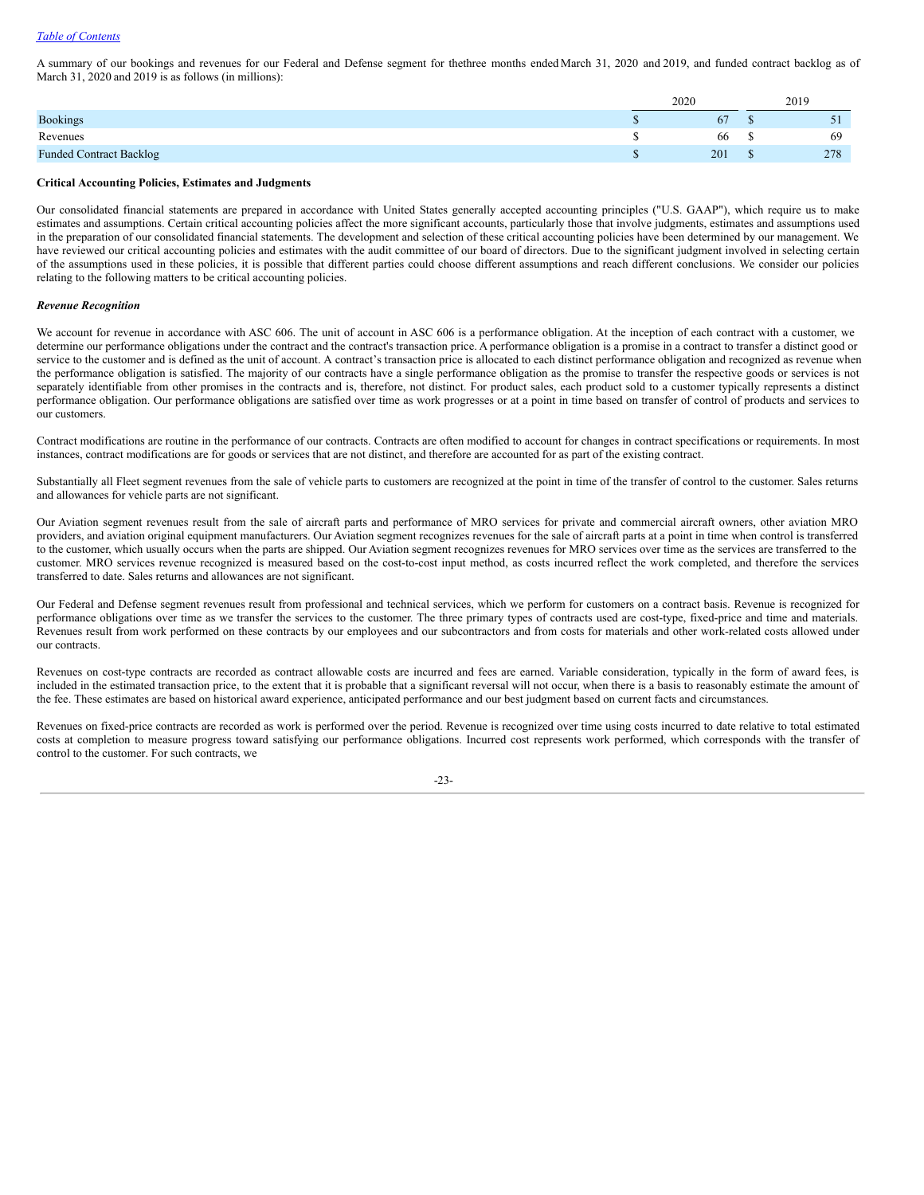A summary of our bookings and revenues for our Federal and Defense segment for thethree months ended March 31, 2020 and 2019, and funded contract backlog as of March 31, 2020 and 2019 is as follows (in millions):

| | 2020 | 2019 |
|---|---|---|
| Bookings | $ 67 | $ 51 |
| Revenues | $ 66 | $ 69 |
| Funded Contract Backlog | $ 201 | $ 278 |

**Critical Accounting Policies, Estimates and Judgments**

Our consolidated financial statements are prepared in accordance with United States generally accepted accounting principles ("U.S. GAAP"), which require us to make estimates and assumptions. Certain critical accounting policies affect the more significant accounts, particularly those that involve judgments, estimates and assumptions used in the preparation of our consolidated financial statements. The development and selection of these critical accounting policies have been determined by our management. We have reviewed our critical accounting policies and estimates with the audit committee of our board of directors. Due to the significant judgment involved in selecting certain of the assumptions used in these policies, it is possible that different parties could choose different assumptions and reach different conclusions. We consider our policies relating to the following matters to be critical accounting policies.

***Revenue Recognition***

We account for revenue in accordance with ASC 606. The unit of account in ASC 606 is a performance obligation. At the inception of each contract with a customer, we determine our performance obligations under the contract and the contract's transaction price. A performance obligation is a promise in a contract to transfer a distinct good or service to the customer and is defined as the unit of account. A contract's transaction price is allocated to each distinct performance obligation and recognized as revenue when the performance obligation is satisfied. The majority of our contracts have a single performance obligation as the promise to transfer the respective goods or services is not separately identifiable from other promises in the contracts and is, therefore, not distinct. For product sales, each product sold to a customer typically represents a distinct performance obligation. Our performance obligations are satisfied over time as work progresses or at a point in time based on transfer of control of products and services to our customers.

Contract modifications are routine in the performance of our contracts. Contracts are often modified to account for changes in contract specifications or requirements. In most instances, contract modifications are for goods or services that are not distinct, and therefore are accounted for as part of the existing contract.

Substantially all Fleet segment revenues from the sale of vehicle parts to customers are recognized at the point in time of the transfer of control to the customer. Sales returns and allowances for vehicle parts are not significant.

Our Aviation segment revenues result from the sale of aircraft parts and performance of MRO services for private and commercial aircraft owners, other aviation MRO providers, and aviation original equipment manufacturers. Our Aviation segment recognizes revenues for the sale of aircraft parts at a point in time when control is transferred to the customer, which usually occurs when the parts are shipped. Our Aviation segment recognizes revenues for MRO services over time as the services are transferred to the customer. MRO services revenue recognized is measured based on the cost-to-cost input method, as costs incurred reflect the work completed, and therefore the services transferred to date. Sales returns and allowances are not significant.

Our Federal and Defense segment revenues result from professional and technical services, which we perform for customers on a contract basis. Revenue is recognized for performance obligations over time as we transfer the services to the customer. The three primary types of contracts used are cost-type, fixed-price and time and materials. Revenues result from work performed on these contracts by our employees and our subcontractors and from costs for materials and other work-related costs allowed under our contracts.

Revenues on cost-type contracts are recorded as contract allowable costs are incurred and fees are earned. Variable consideration, typically in the form of award fees, is included in the estimated transaction price, to the extent that it is probable that a significant reversal will not occur, when there is a basis to reasonably estimate the amount of the fee. These estimates are based on historical award experience, anticipated performance and our best judgment based on current facts and circumstances.

Revenues on fixed-price contracts are recorded as work is performed over the period. Revenue is recognized over time using costs incurred to date relative to total estimated costs at completion to measure progress toward satisfying our performance obligations. Incurred cost represents work performed, which corresponds with the transfer of control to the customer. For such contracts, we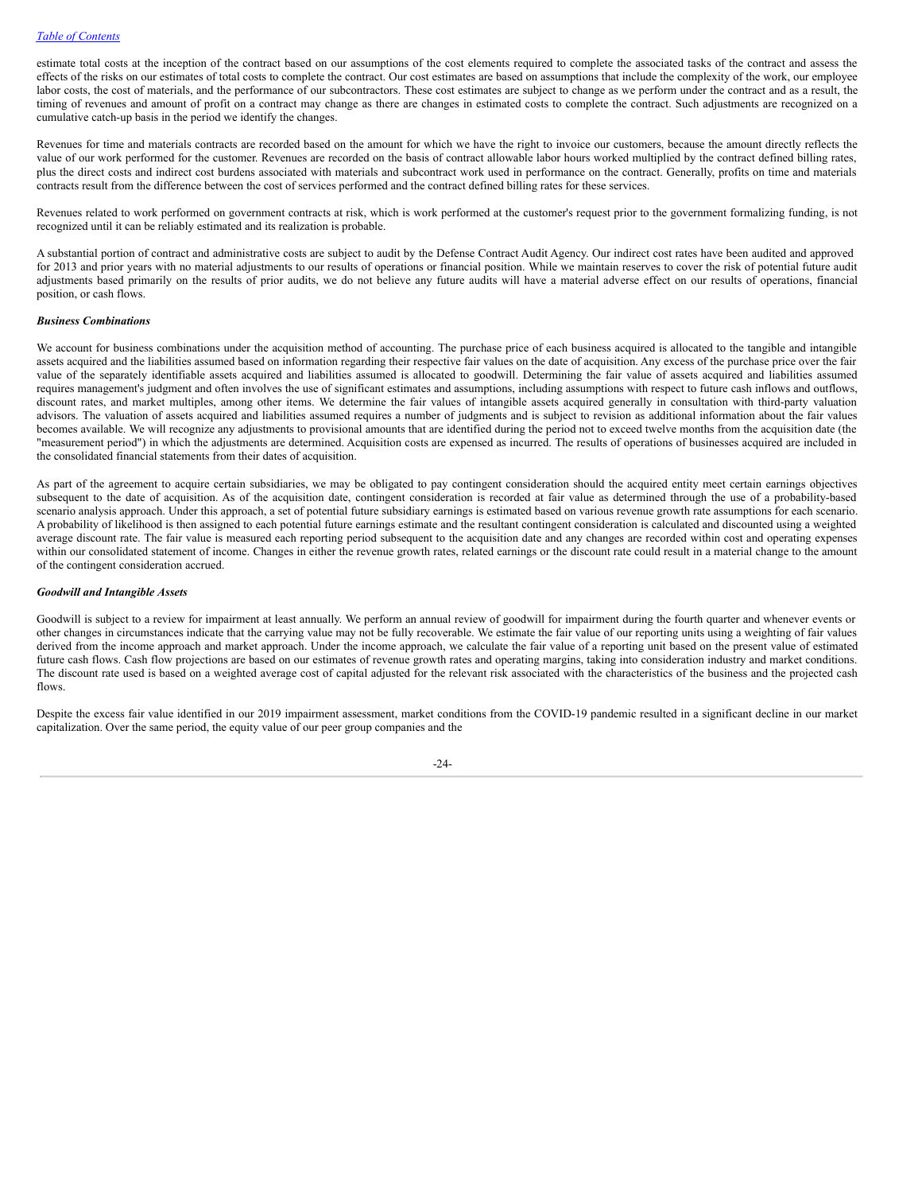estimate total costs at the inception of the contract based on our assumptions of the cost elements required to complete the associated tasks of the contract and assess the effects of the risks on our estimates of total costs to complete the contract. Our cost estimates are based on assumptions that include the complexity of the work, our employee labor costs, the cost of materials, and the performance of our subcontractors. These cost estimates are subject to change as we perform under the contract and as a result, the timing of revenues and amount of profit on a contract may change as there are changes in estimated costs to complete the contract. Such adjustments are recognized on a cumulative catch-up basis in the period we identify the changes.

Revenues for time and materials contracts are recorded based on the amount for which we have the right to invoice our customers, because the amount directly reflects the value of our work performed for the customer. Revenues are recorded on the basis of contract allowable labor hours worked multiplied by the contract defined billing rates, plus the direct costs and indirect cost burdens associated with materials and subcontract work used in performance on the contract. Generally, profits on time and materials contracts result from the difference between the cost of services performed and the contract defined billing rates for these services.

Revenues related to work performed on government contracts at risk, which is work performed at the customer's request prior to the government formalizing funding, is not recognized until it can be reliably estimated and its realization is probable.

A substantial portion of contract and administrative costs are subject to audit by the Defense Contract Audit Agency. Our indirect cost rates have been audited and approved for 2013 and prior years with no material adjustments to our results of operations or financial position. While we maintain reserves to cover the risk of potential future audit adjustments based primarily on the results of prior audits, we do not believe any future audits will have a material adverse effect on our results of operations, financial position, or cash flows.

***Business Combinations***

We account for business combinations under the acquisition method of accounting. The purchase price of each business acquired is allocated to the tangible and intangible assets acquired and the liabilities assumed based on information regarding their respective fair values on the date of acquisition. Any excess of the purchase price over the fair value of the separately identifiable assets acquired and liabilities assumed is allocated to goodwill. Determining the fair value of assets acquired and liabilities assumed requires management's judgment and often involves the use of significant estimates and assumptions, including assumptions with respect to future cash inflows and outflows, discount rates, and market multiples, among other items. We determine the fair values of intangible assets acquired generally in consultation with third-party valuation advisors. The valuation of assets acquired and liabilities assumed requires a number of judgments and is subject to revision as additional information about the fair values becomes available. We will recognize any adjustments to provisional amounts that are identified during the period not to exceed twelve months from the acquisition date (the "measurement period") in which the adjustments are determined. Acquisition costs are expensed as incurred. The results of operations of businesses acquired are included in the consolidated financial statements from their dates of acquisition.

As part of the agreement to acquire certain subsidiaries, we may be obligated to pay contingent consideration should the acquired entity meet certain earnings objectives subsequent to the date of acquisition. As of the acquisition date, contingent consideration is recorded at fair value as determined through the use of a probability-based scenario analysis approach. Under this approach, a set of potential future subsidiary earnings is estimated based on various revenue growth rate assumptions for each scenario. A probability of likelihood is then assigned to each potential future earnings estimate and the resultant contingent consideration is calculated and discounted using a weighted average discount rate. The fair value is measured each reporting period subsequent to the acquisition date and any changes are recorded within cost and operating expenses within our consolidated statement of income. Changes in either the revenue growth rates, related earnings or the discount rate could result in a material change to the amount of the contingent consideration accrued.

***Goodwill and Intangible Assets***

Goodwill is subject to a review for impairment at least annually. We perform an annual review of goodwill for impairment during the fourth quarter and whenever events or other changes in circumstances indicate that the carrying value may not be fully recoverable. We estimate the fair value of our reporting units using a weighting of fair values derived from the income approach and market approach. Under the income approach, we calculate the fair value of a reporting unit based on the present value of estimated future cash flows. Cash flow projections are based on our estimates of revenue growth rates and operating margins, taking into consideration industry and market conditions. The discount rate used is based on a weighted average cost of capital adjusted for the relevant risk associated with the characteristics of the business and the projected cash flows.

Despite the excess fair value identified in our 2019 impairment assessment, market conditions from the COVID-19 pandemic resulted in a significant decline in our market capitalization. Over the same period, the equity value of our peer group companies and the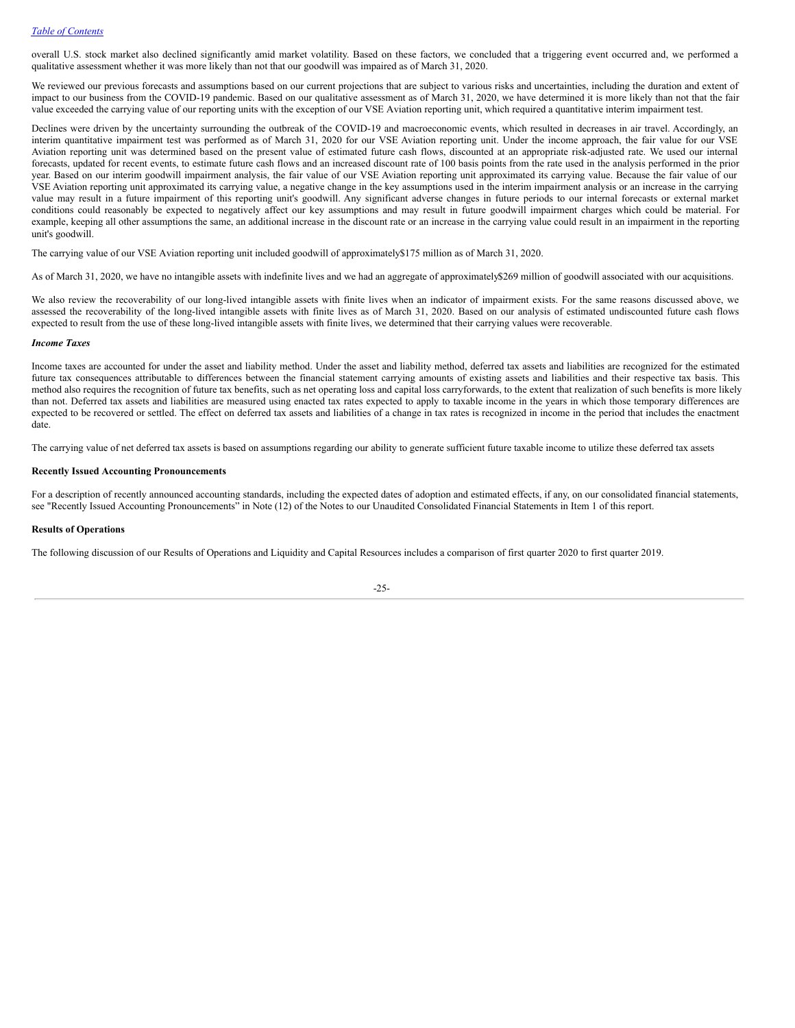overall U.S. stock market also declined significantly amid market volatility. Based on these factors, we concluded that a triggering event occurred and, we performed a qualitative assessment whether it was more likely than not that our goodwill was impaired as of March 31, 2020.

We reviewed our previous forecasts and assumptions based on our current projections that are subject to various risks and uncertainties, including the duration and extent of impact to our business from the COVID-19 pandemic. Based on our qualitative assessment as of March 31, 2020, we have determined it is more likely than not that the fair value exceeded the carrying value of our reporting units with the exception of our VSE Aviation reporting unit, which required a quantitative interim impairment test.

Declines were driven by the uncertainty surrounding the outbreak of the COVID-19 and macroeconomic events, which resulted in decreases in air travel. Accordingly, an interim quantitative impairment test was performed as of March 31, 2020 for our VSE Aviation reporting unit. Under the income approach, the fair value for our VSE Aviation reporting unit was determined based on the present value of estimated future cash flows, discounted at an appropriate risk-adjusted rate. We used our internal forecasts, updated for recent events, to estimate future cash flows and an increased discount rate of 100 basis points from the rate used in the analysis performed in the prior year. Based on our interim goodwill impairment analysis, the fair value of our VSE Aviation reporting unit approximated its carrying value. Because the fair value of our VSE Aviation reporting unit approximated its carrying value, a negative change in the key assumptions used in the interim impairment analysis or an increase in the carrying value may result in a future impairment of this reporting unit's goodwill. Any significant adverse changes in future periods to our internal forecasts or external market conditions could reasonably be expected to negatively affect our key assumptions and may result in future goodwill impairment charges which could be material. For example, keeping all other assumptions the same, an additional increase in the discount rate or an increase in the carrying value could result in an impairment in the reporting unit's goodwill.

The carrying value of our VSE Aviation reporting unit included goodwill of approximately$175 million as of March 31, 2020.

As of March 31, 2020, we have no intangible assets with indefinite lives and we had an aggregate of approximately$269 million of goodwill associated with our acquisitions.

We also review the recoverability of our long-lived intangible assets with finite lives when an indicator of impairment exists. For the same reasons discussed above, we assessed the recoverability of the long-lived intangible assets with finite lives as of March 31, 2020. Based on our analysis of estimated undiscounted future cash flows expected to result from the use of these long-lived intangible assets with finite lives, we determined that their carrying values were recoverable.

***Income Taxes***

Income taxes are accounted for under the asset and liability method. Under the asset and liability method, deferred tax assets and liabilities are recognized for the estimated future tax consequences attributable to differences between the financial statement carrying amounts of existing assets and liabilities and their respective tax basis. This method also requires the recognition of future tax benefits, such as net operating loss and capital loss carryforwards, to the extent that realization of such benefits is more likely than not. Deferred tax assets and liabilities are measured using enacted tax rates expected to apply to taxable income in the years in which those temporary differences are expected to be recovered or settled. The effect on deferred tax assets and liabilities of a change in tax rates is recognized in income in the period that includes the enactment date.

The carrying value of net deferred tax assets is based on assumptions regarding our ability to generate sufficient future taxable income to utilize these deferred tax assets

**Recently Issued Accounting Pronouncements**

For a description of recently announced accounting standards, including the expected dates of adoption and estimated effects, if any, on our consolidated financial statements, see "Recently Issued Accounting Pronouncements" in Note (12) of the Notes to our Unaudited Consolidated Financial Statements in Item 1 of this report.

**Results of Operations**

The following discussion of our Results of Operations and Liquidity and Capital Resources includes a comparison of first quarter 2020 to first quarter 2019.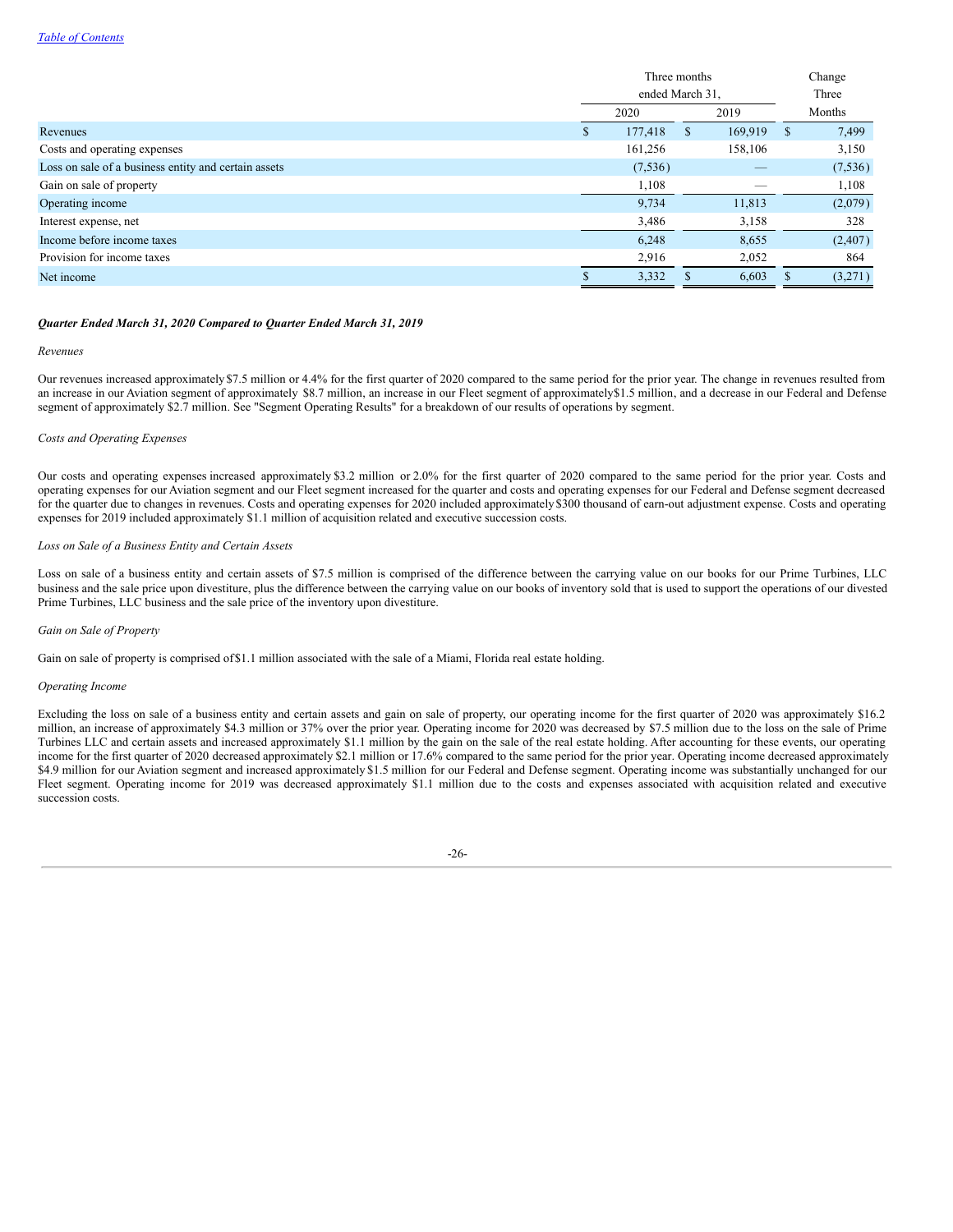| | Three months ended March 31, | | Change Three Months |
|---|---|---|---|
| | 2020 | 2019 | |
| Revenues | $ 177,418 | $ 169,919 | $ 7,499 |
| Costs and operating expenses | 161,256 | 158,106 | 3,150 |
| Loss on sale of a business entity and certain assets | (7,536) | — | (7,536) |
| Gain on sale of property | 1,108 | — | 1,108 |
| Operating income | 9,734 | 11,813 | (2,079) |
| Interest expense, net | 3,486 | 3,158 | 328 |
| Income before income taxes | 6,248 | 8,655 | (2,407) |
| Provision for income taxes | 2,916 | 2,052 | 864 |
| Net income | $ 3,332 | $ 6,603 | $ (3,271) |

***Quarter Ended March 31, 2020 Compared to Quarter Ended March 31, 2019***

*Revenues*

Our revenues increased approximately $7.5 million or 4.4% for the first quarter of 2020 compared to the same period for the prior year. The change in revenues resulted from an increase in our Aviation segment of approximately $8.7 million, an increase in our Fleet segment of approximately $1.5 million, and a decrease in our Federal and Defense segment of approximately $2.7 million. See "Segment Operating Results" for a breakdown of our results of operations by segment.

*Costs and Operating Expenses*

Our costs and operating expenses increased approximately $3.2 million or 2.0% for the first quarter of 2020 compared to the same period for the prior year. Costs and operating expenses for our Aviation segment and our Fleet segment increased for the quarter and costs and operating expenses for our Federal and Defense segment decreased for the quarter due to changes in revenues. Costs and operating expenses for 2020 included approximately $300 thousand of earn-out adjustment expense. Costs and operating expenses for 2019 included approximately $1.1 million of acquisition related and executive succession costs.

*Loss on Sale of a Business Entity and Certain Assets*

Loss on sale of a business entity and certain assets of $7.5 million is comprised of the difference between the carrying value on our books for our Prime Turbines, LLC business and the sale price upon divestiture, plus the difference between the carrying value on our books of inventory sold that is used to support the operations of our divested Prime Turbines, LLC business and the sale price of the inventory upon divestiture.

*Gain on Sale of Property*

Gain on sale of property is comprised of $1.1 million associated with the sale of a Miami, Florida real estate holding.

*Operating Income*

Excluding the loss on sale of a business entity and certain assets and gain on sale of property, our operating income for the first quarter of 2020 was approximately $16.2 million, an increase of approximately $4.3 million or 37% over the prior year. Operating income for 2020 was decreased by $7.5 million due to the loss on the sale of Prime Turbines LLC and certain assets and increased approximately $1.1 million by the gain on the sale of the real estate holding. After accounting for these events, our operating income for the first quarter of 2020 decreased approximately $2.1 million or 17.6% compared to the same period for the prior year. Operating income decreased approximately $4.9 million for our Aviation segment and increased approximately $1.5 million for our Federal and Defense segment. Operating income was substantially unchanged for our Fleet segment. Operating income for 2019 was decreased approximately $1.1 million due to the costs and expenses associated with acquisition related and executive succession costs.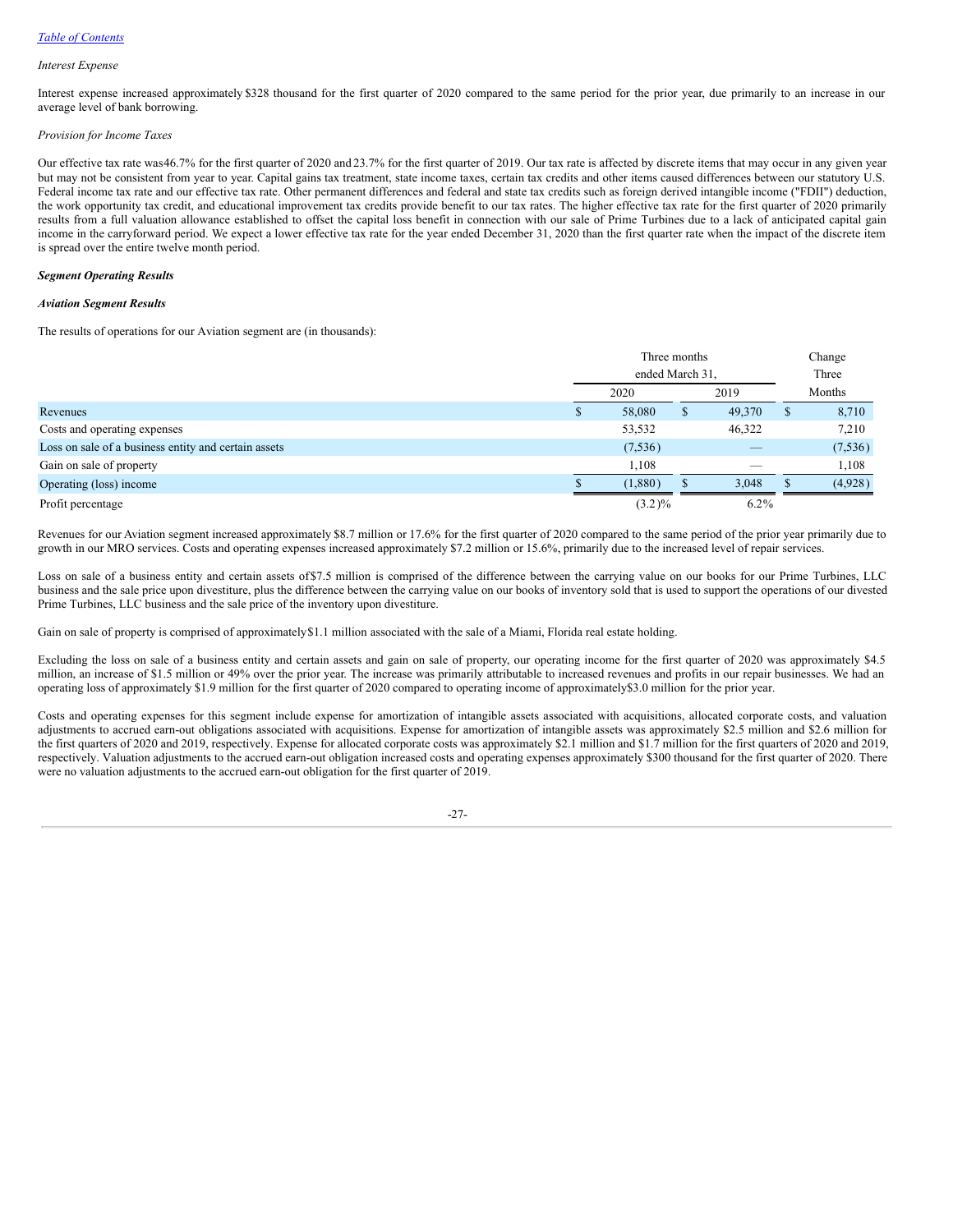*Interest Expense*

Interest expense increased approximately $328 thousand for the first quarter of 2020 compared to the same period for the prior year, due primarily to an increase in our average level of bank borrowing.

*Provision for Income Taxes*

Our effective tax rate was46.7% for the first quarter of 2020 and 23.7% for the first quarter of 2019. Our tax rate is affected by discrete items that may occur in any given year but may not be consistent from year to year. Capital gains tax treatment, state income taxes, certain tax credits and other items caused differences between our statutory U.S. Federal income tax rate and our effective tax rate. Other permanent differences and federal and state tax credits such as foreign derived intangible income ("FDII") deduction, the work opportunity tax credit, and educational improvement tax credits provide benefit to our tax rates. The higher effective tax rate for the first quarter of 2020 primarily results from a full valuation allowance established to offset the capital loss benefit in connection with our sale of Prime Turbines due to a lack of anticipated capital gain income in the carryforward period. We expect a lower effective tax rate for the year ended December 31, 2020 than the first quarter rate when the impact of the discrete item is spread over the entire twelve month period.

***Segment Operating Results***

***Aviation Segment Results***

The results of operations for our Aviation segment are (in thousands):

| | Three months ended March 31, 2020 | Three months ended March 31, 2019 | Change Three Months |
|---|---|---|---|
| Revenues | $ 58,080 | $ 49,370 | $ 8,710 |
| Costs and operating expenses | 53,532 | 46,322 | 7,210 |
| Loss on sale of a business entity and certain assets | (7,536) | — | (7,536) |
| Gain on sale of property | 1,108 | — | 1,108 |
| Operating (loss) income | $ (1,880) | $ 3,048 | $ (4,928) |
| Profit percentage | (3.2)% | 6.2% | |

Revenues for our Aviation segment increased approximately $8.7 million or 17.6% for the first quarter of 2020 compared to the same period of the prior year primarily due to growth in our MRO services. Costs and operating expenses increased approximately $7.2 million or 15.6%, primarily due to the increased level of repair services.

Loss on sale of a business entity and certain assets of$7.5 million is comprised of the difference between the carrying value on our books for our Prime Turbines, LLC business and the sale price upon divestiture, plus the difference between the carrying value on our books of inventory sold that is used to support the operations of our divested Prime Turbines, LLC business and the sale price of the inventory upon divestiture.

Gain on sale of property is comprised of approximately$1.1 million associated with the sale of a Miami, Florida real estate holding.

Excluding the loss on sale of a business entity and certain assets and gain on sale of property, our operating income for the first quarter of 2020 was approximately $4.5 million, an increase of $1.5 million or 49% over the prior year. The increase was primarily attributable to increased revenues and profits in our repair businesses. We had an operating loss of approximately $1.9 million for the first quarter of 2020 compared to operating income of approximately$3.0 million for the prior year.

Costs and operating expenses for this segment include expense for amortization of intangible assets associated with acquisitions, allocated corporate costs, and valuation adjustments to accrued earn-out obligations associated with acquisitions. Expense for amortization of intangible assets was approximately $2.5 million and $2.6 million for the first quarters of 2020 and 2019, respectively. Expense for allocated corporate costs was approximately $2.1 million and $1.7 million for the first quarters of 2020 and 2019, respectively. Valuation adjustments to the accrued earn-out obligation increased costs and operating expenses approximately $300 thousand for the first quarter of 2020. There were no valuation adjustments to the accrued earn-out obligation for the first quarter of 2019.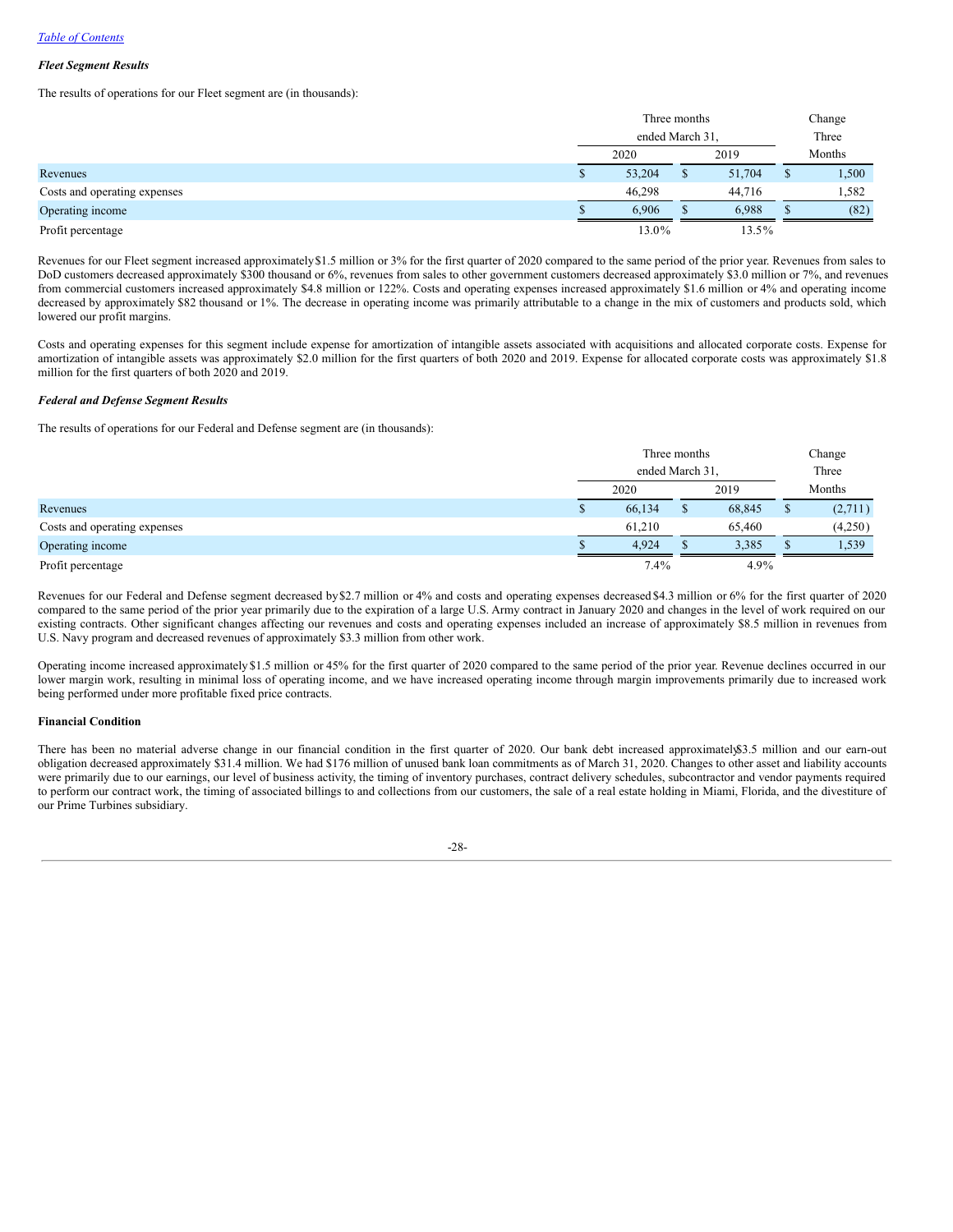*Fleet Segment Results*

The results of operations for our Fleet segment are (in thousands):

| | Three months ended March 31, | | Change Three |
|---|---|---|---|
| | 2020 | 2019 | Months |
| Revenues | $ 53,204 | $ 51,704 | $ 1,500 |
| Costs and operating expenses | 46,298 | 44,716 | 1,582 |
| Operating income | $ 6,906 | $ 6,988 | $ (82) |
| Profit percentage | 13.0% | 13.5% | |

Revenues for our Fleet segment increased approximately $1.5 million or 3% for the first quarter of 2020 compared to the same period of the prior year. Revenues from sales to DoD customers decreased approximately $300 thousand or 6%, revenues from sales to other government customers decreased approximately $3.0 million or 7%, and revenues from commercial customers increased approximately $4.8 million or 122%. Costs and operating expenses increased approximately $1.6 million or 4% and operating income decreased by approximately $82 thousand or 1%. The decrease in operating income was primarily attributable to a change in the mix of customers and products sold, which lowered our profit margins.

Costs and operating expenses for this segment include expense for amortization of intangible assets associated with acquisitions and allocated corporate costs. Expense for amortization of intangible assets was approximately $2.0 million for the first quarters of both 2020 and 2019. Expense for allocated corporate costs was approximately $1.8 million for the first quarters of both 2020 and 2019.

*Federal and Defense Segment Results*

The results of operations for our Federal and Defense segment are (in thousands):

| | Three months ended March 31, | | Change Three |
|---|---|---|---|
| | 2020 | 2019 | Months |
| Revenues | $ 66,134 | $ 68,845 | $ (2,711) |
| Costs and operating expenses | 61,210 | 65,460 | (4,250) |
| Operating income | $ 4,924 | $ 3,385 | $ 1,539 |
| Profit percentage | 7.4% | 4.9% | |

Revenues for our Federal and Defense segment decreased by $2.7 million or 4% and costs and operating expenses decreased $4.3 million or 6% for the first quarter of 2020 compared to the same period of the prior year primarily due to the expiration of a large U.S. Army contract in January 2020 and changes in the level of work required on our existing contracts. Other significant changes affecting our revenues and costs and operating expenses included an increase of approximately $8.5 million in revenues from U.S. Navy program and decreased revenues of approximately $3.3 million from other work.

Operating income increased approximately $1.5 million or 45% for the first quarter of 2020 compared to the same period of the prior year. Revenue declines occurred in our lower margin work, resulting in minimal loss of operating income, and we have increased operating income through margin improvements primarily due to increased work being performed under more profitable fixed price contracts.

**Financial Condition**

There has been no material adverse change in our financial condition in the first quarter of 2020. Our bank debt increased approximately $3.5 million and our earn-out obligation decreased approximately $31.4 million. We had $176 million of unused bank loan commitments as of March 31, 2020. Changes to other asset and liability accounts were primarily due to our earnings, our level of business activity, the timing of inventory purchases, contract delivery schedules, subcontractor and vendor payments required to perform our contract work, the timing of associated billings to and collections from our customers, the sale of a real estate holding in Miami, Florida, and the divestiture of our Prime Turbines subsidiary.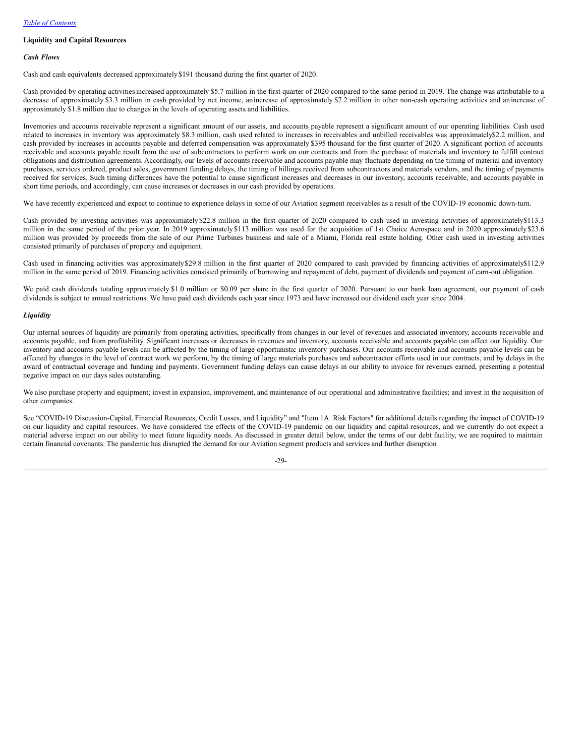## Liquidity and Capital Resources

### *Cash Flows*

Cash and cash equivalents decreased approximately $191 thousand during the first quarter of 2020.

Cash provided by operating activities increased approximately $5.7 million in the first quarter of 2020 compared to the same period in 2019. The change was attributable to a decrease of approximately $3.3 million in cash provided by net income, an increase of approximately $7.2 million in other non-cash operating activities and an increase of approximately $1.8 million due to changes in the levels of operating assets and liabilities.

Inventories and accounts receivable represent a significant amount of our assets, and accounts payable represent a significant amount of our operating liabilities. Cash used related to increases in inventory was approximately $8.3 million, cash used related to increases in receivables and unbilled receivables was approximately $2.2 million, and cash provided by increases in accounts payable and deferred compensation was approximately $395 thousand for the first quarter of 2020. A significant portion of accounts receivable and accounts payable result from the use of subcontractors to perform work on our contracts and from the purchase of materials and inventory to fulfill contract obligations and distribution agreements. Accordingly, our levels of accounts receivable and accounts payable may fluctuate depending on the timing of material and inventory purchases, services ordered, product sales, government funding delays, the timing of billings received from subcontractors and materials vendors, and the timing of payments received for services. Such timing differences have the potential to cause significant increases and decreases in our inventory, accounts receivable, and accounts payable in short time periods, and accordingly, can cause increases or decreases in our cash provided by operations.

We have recently experienced and expect to continue to experience delays in some of our Aviation segment receivables as a result of the COVID-19 economic down-turn.

Cash provided by investing activities was approximately $22.8 million in the first quarter of 2020 compared to cash used in investing activities of approximately $113.3 million in the same period of the prior year. In 2019 approximately $113 million was used for the acquisition of 1st Choice Aerospace and in 2020 approximately $23.6 million was provided by proceeds from the sale of our Prime Turbines business and sale of a Miami, Florida real estate holding. Other cash used in investing activities consisted primarily of purchases of property and equipment.

Cash used in financing activities was approximately $29.8 million in the first quarter of 2020 compared to cash provided by financing activities of approximately $112.9 million in the same period of 2019. Financing activities consisted primarily of borrowing and repayment of debt, payment of dividends and payment of earn-out obligation.

We paid cash dividends totaling approximately $1.0 million or $0.09 per share in the first quarter of 2020. Pursuant to our bank loan agreement, our payment of cash dividends is subject to annual restrictions. We have paid cash dividends each year since 1973 and have increased our dividend each year since 2004.

### *Liquidity*

Our internal sources of liquidity are primarily from operating activities, specifically from changes in our level of revenues and associated inventory, accounts receivable and accounts payable, and from profitability. Significant increases or decreases in revenues and inventory, accounts receivable and accounts payable can affect our liquidity. Our inventory and accounts payable levels can be affected by the timing of large opportunistic inventory purchases. Our accounts receivable and accounts payable levels can be affected by changes in the level of contract work we perform, by the timing of large materials purchases and subcontractor efforts used in our contracts, and by delays in the award of contractual coverage and funding and payments. Government funding delays can cause delays in our ability to invoice for revenues earned, presenting a potential negative impact on our days sales outstanding.

We also purchase property and equipment; invest in expansion, improvement, and maintenance of our operational and administrative facilities; and invest in the acquisition of other companies.

See "COVID-19 Discussion-Capital, Financial Resources, Credit Losses, and Liquidity" and "Item 1A. Risk Factors" for additional details regarding the impact of COVID-19 on our liquidity and capital resources. We have considered the effects of the COVID-19 pandemic on our liquidity and capital resources, and we currently do not expect a material adverse impact on our ability to meet future liquidity needs. As discussed in greater detail below, under the terms of our debt facility, we are required to maintain certain financial covenants. The pandemic has disrupted the demand for our Aviation segment products and services and further disruption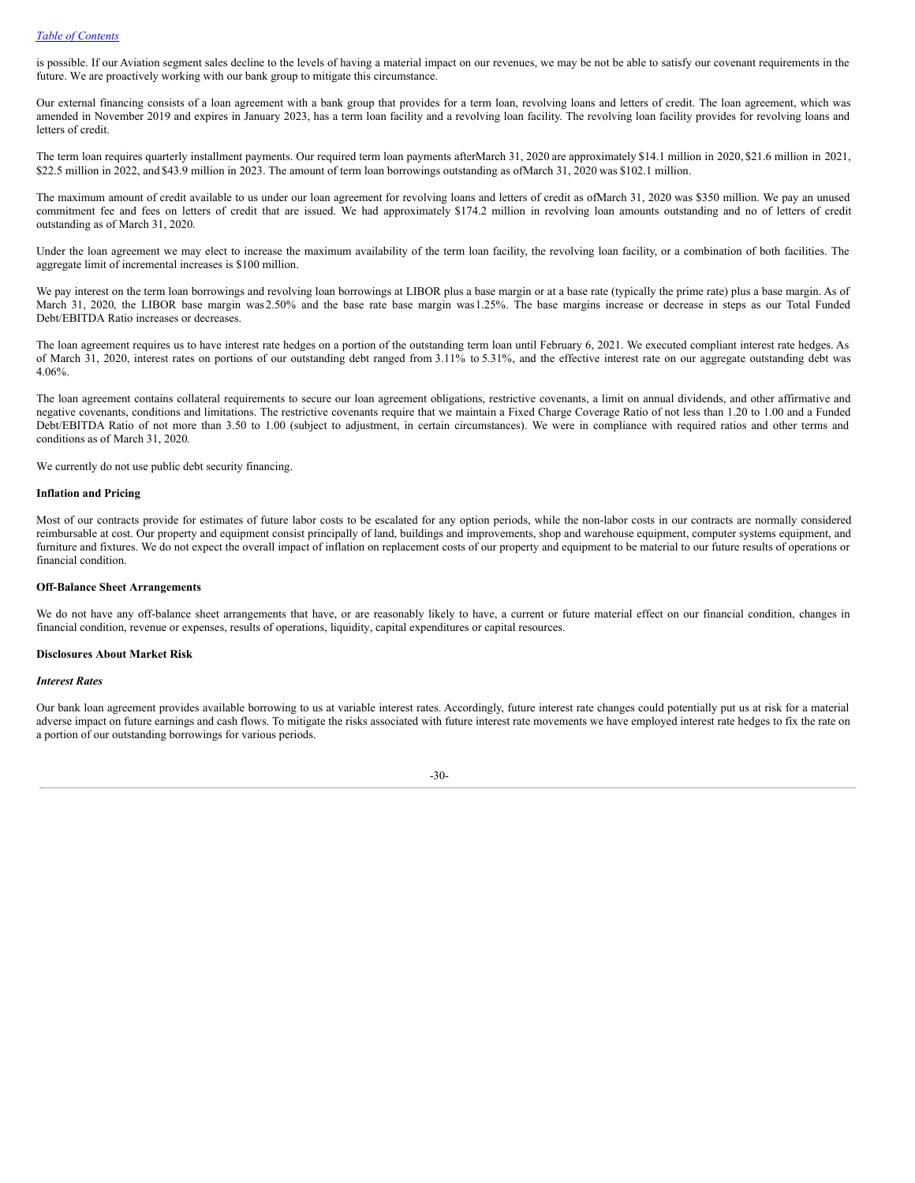is possible. If our Aviation segment sales decline to the levels of having a material impact on our revenues, we may be not be able to satisfy our covenant requirements in the future. We are proactively working with our bank group to mitigate this circumstance.

Our external financing consists of a loan agreement with a bank group that provides for a term loan, revolving loans and letters of credit. The loan agreement, which was amended in November 2019 and expires in January 2023, has a term loan facility and a revolving loan facility. The revolving loan facility provides for revolving loans and letters of credit.

The term loan requires quarterly installment payments. Our required term loan payments afterMarch 31, 2020 are approximately $14.1 million in 2020, $21.6 million in 2021, $22.5 million in 2022, and $43.9 million in 2023. The amount of term loan borrowings outstanding as ofMarch 31, 2020 was $102.1 million.

The maximum amount of credit available to us under our loan agreement for revolving loans and letters of credit as ofMarch 31, 2020 was $350 million. We pay an unused commitment fee and fees on letters of credit that are issued. We had approximately $174.2 million in revolving loan amounts outstanding and no of letters of credit outstanding as of March 31, 2020.

Under the loan agreement we may elect to increase the maximum availability of the term loan facility, the revolving loan facility, or a combination of both facilities. The aggregate limit of incremental increases is $100 million.

We pay interest on the term loan borrowings and revolving loan borrowings at LIBOR plus a base margin or at a base rate (typically the prime rate) plus a base margin. As of March 31, 2020, the LIBOR base margin was 2.50% and the base rate base margin was 1.25%. The base margins increase or decrease in steps as our Total Funded Debt/EBITDA Ratio increases or decreases.

The loan agreement requires us to have interest rate hedges on a portion of the outstanding term loan until February 6, 2021. We executed compliant interest rate hedges. As of March 31, 2020, interest rates on portions of our outstanding debt ranged from 3.11% to 5.31%, and the effective interest rate on our aggregate outstanding debt was 4.06%.

The loan agreement contains collateral requirements to secure our loan agreement obligations, restrictive covenants, a limit on annual dividends, and other affirmative and negative covenants, conditions and limitations. The restrictive covenants require that we maintain a Fixed Charge Coverage Ratio of not less than 1.20 to 1.00 and a Funded Debt/EBITDA Ratio of not more than 3.50 to 1.00 (subject to adjustment, in certain circumstances). We were in compliance with required ratios and other terms and conditions as of March 31, 2020.

We currently do not use public debt security financing.

**Inflation and Pricing**

Most of our contracts provide for estimates of future labor costs to be escalated for any option periods, while the non-labor costs in our contracts are normally considered reimbursable at cost. Our property and equipment consist principally of land, buildings and improvements, shop and warehouse equipment, computer systems equipment, and furniture and fixtures. We do not expect the overall impact of inflation on replacement costs of our property and equipment to be material to our future results of operations or financial condition.

**Off-Balance Sheet Arrangements**

We do not have any off-balance sheet arrangements that have, or are reasonably likely to have, a current or future material effect on our financial condition, changes in financial condition, revenue or expenses, results of operations, liquidity, capital expenditures or capital resources.

**Disclosures About Market Risk**

***Interest Rates***

Our bank loan agreement provides available borrowing to us at variable interest rates. Accordingly, future interest rate changes could potentially put us at risk for a material adverse impact on future earnings and cash flows. To mitigate the risks associated with future interest rate movements we have employed interest rate hedges to fix the rate on a portion of our outstanding borrowings for various periods.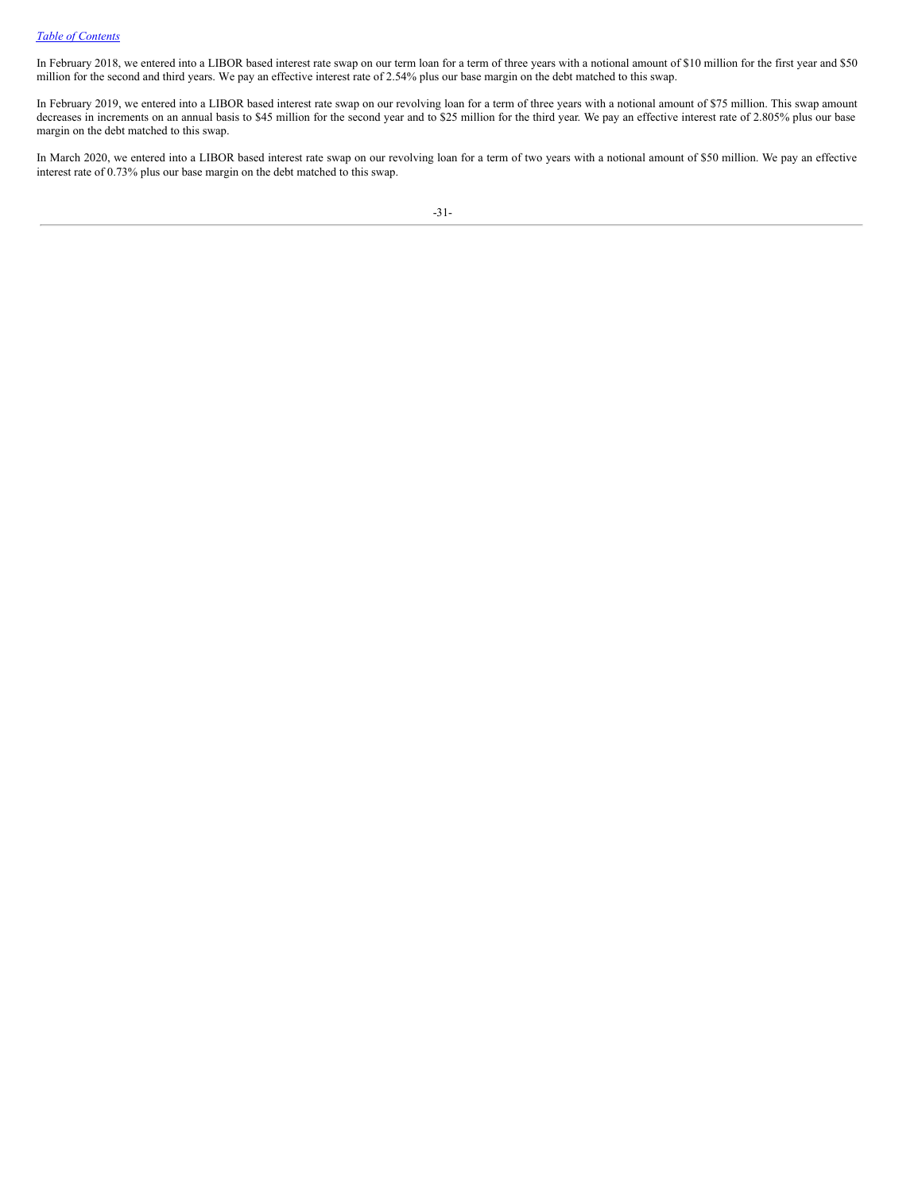In February 2018, we entered into a LIBOR based interest rate swap on our term loan for a term of three years with a notional amount of $10 million for the first year and $50 million for the second and third years. We pay an effective interest rate of 2.54% plus our base margin on the debt matched to this swap.

In February 2019, we entered into a LIBOR based interest rate swap on our revolving loan for a term of three years with a notional amount of $75 million. This swap amount decreases in increments on an annual basis to $45 million for the second year and to $25 million for the third year. We pay an effective interest rate of 2.805% plus our base margin on the debt matched to this swap.

In March 2020, we entered into a LIBOR based interest rate swap on our revolving loan for a term of two years with a notional amount of $50 million. We pay an effective interest rate of 0.73% plus our base margin on the debt matched to this swap.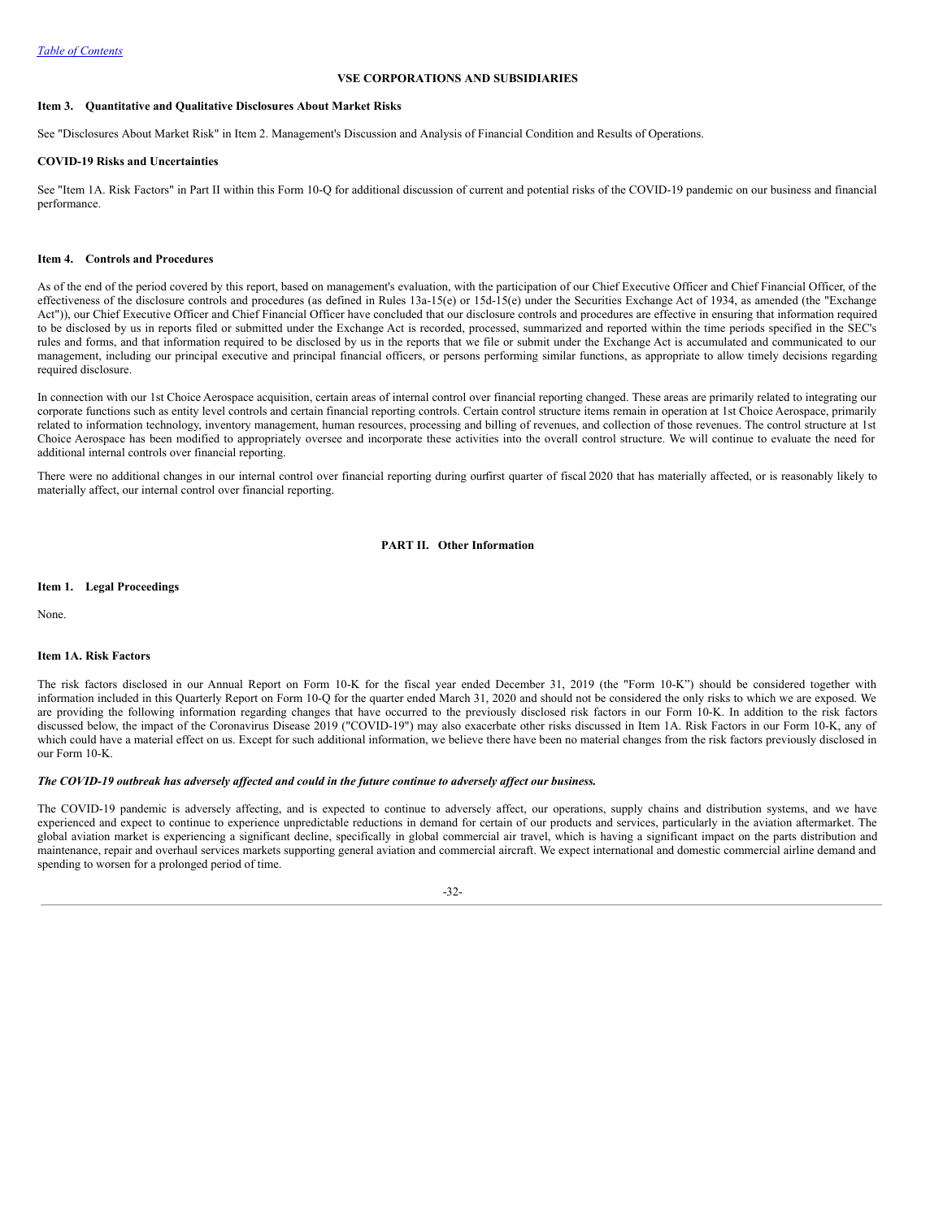**VSE CORPORATIONS AND SUBSIDIARIES**

### Item 3. Quantitative and Qualitative Disclosures About Market Risks

See "Disclosures About Market Risk" in Item 2. Management's Discussion and Analysis of Financial Condition and Results of Operations.

**COVID-19 Risks and Uncertainties**

See "Item 1A. Risk Factors" in Part II within this Form 10-Q for additional discussion of current and potential risks of the COVID-19 pandemic on our business and financial performance.

### Item 4. Controls and Procedures

As of the end of the period covered by this report, based on management's evaluation, with the participation of our Chief Executive Officer and Chief Financial Officer, of the effectiveness of the disclosure controls and procedures (as defined in Rules 13a-15(e) or 15d-15(e) under the Securities Exchange Act of 1934, as amended (the "Exchange Act")), our Chief Executive Officer and Chief Financial Officer have concluded that our disclosure controls and procedures are effective in ensuring that information required to be disclosed by us in reports filed or submitted under the Exchange Act is recorded, processed, summarized and reported within the time periods specified in the SEC's rules and forms, and that information required to be disclosed by us in the reports that we file or submit under the Exchange Act is accumulated and communicated to our management, including our principal executive and principal financial officers, or persons performing similar functions, as appropriate to allow timely decisions regarding required disclosure.

In connection with our 1st Choice Aerospace acquisition, certain areas of internal control over financial reporting changed. These areas are primarily related to integrating our corporate functions such as entity level controls and certain financial reporting controls. Certain control structure items remain in operation at 1st Choice Aerospace, primarily related to information technology, inventory management, human resources, processing and billing of revenues, and collection of those revenues. The control structure at 1st Choice Aerospace has been modified to appropriately oversee and incorporate these activities into the overall control structure. We will continue to evaluate the need for additional internal controls over financial reporting.

There were no additional changes in our internal control over financial reporting during ourfirst quarter of fiscal 2020 that has materially affected, or is reasonably likely to materially affect, our internal control over financial reporting.

## PART II. Other Information

### Item 1. Legal Proceedings

None.

### Item 1A. Risk Factors

The risk factors disclosed in our Annual Report on Form 10-K for the fiscal year ended December 31, 2019 (the "Form 10-K") should be considered together with information included in this Quarterly Report on Form 10-Q for the quarter ended March 31, 2020 and should not be considered the only risks to which we are exposed. We are providing the following information regarding changes that have occurred to the previously disclosed risk factors in our Form 10-K. In addition to the risk factors discussed below, the impact of the Coronavirus Disease 2019 ("COVID-19") may also exacerbate other risks discussed in Item 1A. Risk Factors in our Form 10-K, any of which could have a material effect on us. Except for such additional information, we believe there have been no material changes from the risk factors previously disclosed in our Form 10-K.

***The COVID-19 outbreak has adversely affected and could in the future continue to adversely affect our business.***

The COVID-19 pandemic is adversely affecting, and is expected to continue to adversely affect, our operations, supply chains and distribution systems, and we have experienced and expect to continue to experience unpredictable reductions in demand for certain of our products and services, particularly in the aviation aftermarket. The global aviation market is experiencing a significant decline, specifically in global commercial air travel, which is having a significant impact on the parts distribution and maintenance, repair and overhaul services markets supporting general aviation and commercial aircraft. We expect international and domestic commercial airline demand and spending to worsen for a prolonged period of time.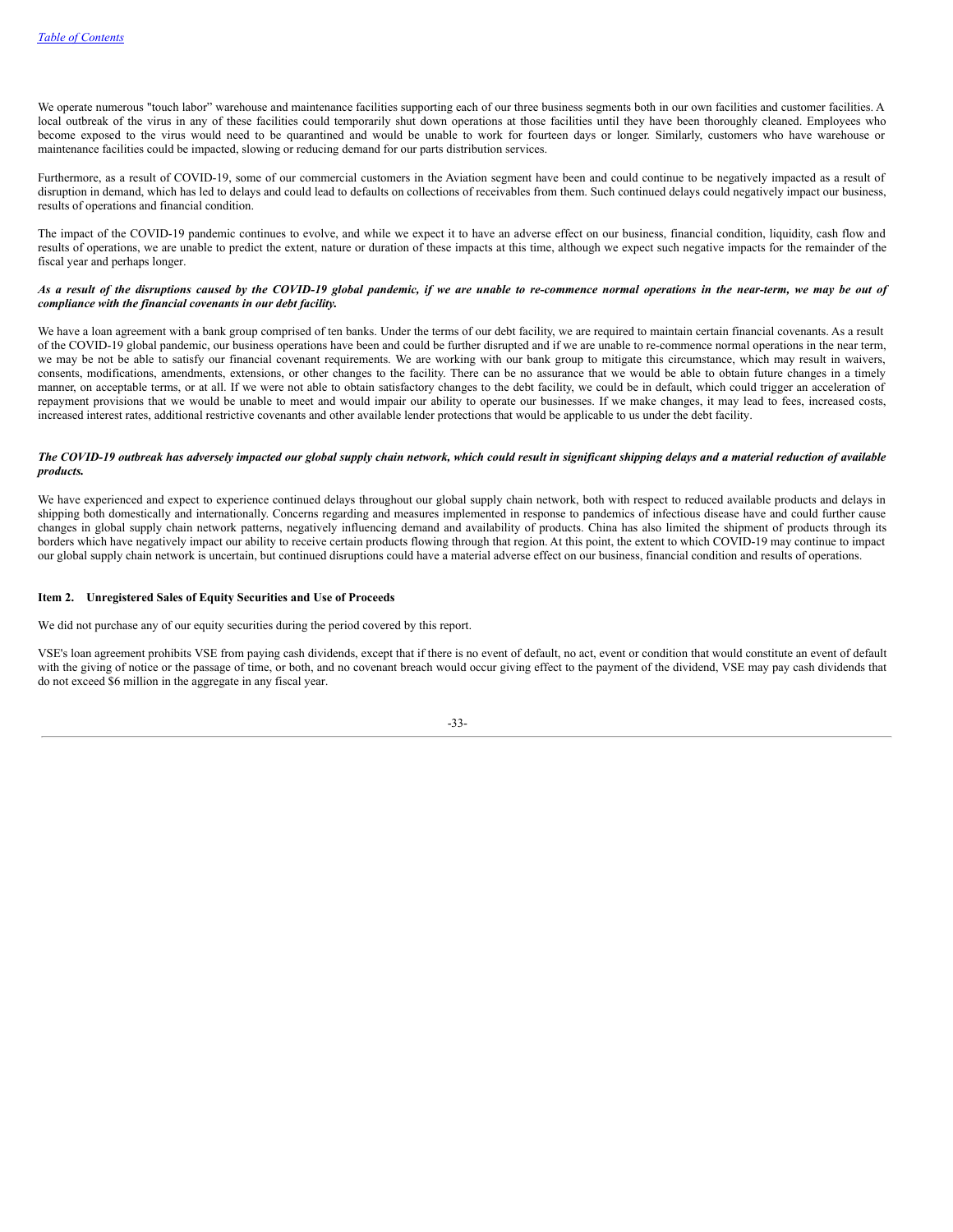We operate numerous "touch labor" warehouse and maintenance facilities supporting each of our three business segments both in our own facilities and customer facilities. A local outbreak of the virus in any of these facilities could temporarily shut down operations at those facilities until they have been thoroughly cleaned. Employees who become exposed to the virus would need to be quarantined and would be unable to work for fourteen days or longer. Similarly, customers who have warehouse or maintenance facilities could be impacted, slowing or reducing demand for our parts distribution services.

Furthermore, as a result of COVID-19, some of our commercial customers in the Aviation segment have been and could continue to be negatively impacted as a result of disruption in demand, which has led to delays and could lead to defaults on collections of receivables from them. Such continued delays could negatively impact our business, results of operations and financial condition.

The impact of the COVID-19 pandemic continues to evolve, and while we expect it to have an adverse effect on our business, financial condition, liquidity, cash flow and results of operations, we are unable to predict the extent, nature or duration of these impacts at this time, although we expect such negative impacts for the remainder of the fiscal year and perhaps longer.

***As a result of the disruptions caused by the COVID-19 global pandemic, if we are unable to re-commence normal operations in the near-term, we may be out of compliance with the financial covenants in our debt facility.***

We have a loan agreement with a bank group comprised of ten banks. Under the terms of our debt facility, we are required to maintain certain financial covenants. As a result of the COVID-19 global pandemic, our business operations have been and could be further disrupted and if we are unable to re-commence normal operations in the near term, we may be not be able to satisfy our financial covenant requirements. We are working with our bank group to mitigate this circumstance, which may result in waivers, consents, modifications, amendments, extensions, or other changes to the facility. There can be no assurance that we would be able to obtain future changes in a timely manner, on acceptable terms, or at all. If we were not able to obtain satisfactory changes to the debt facility, we could be in default, which could trigger an acceleration of repayment provisions that we would be unable to meet and would impair our ability to operate our businesses. If we make changes, it may lead to fees, increased costs, increased interest rates, additional restrictive covenants and other available lender protections that would be applicable to us under the debt facility.

***The COVID-19 outbreak has adversely impacted our global supply chain network, which could result in significant shipping delays and a material reduction of available products.***

We have experienced and expect to experience continued delays throughout our global supply chain network, both with respect to reduced available products and delays in shipping both domestically and internationally. Concerns regarding and measures implemented in response to pandemics of infectious disease have and could further cause changes in global supply chain network patterns, negatively influencing demand and availability of products. China has also limited the shipment of products through its borders which have negatively impact our ability to receive certain products flowing through that region. At this point, the extent to which COVID-19 may continue to impact our global supply chain network is uncertain, but continued disruptions could have a material adverse effect on our business, financial condition and results of operations.

## Item 2. Unregistered Sales of Equity Securities and Use of Proceeds

We did not purchase any of our equity securities during the period covered by this report.

VSE's loan agreement prohibits VSE from paying cash dividends, except that if there is no event of default, no act, event or condition that would constitute an event of default with the giving of notice or the passage of time, or both, and no covenant breach would occur giving effect to the payment of the dividend, VSE may pay cash dividends that do not exceed $6 million in the aggregate in any fiscal year.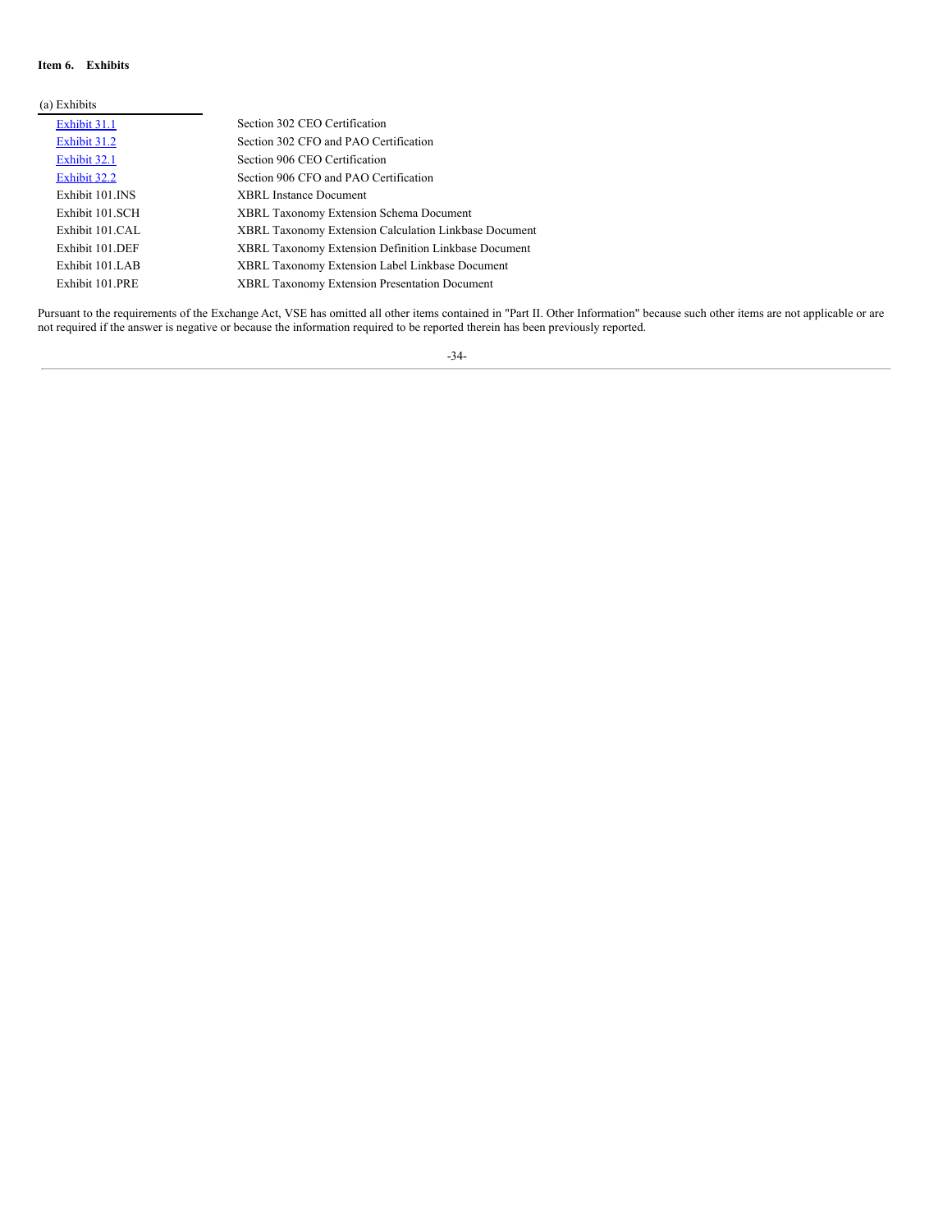**Item 6. Exhibits**

| (a) Exhibits | |
|---|---|
| Exhibit 31.1 | Section 302 CEO Certification |
| Exhibit 31.2 | Section 302 CFO and PAO Certification |
| Exhibit 32.1 | Section 906 CEO Certification |
| Exhibit 32.2 | Section 906 CFO and PAO Certification |
| Exhibit 101.INS | XBRL Instance Document |
| Exhibit 101.SCH | XBRL Taxonomy Extension Schema Document |
| Exhibit 101.CAL | XBRL Taxonomy Extension Calculation Linkbase Document |
| Exhibit 101.DEF | XBRL Taxonomy Extension Definition Linkbase Document |
| Exhibit 101.LAB | XBRL Taxonomy Extension Label Linkbase Document |
| Exhibit 101.PRE | XBRL Taxonomy Extension Presentation Document |

Pursuant to the requirements of the Exchange Act, VSE has omitted all other items contained in "Part II. Other Information" because such other items are not applicable or are not required if the answer is negative or because the information required to be reported therein has been previously reported.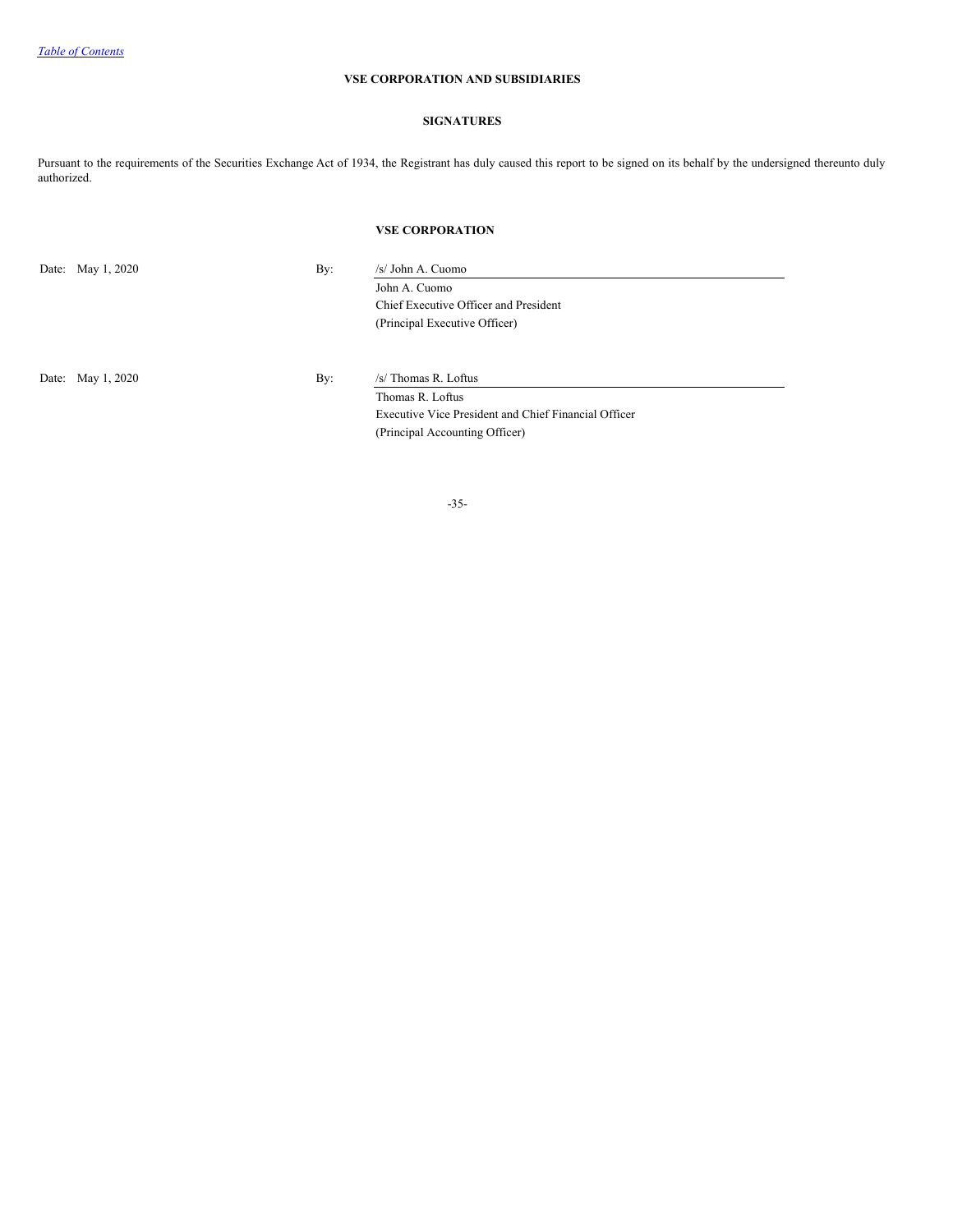**VSE CORPORATION AND SUBSIDIARIES**

**SIGNATURES**

Pursuant to the requirements of the Securities Exchange Act of 1934, the Registrant has duly caused this report to be signed on its behalf by the undersigned thereunto duly authorized.

**VSE CORPORATION**

| | | |
|---|---|---|
| Date: May 1, 2020 | By: | /s/ John A. Cuomo |
| | | John A. Cuomo |
| | | Chief Executive Officer and President |
| | | (Principal Executive Officer) |
| | | |
| Date: May 1, 2020 | By: | /s/ Thomas R. Loftus |
| | | Thomas R. Loftus |
| | | Executive Vice President and Chief Financial Officer |
| | | (Principal Accounting Officer) |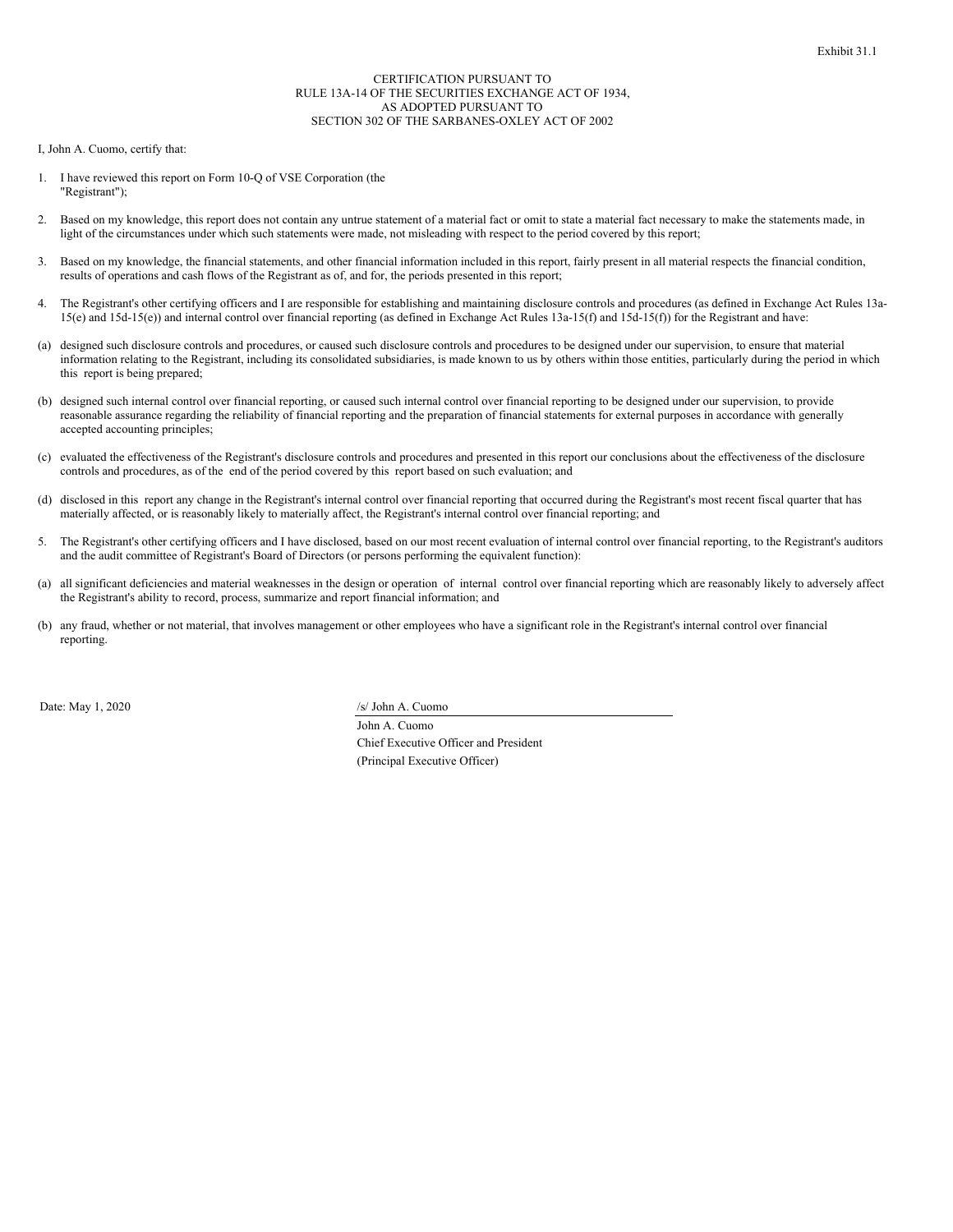Exhibit 31.1

CERTIFICATION PURSUANT TO
RULE 13A-14 OF THE SECURITIES EXCHANGE ACT OF 1934,
AS ADOPTED PURSUANT TO
SECTION 302 OF THE SARBANES-OXLEY ACT OF 2002

I, John A. Cuomo, certify that:

1. I have reviewed this report on Form 10-Q of VSE Corporation (the "Registrant");

2. Based on my knowledge, this report does not contain any untrue statement of a material fact or omit to state a material fact necessary to make the statements made, in light of the circumstances under which such statements were made, not misleading with respect to the period covered by this report;

3. Based on my knowledge, the financial statements, and other financial information included in this report, fairly present in all material respects the financial condition, results of operations and cash flows of the Registrant as of, and for, the periods presented in this report;

4. The Registrant's other certifying officers and I are responsible for establishing and maintaining disclosure controls and procedures (as defined in Exchange Act Rules 13a-15(e) and 15d-15(e)) and internal control over financial reporting (as defined in Exchange Act Rules 13a-15(f) and 15d-15(f)) for the Registrant and have:

(a) designed such disclosure controls and procedures, or caused such disclosure controls and procedures to be designed under our supervision, to ensure that material information relating to the Registrant, including its consolidated subsidiaries, is made known to us by others within those entities, particularly during the period in which this report is being prepared;

(b) designed such internal control over financial reporting, or caused such internal control over financial reporting to be designed under our supervision, to provide reasonable assurance regarding the reliability of financial reporting and the preparation of financial statements for external purposes in accordance with generally accepted accounting principles;

(c) evaluated the effectiveness of the Registrant's disclosure controls and procedures and presented in this report our conclusions about the effectiveness of the disclosure controls and procedures, as of the end of the period covered by this report based on such evaluation; and

(d) disclosed in this report any change in the Registrant's internal control over financial reporting that occurred during the Registrant's most recent fiscal quarter that has materially affected, or is reasonably likely to materially affect, the Registrant's internal control over financial reporting; and

5. The Registrant's other certifying officers and I have disclosed, based on our most recent evaluation of internal control over financial reporting, to the Registrant's auditors and the audit committee of Registrant's Board of Directors (or persons performing the equivalent function):

(a) all significant deficiencies and material weaknesses in the design or operation of internal control over financial reporting which are reasonably likely to adversely affect the Registrant's ability to record, process, summarize and report financial information; and

(b) any fraud, whether or not material, that involves management or other employees who have a significant role in the Registrant's internal control over financial reporting.

Date: May 1, 2020

/s/ John A. Cuomo
John A. Cuomo
Chief Executive Officer and President
(Principal Executive Officer)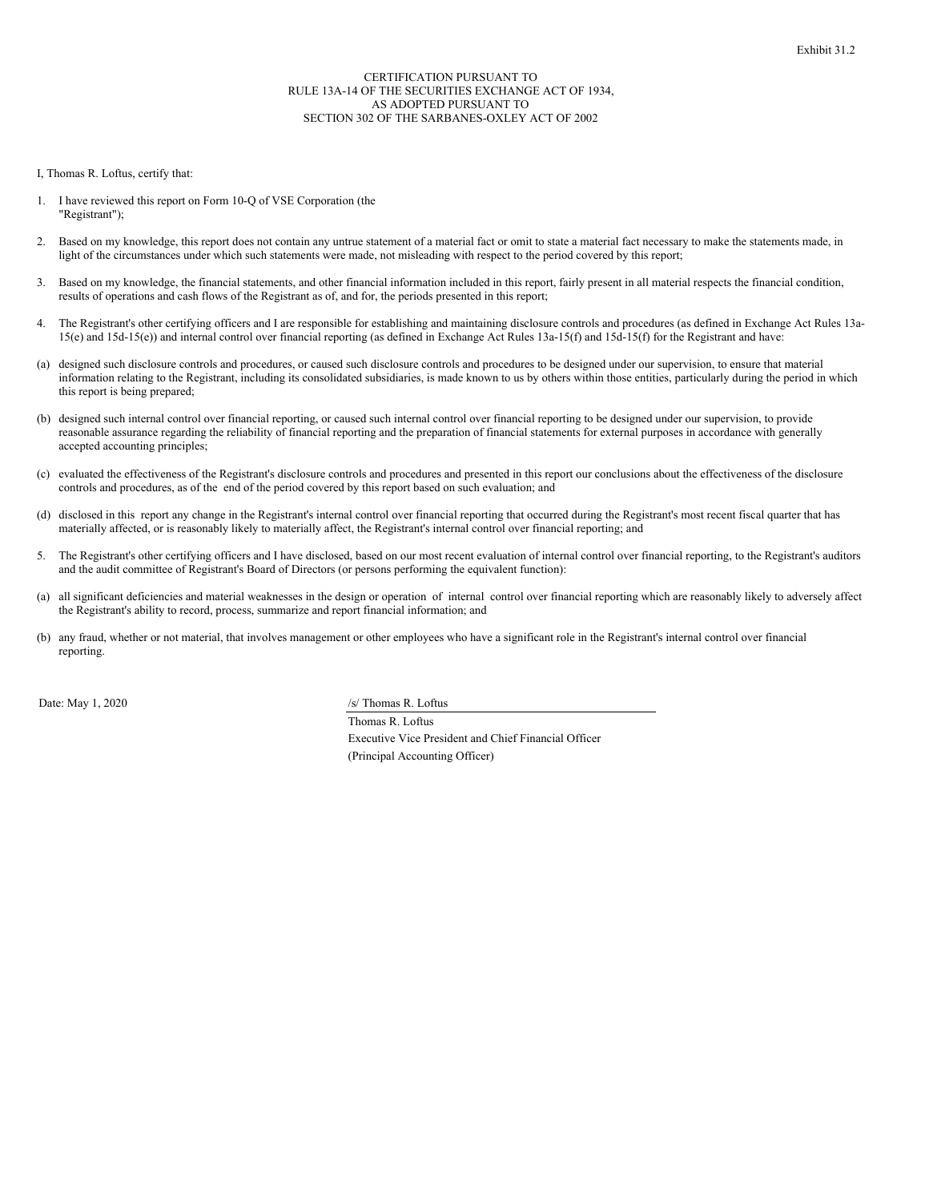Exhibit 31.2

CERTIFICATION PURSUANT TO
RULE 13A-14 OF THE SECURITIES EXCHANGE ACT OF 1934,
AS ADOPTED PURSUANT TO
SECTION 302 OF THE SARBANES-OXLEY ACT OF 2002

I, Thomas R. Loftus, certify that:

1. I have reviewed this report on Form 10-Q of VSE Corporation (the "Registrant");

2. Based on my knowledge, this report does not contain any untrue statement of a material fact or omit to state a material fact necessary to make the statements made, in light of the circumstances under which such statements were made, not misleading with respect to the period covered by this report;

3. Based on my knowledge, the financial statements, and other financial information included in this report, fairly present in all material respects the financial condition, results of operations and cash flows of the Registrant as of, and for, the periods presented in this report;

4. The Registrant's other certifying officers and I are responsible for establishing and maintaining disclosure controls and procedures (as defined in Exchange Act Rules 13a-15(e) and 15d-15(e)) and internal control over financial reporting (as defined in Exchange Act Rules 13a-15(f) and 15d-15(f) for the Registrant and have:

(a) designed such disclosure controls and procedures, or caused such disclosure controls and procedures to be designed under our supervision, to ensure that material information relating to the Registrant, including its consolidated subsidiaries, is made known to us by others within those entities, particularly during the period in which this report is being prepared;

(b) designed such internal control over financial reporting, or caused such internal control over financial reporting to be designed under our supervision, to provide reasonable assurance regarding the reliability of financial reporting and the preparation of financial statements for external purposes in accordance with generally accepted accounting principles;

(c) evaluated the effectiveness of the Registrant's disclosure controls and procedures and presented in this report our conclusions about the effectiveness of the disclosure controls and procedures, as of the end of the period covered by this report based on such evaluation; and

(d) disclosed in this report any change in the Registrant's internal control over financial reporting that occurred during the Registrant's most recent fiscal quarter that has materially affected, or is reasonably likely to materially affect, the Registrant's internal control over financial reporting; and

5. The Registrant's other certifying officers and I have disclosed, based on our most recent evaluation of internal control over financial reporting, to the Registrant's auditors and the audit committee of Registrant's Board of Directors (or persons performing the equivalent function):

(a) all significant deficiencies and material weaknesses in the design or operation of internal control over financial reporting which are reasonably likely to adversely affect the Registrant's ability to record, process, summarize and report financial information; and

(b) any fraud, whether or not material, that involves management or other employees who have a significant role in the Registrant's internal control over financial reporting.

Date: May 1, 2020

/s/ Thomas R. Loftus

Thomas R. Loftus
Executive Vice President and Chief Financial Officer
(Principal Accounting Officer)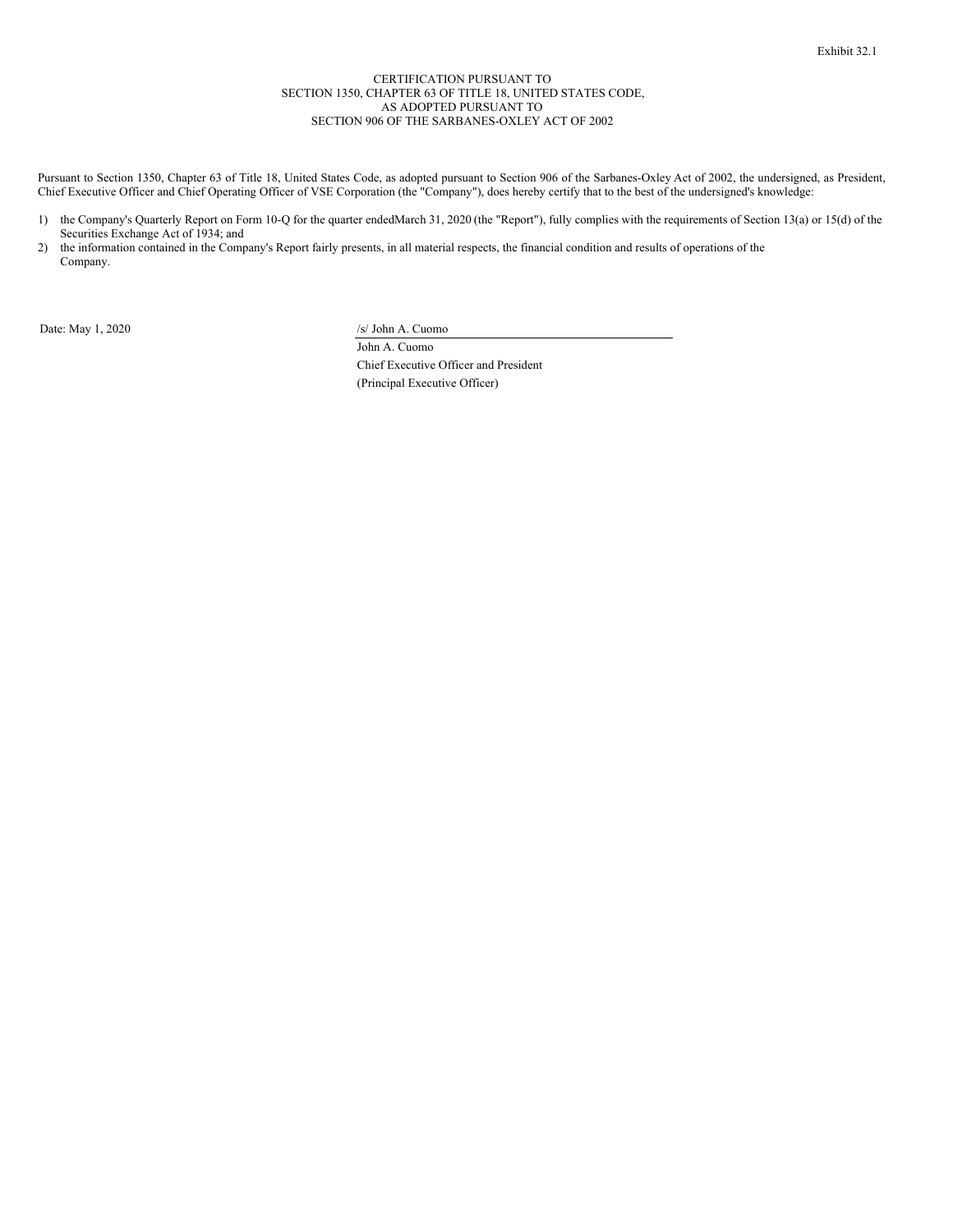Exhibit 32.1

CERTIFICATION PURSUANT TO
SECTION 1350, CHAPTER 63 OF TITLE 18, UNITED STATES CODE,
AS ADOPTED PURSUANT TO
SECTION 906 OF THE SARBANES-OXLEY ACT OF 2002

Pursuant to Section 1350, Chapter 63 of Title 18, United States Code, as adopted pursuant to Section 906 of the Sarbanes-Oxley Act of 2002, the undersigned, as President, Chief Executive Officer and Chief Operating Officer of VSE Corporation (the "Company"), does hereby certify that to the best of the undersigned's knowledge:

1) the Company's Quarterly Report on Form 10-Q for the quarter endedMarch 31, 2020 (the "Report"), fully complies with the requirements of Section 13(a) or 15(d) of the Securities Exchange Act of 1934; and
2) the information contained in the Company's Report fairly presents, in all material respects, the financial condition and results of operations of the Company.

Date: May 1, 2020

/s/ John A. Cuomo

John A. Cuomo
Chief Executive Officer and President
(Principal Executive Officer)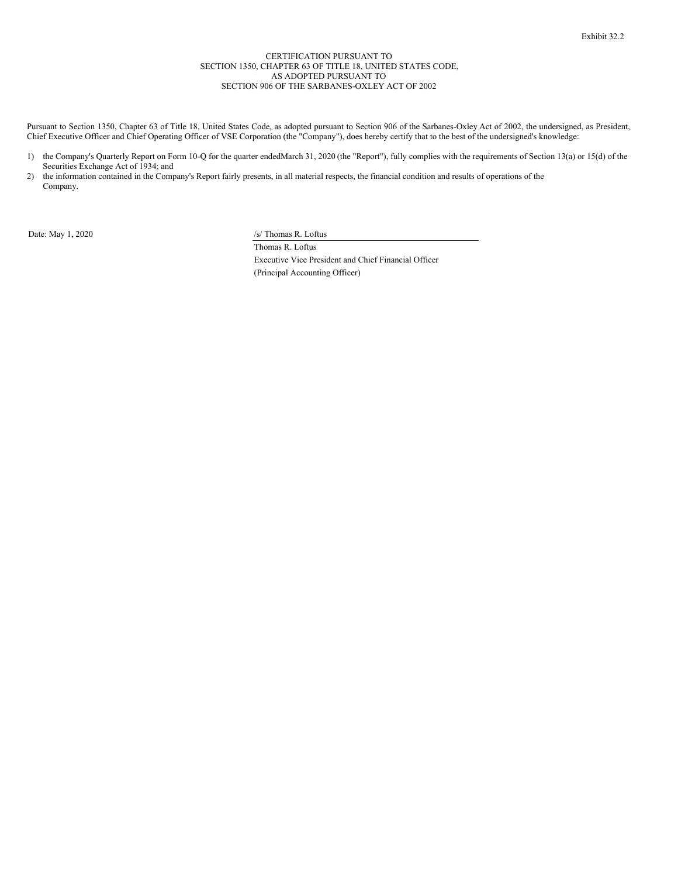Exhibit 32.2

CERTIFICATION PURSUANT TO
SECTION 1350, CHAPTER 63 OF TITLE 18, UNITED STATES CODE,
AS ADOPTED PURSUANT TO
SECTION 906 OF THE SARBANES-OXLEY ACT OF 2002

Pursuant to Section 1350, Chapter 63 of Title 18, United States Code, as adopted pursuant to Section 906 of the Sarbanes-Oxley Act of 2002, the undersigned, as President, Chief Executive Officer and Chief Operating Officer of VSE Corporation (the "Company"), does hereby certify that to the best of the undersigned's knowledge:

1) the Company's Quarterly Report on Form 10-Q for the quarter endedMarch 31, 2020 (the "Report"), fully complies with the requirements of Section 13(a) or 15(d) of the Securities Exchange Act of 1934; and
2) the information contained in the Company's Report fairly presents, in all material respects, the financial condition and results of operations of the Company.

Date: May 1, 2020

/s/ Thomas R. Loftus
Thomas R. Loftus
Executive Vice President and Chief Financial Officer
(Principal Accounting Officer)